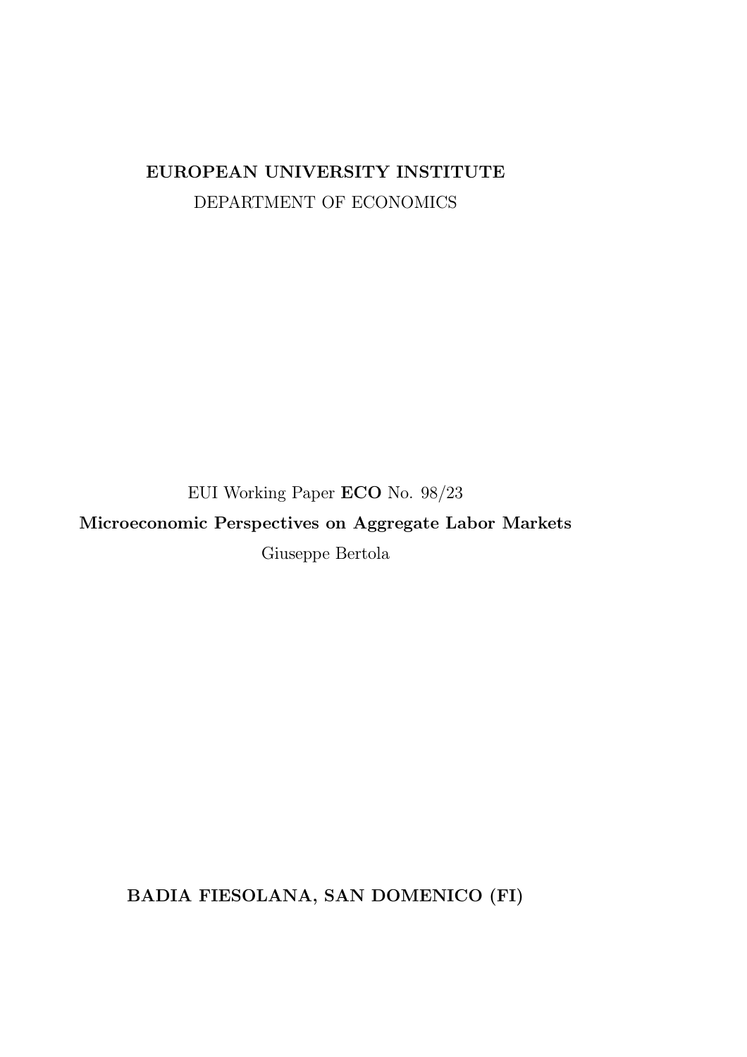**EUROPEAN UNIVERSITY INSTITUTE**

DEPARTMENT OF ECONOMICS

EUI Working Paper **ECO** No. 98/23

**Microeconomic Perspectives on Aggregate Labor Markets**

Giuseppe Bertola

**BADIA FIESOLANA, SAN DOMENICO (FI)**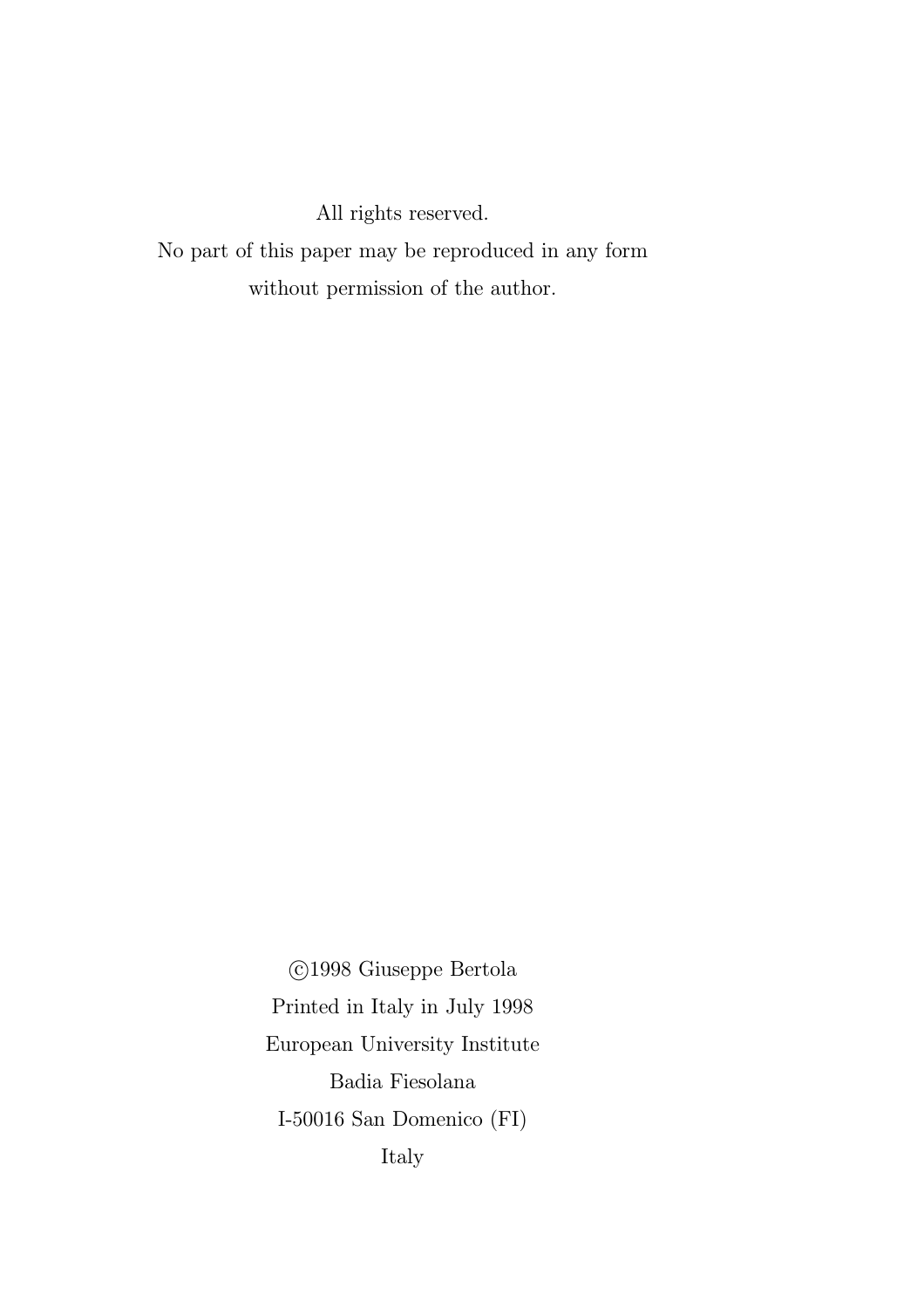All rights reserved.
No part of this paper may be reproduced in any form
without permission of the author.

©1998 Giuseppe Bertola
Printed in Italy in July 1998
European University Institute
Badia Fiesolana
I-50016 San Domenico (FI)
Italy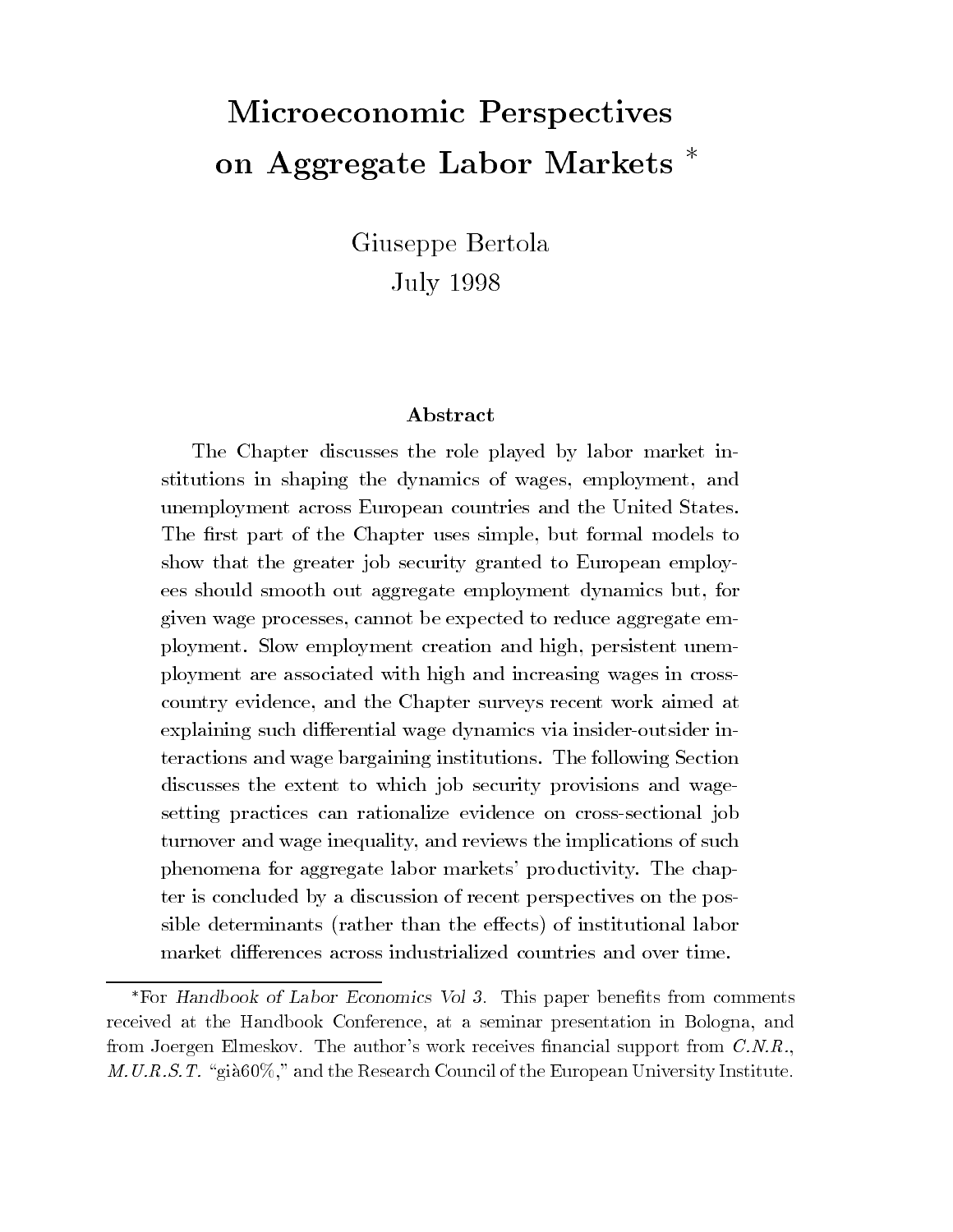# Microeconomic Perspectives on Aggregate Labor Markets *

Giuseppe Bertola
July 1998

### Abstract

The Chapter discusses the role played by labor market institutions in shaping the dynamics of wages, employment, and unemployment across European countries and the United States. The first part of the Chapter uses simple, but formal models to show that the greater job security granted to European employees should smooth out aggregate employment dynamics but, for given wage processes, cannot be expected to reduce aggregate employment. Slow employment creation and high, persistent unemployment are associated with high and increasing wages in cross-country evidence, and the Chapter surveys recent work aimed at explaining such differential wage dynamics via insider-outsider interactions and wage bargaining institutions. The following Section discusses the extent to which job security provisions and wage-setting practices can rationalize evidence on cross-sectional job turnover and wage inequality, and reviews the implications of such phenomena for aggregate labor markets' productivity. The chapter is concluded by a discussion of recent perspectives on the possible determinants (rather than the effects) of institutional labor market differences across industrialized countries and over time.

---

*For *Handbook of Labor Economics Vol 3*. This paper benefits from comments received at the Handbook Conference, at a seminar presentation in Bologna, and from Joergen Elmeskov. The author's work receives financial support from *C.N.R.*, *M.U.R.S.T.* "già60%," and the Research Council of the European University Institute.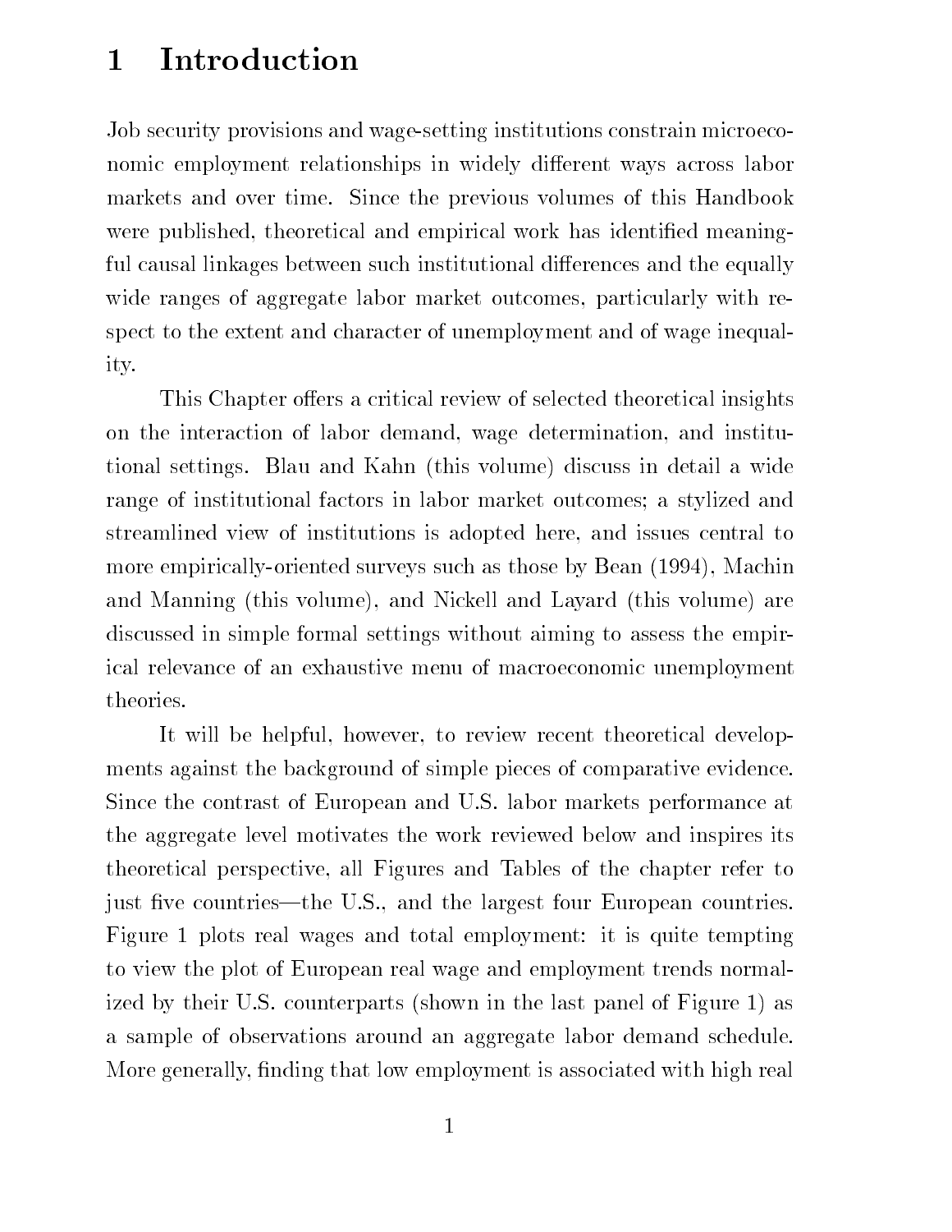# 1 Introduction

Job security provisions and wage-setting institutions constrain microeconomic employment relationships in widely different ways across labor markets and over time. Since the previous volumes of this Handbook were published, theoretical and empirical work has identified meaningful causal linkages between such institutional differences and the equally wide ranges of aggregate labor market outcomes, particularly with respect to the extent and character of unemployment and of wage inequality.

This Chapter offers a critical review of selected theoretical insights on the interaction of labor demand, wage determination, and institutional settings. Blau and Kahn (this volume) discuss in detail a wide range of institutional factors in labor market outcomes; a stylized and streamlined view of institutions is adopted here, and issues central to more empirically-oriented surveys such as those by Bean (1994), Machin and Manning (this volume), and Nickell and Layard (this volume) are discussed in simple formal settings without aiming to assess the empirical relevance of an exhaustive menu of macroeconomic unemployment theories.

It will be helpful, however, to review recent theoretical developments against the background of simple pieces of comparative evidence. Since the contrast of European and U.S. labor markets performance at the aggregate level motivates the work reviewed below and inspires its theoretical perspective, all Figures and Tables of the chapter refer to just five countries—the U.S., and the largest four European countries. Figure 1 plots real wages and total employment: it is quite tempting to view the plot of European real wage and employment trends normalized by their U.S. counterparts (shown in the last panel of Figure 1) as a sample of observations around an aggregate labor demand schedule. More generally, finding that low employment is associated with high real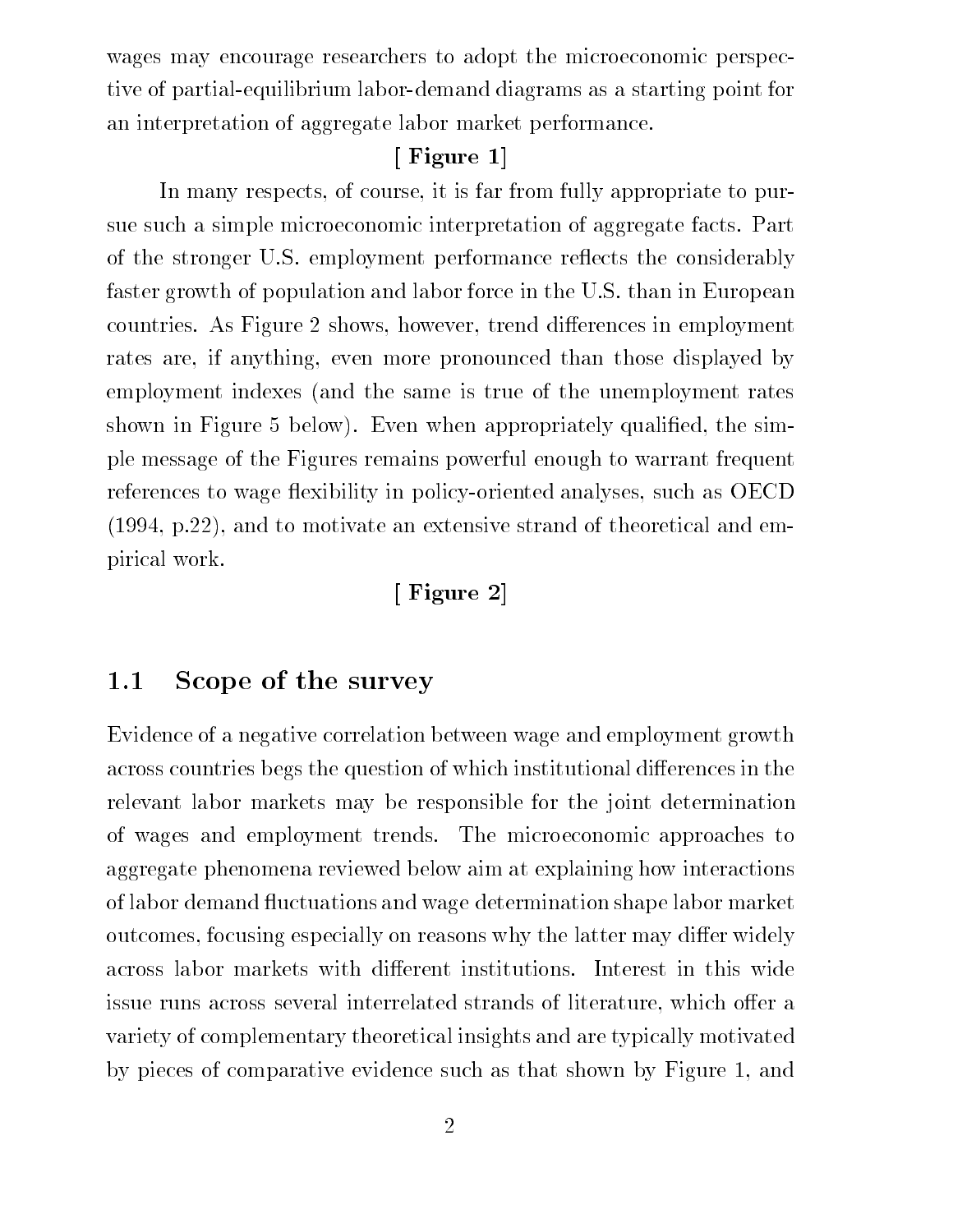wages may encourage researchers to adopt the microeconomic perspective of partial-equilibrium labor-demand diagrams as a starting point for an interpretation of aggregate labor market performance.

**[ Figure 1]**

In many respects, of course, it is far from fully appropriate to pursue such a simple microeconomic interpretation of aggregate facts. Part of the stronger U.S. employment performance reflects the considerably faster growth of population and labor force in the U.S. than in European countries. As Figure 2 shows, however, trend differences in employment rates are, if anything, even more pronounced than those displayed by employment indexes (and the same is true of the unemployment rates shown in Figure 5 below). Even when appropriately qualified, the simple message of the Figures remains powerful enough to warrant frequent references to wage flexibility in policy-oriented analyses, such as OECD (1994, p.22), and to motivate an extensive strand of theoretical and empirical work.

**[ Figure 2]**

## 1.1 Scope of the survey

Evidence of a negative correlation between wage and employment growth across countries begs the question of which institutional differences in the relevant labor markets may be responsible for the joint determination of wages and employment trends. The microeconomic approaches to aggregate phenomena reviewed below aim at explaining how interactions of labor demand fluctuations and wage determination shape labor market outcomes, focusing especially on reasons why the latter may differ widely across labor markets with different institutions. Interest in this wide issue runs across several interrelated strands of literature, which offer a variety of complementary theoretical insights and are typically motivated by pieces of comparative evidence such as that shown by Figure 1, and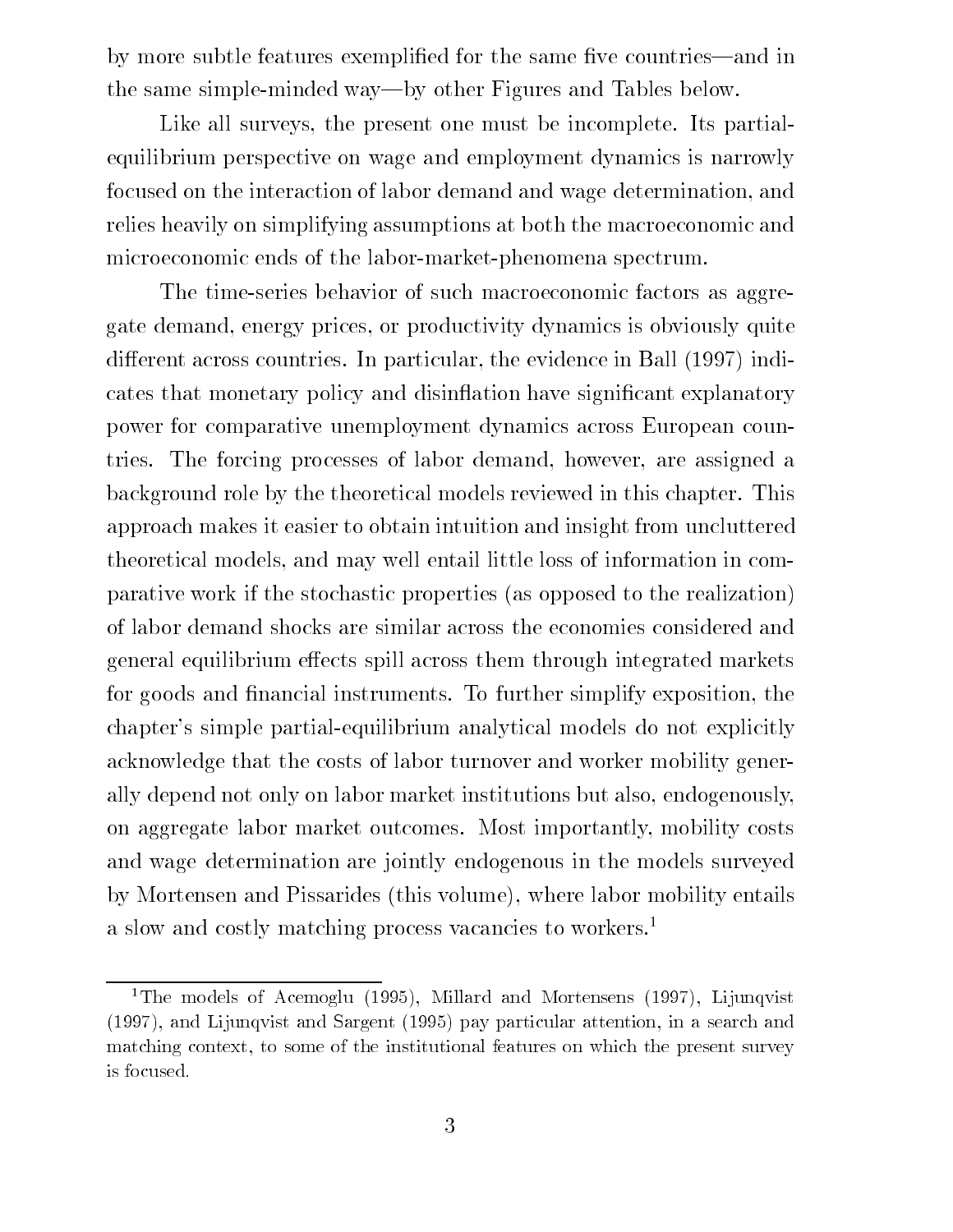by more subtle features exemplified for the same five countries—and in the same simple-minded way—by other Figures and Tables below.

Like all surveys, the present one must be incomplete. Its partial-equilibrium perspective on wage and employment dynamics is narrowly focused on the interaction of labor demand and wage determination, and relies heavily on simplifying assumptions at both the macroeconomic and microeconomic ends of the labor-market-phenomena spectrum.

The time-series behavior of such macroeconomic factors as aggregate demand, energy prices, or productivity dynamics is obviously quite different across countries. In particular, the evidence in Ball (1997) indicates that monetary policy and disinflation have significant explanatory power for comparative unemployment dynamics across European countries. The forcing processes of labor demand, however, are assigned a background role by the theoretical models reviewed in this chapter. This approach makes it easier to obtain intuition and insight from uncluttered theoretical models, and may well entail little loss of information in comparative work if the stochastic properties (as opposed to the realization) of labor demand shocks are similar across the economies considered and general equilibrium effects spill across them through integrated markets for goods and financial instruments. To further simplify exposition, the chapter's simple partial-equilibrium analytical models do not explicitly acknowledge that the costs of labor turnover and worker mobility generally depend not only on labor market institutions but also, endogenously, on aggregate labor market outcomes. Most importantly, mobility costs and wage determination are jointly endogenous in the models surveyed by Mortensen and Pissarides (this volume), where labor mobility entails a slow and costly matching process vacancies to workers.[1]

[1] The models of Acemoglu (1995), Millard and Mortensens (1997), Lijunqvist (1997), and Lijunqvist and Sargent (1995) pay particular attention, in a search and matching context, to some of the institutional features on which the present survey is focused.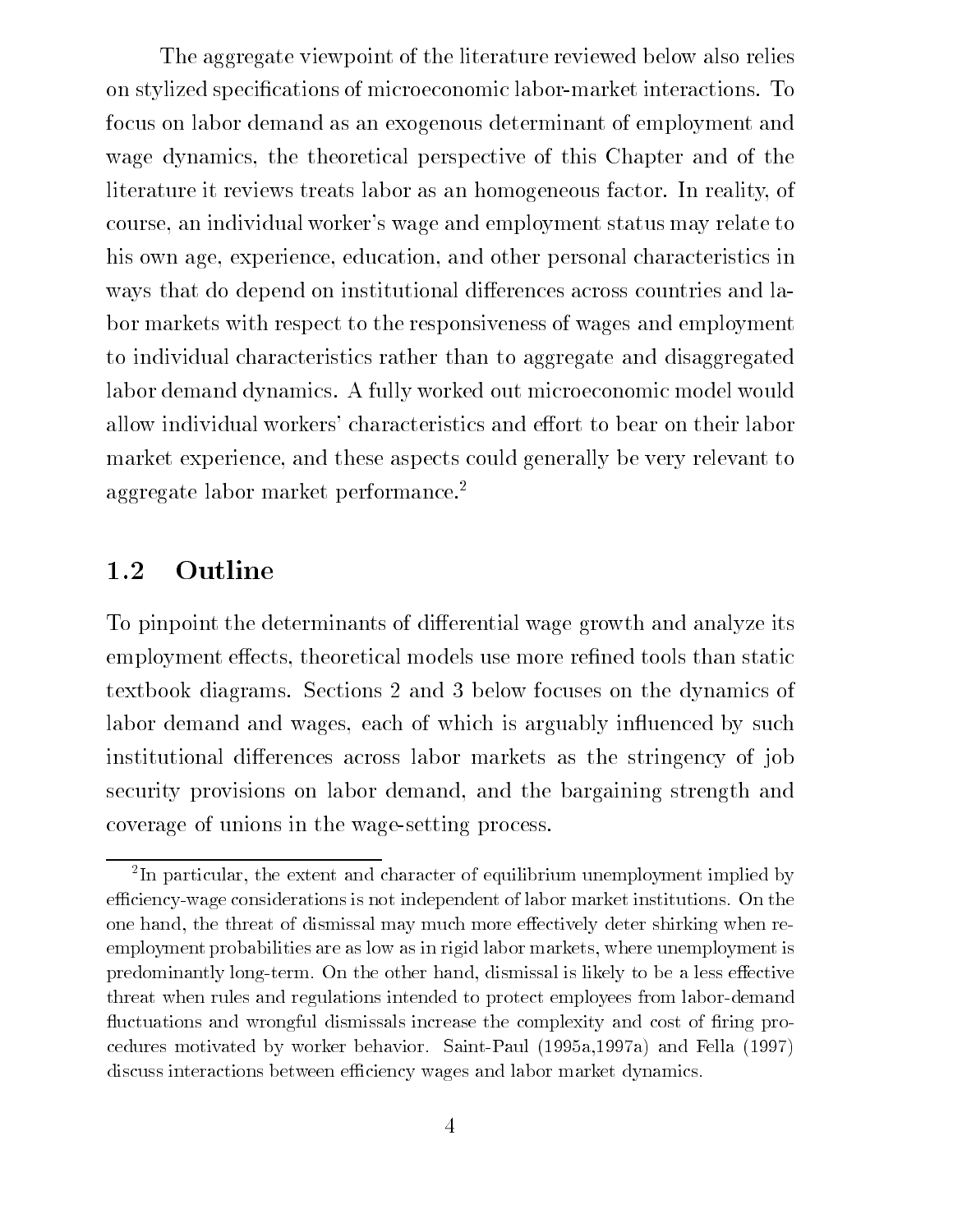The aggregate viewpoint of the literature reviewed below also relies on stylized specifications of microeconomic labor-market interactions. To focus on labor demand as an exogenous determinant of employment and wage dynamics, the theoretical perspective of this Chapter and of the literature it reviews treats labor as an homogeneous factor. In reality, of course, an individual worker's wage and employment status may relate to his own age, experience, education, and other personal characteristics in ways that do depend on institutional differences across countries and labor markets with respect to the responsiveness of wages and employment to individual characteristics rather than to aggregate and disaggregated labor demand dynamics. A fully worked out microeconomic model would allow individual workers' characteristics and effort to bear on their labor market experience, and these aspects could generally be very relevant to aggregate labor market performance.[2]

## 1.2 Outline

To pinpoint the determinants of differential wage growth and analyze its employment effects, theoretical models use more refined tools than static textbook diagrams. Sections 2 and 3 below focuses on the dynamics of labor demand and wages, each of which is arguably influenced by such institutional differences across labor markets as the stringency of job security provisions on labor demand, and the bargaining strength and coverage of unions in the wage-setting process.

[2] In particular, the extent and character of equilibrium unemployment implied by efficiency-wage considerations is not independent of labor market institutions. On the one hand, the threat of dismissal may much more effectively deter shirking when reemployment probabilities are as low as in rigid labor markets, where unemployment is predominantly long-term. On the other hand, dismissal is likely to be a less effective threat when rules and regulations intended to protect employees from labor-demand fluctuations and wrongful dismissals increase the complexity and cost of firing procedures motivated by worker behavior. Saint-Paul (1995a,1997a) and Fella (1997) discuss interactions between efficiency wages and labor market dynamics.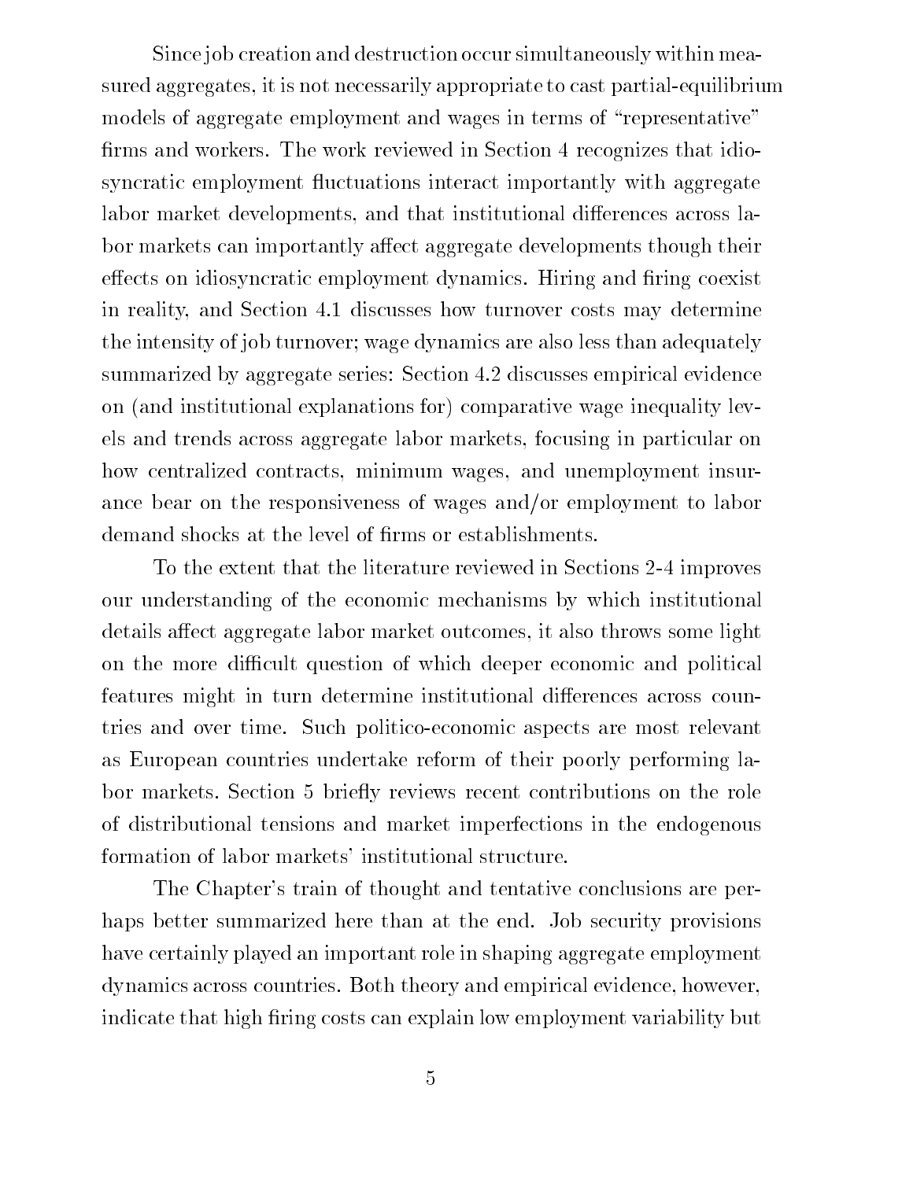Since job creation and destruction occur simultaneously within measured aggregates, it is not necessarily appropriate to cast partial-equilibrium models of aggregate employment and wages in terms of "representative" firms and workers. The work reviewed in Section 4 recognizes that idiosyncratic employment fluctuations interact importantly with aggregate labor market developments, and that institutional differences across labor markets can importantly affect aggregate developments though their effects on idiosyncratic employment dynamics. Hiring and firing coexist in reality, and Section 4.1 discusses how turnover costs may determine the intensity of job turnover; wage dynamics are also less than adequately summarized by aggregate series: Section 4.2 discusses empirical evidence on (and institutional explanations for) comparative wage inequality levels and trends across aggregate labor markets, focusing in particular on how centralized contracts, minimum wages, and unemployment insurance bear on the responsiveness of wages and/or employment to labor demand shocks at the level of firms or establishments.

To the extent that the literature reviewed in Sections 2-4 improves our understanding of the economic mechanisms by which institutional details affect aggregate labor market outcomes, it also throws some light on the more difficult question of which deeper economic and political features might in turn determine institutional differences across countries and over time. Such politico-economic aspects are most relevant as European countries undertake reform of their poorly performing labor markets. Section 5 briefly reviews recent contributions on the role of distributional tensions and market imperfections in the endogenous formation of labor markets' institutional structure.

The Chapter's train of thought and tentative conclusions are perhaps better summarized here than at the end. Job security provisions have certainly played an important role in shaping aggregate employment dynamics across countries. Both theory and empirical evidence, however, indicate that high firing costs can explain low employment variability but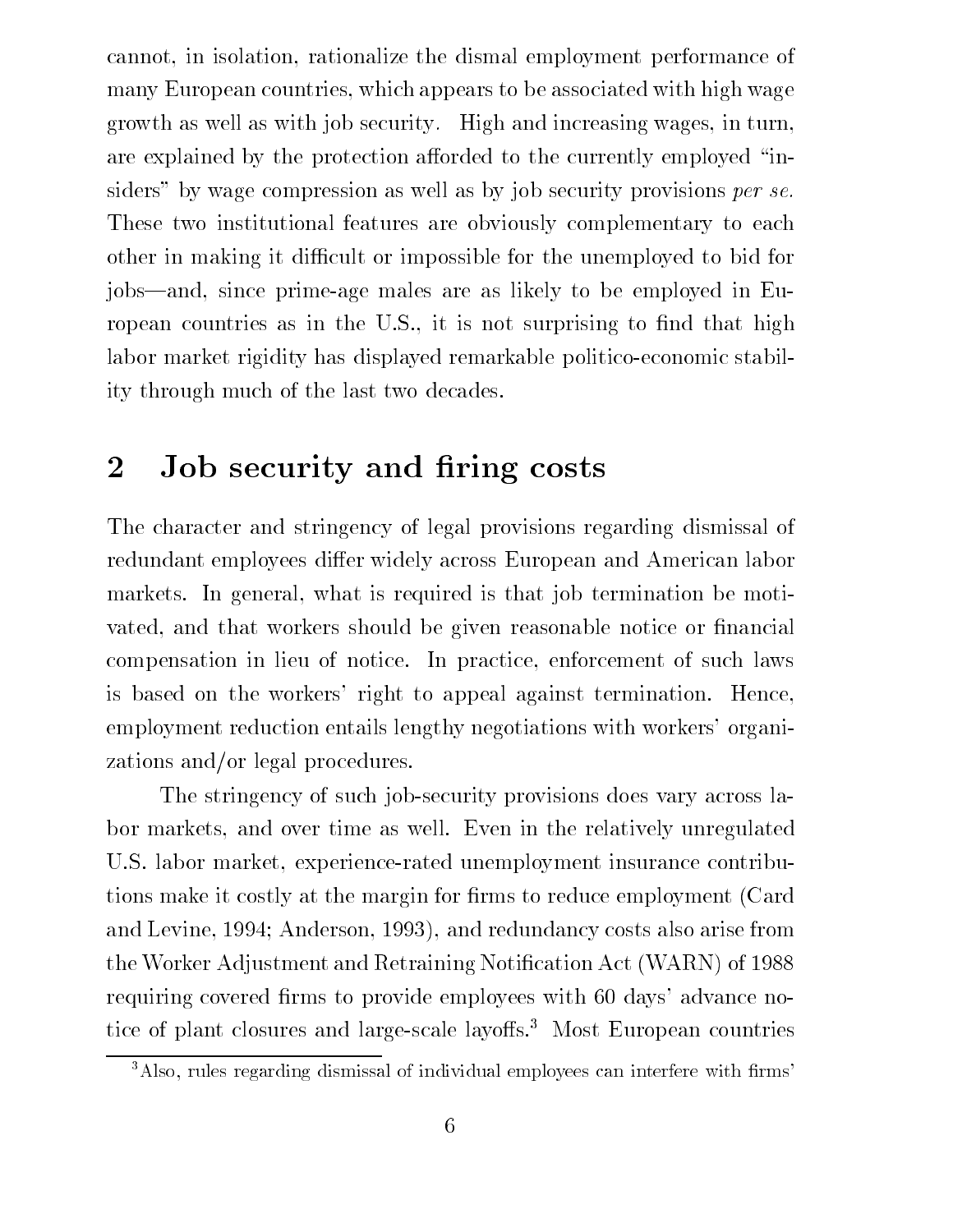cannot, in isolation, rationalize the dismal employment performance of many European countries, which appears to be associated with high wage growth as well as with job security. High and increasing wages, in turn, are explained by the protection afforded to the currently employed "insiders" by wage compression as well as by job security provisions *per se.* These two institutional features are obviously complementary to each other in making it difficult or impossible for the unemployed to bid for jobs—and, since prime-age males are as likely to be employed in European countries as in the U.S., it is not surprising to find that high labor market rigidity has displayed remarkable politico-economic stability through much of the last two decades.

## 2 Job security and firing costs

The character and stringency of legal provisions regarding dismissal of redundant employees differ widely across European and American labor markets. In general, what is required is that job termination be motivated, and that workers should be given reasonable notice or financial compensation in lieu of notice. In practice, enforcement of such laws is based on the workers' right to appeal against termination. Hence, employment reduction entails lengthy negotiations with workers' organizations and/or legal procedures.

The stringency of such job-security provisions does vary across labor markets, and over time as well. Even in the relatively unregulated U.S. labor market, experience-rated unemployment insurance contributions make it costly at the margin for firms to reduce employment (Card and Levine, 1994; Anderson, 1993), and redundancy costs also arise from the Worker Adjustment and Retraining Notification Act (WARN) of 1988 requiring covered firms to provide employees with 60 days' advance notice of plant closures and large-scale layoffs.[3] Most European countries

[3] Also, rules regarding dismissal of individual employees can interfere with firms'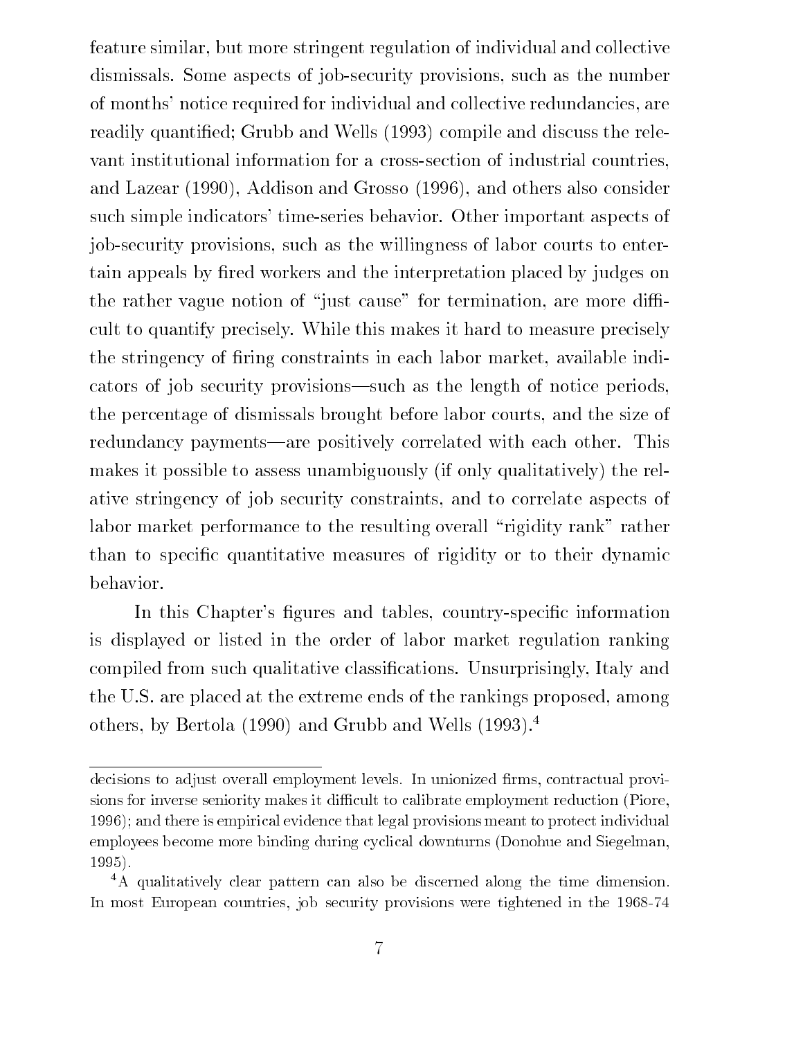feature similar, but more stringent regulation of individual and collective dismissals. Some aspects of job-security provisions, such as the number of months' notice required for individual and collective redundancies, are readily quantified; Grubb and Wells (1993) compile and discuss the relevant institutional information for a cross-section of industrial countries, and Lazear (1990), Addison and Grosso (1996), and others also consider such simple indicators' time-series behavior. Other important aspects of job-security provisions, such as the willingness of labor courts to entertain appeals by fired workers and the interpretation placed by judges on the rather vague notion of "just cause" for termination, are more difficult to quantify precisely. While this makes it hard to measure precisely the stringency of firing constraints in each labor market, available indicators of job security provisions—such as the length of notice periods, the percentage of dismissals brought before labor courts, and the size of redundancy payments—are positively correlated with each other. This makes it possible to assess unambiguously (if only qualitatively) the relative stringency of job security constraints, and to correlate aspects of labor market performance to the resulting overall "rigidity rank" rather than to specific quantitative measures of rigidity or to their dynamic behavior.

In this Chapter's figures and tables, country-specific information is displayed or listed in the order of labor market regulation ranking compiled from such qualitative classifications. Unsurprisingly, Italy and the U.S. are placed at the extreme ends of the rankings proposed, among others, by Bertola (1990) and Grubb and Wells (1993).[4]

---

decisions to adjust overall employment levels. In unionized firms, contractual provisions for inverse seniority makes it difficult to calibrate employment reduction (Piore, 1996); and there is empirical evidence that legal provisions meant to protect individual employees become more binding during cyclical downturns (Donohue and Siegelman, 1995).

[4] A qualitatively clear pattern can also be discerned along the time dimension. In most European countries, job security provisions were tightened in the 1968-74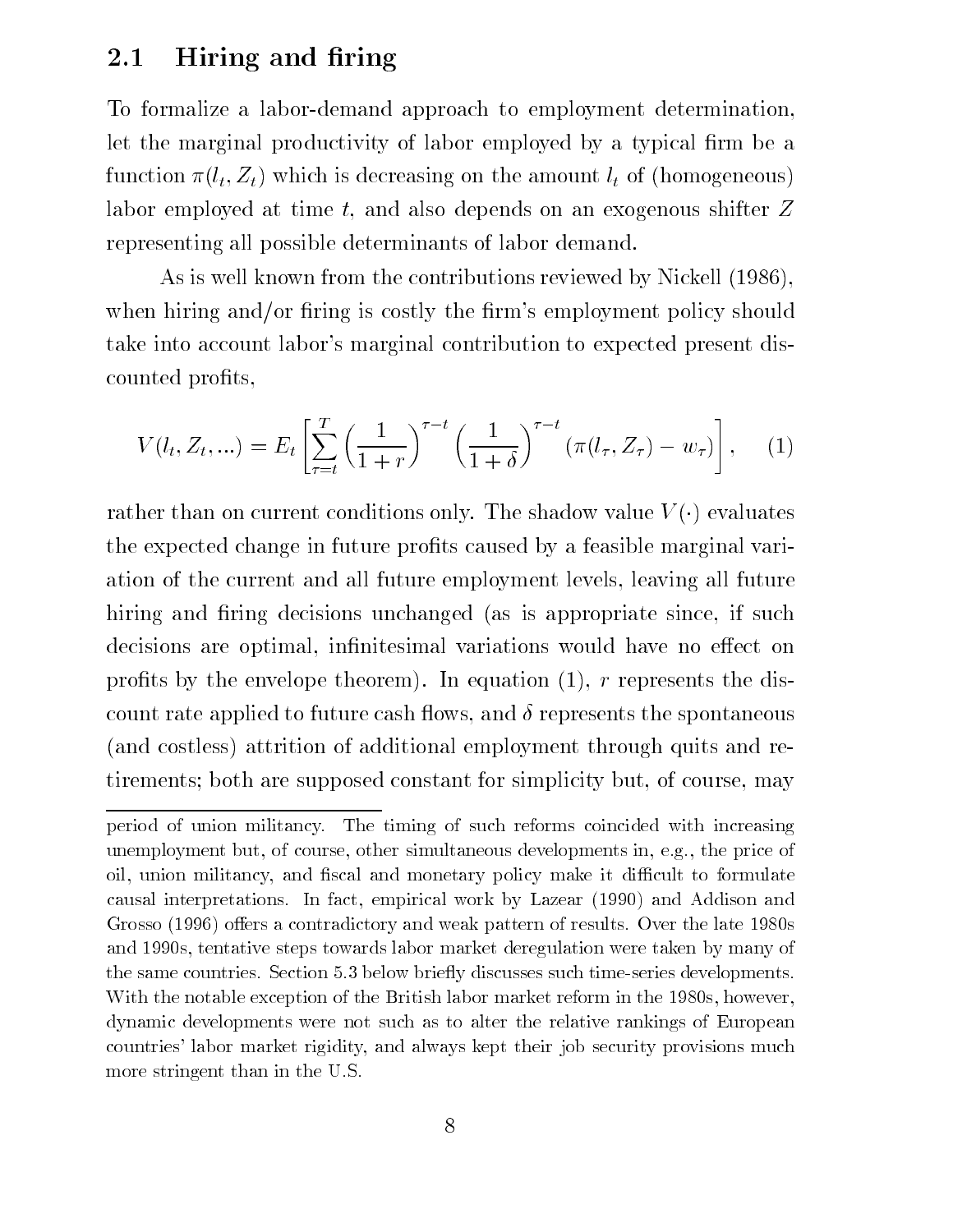## 2.1 Hiring and firing

To formalize a labor-demand approach to employment determination, let the marginal productivity of labor employed by a typical firm be a function $\pi(l_t, Z_t)$ which is decreasing on the amount $l_t$ of (homogeneous) labor employed at time $t$, and also depends on an exogenous shifter $Z$ representing all possible determinants of labor demand.

As is well known from the contributions reviewed by Nickell (1986), when hiring and/or firing is costly the firm's employment policy should take into account labor's marginal contribution to expected present discounted profits,

$$V(l_t, Z_t, ...) = E_t \left[ \sum_{\tau=t}^{T} \left( \frac{1}{1+r} \right)^{\tau - t} \left( \frac{1}{1+\delta} \right)^{\tau - t} (\pi(l_\tau, Z_\tau) - w_\tau) \right], \quad (1)$$

rather than on current conditions only. The shadow value $V(\cdot)$ evaluates the expected change in future profits caused by a feasible marginal variation of the current and all future employment levels, leaving all future hiring and firing decisions unchanged (as is appropriate since, if such decisions are optimal, infinitesimal variations would have no effect on profits by the envelope theorem). In equation (1), $r$ represents the discount rate applied to future cash flows, and $\delta$ represents the spontaneous (and costless) attrition of additional employment through quits and retirements; both are supposed constant for simplicity but, of course, may

---

period of union militancy. The timing of such reforms coincided with increasing unemployment but, of course, other simultaneous developments in, e.g., the price of oil, union militancy, and fiscal and monetary policy make it difficult to formulate causal interpretations. In fact, empirical work by Lazear (1990) and Addison and Grosso (1996) offers a contradictory and weak pattern of results. Over the late 1980s and 1990s, tentative steps towards labor market deregulation were taken by many of the same countries. Section 5.3 below briefly discusses such time-series developments. With the notable exception of the British labor market reform in the 1980s, however, dynamic developments were not such as to alter the relative rankings of European countries' labor market rigidity, and always kept their job security provisions much more stringent than in the U.S.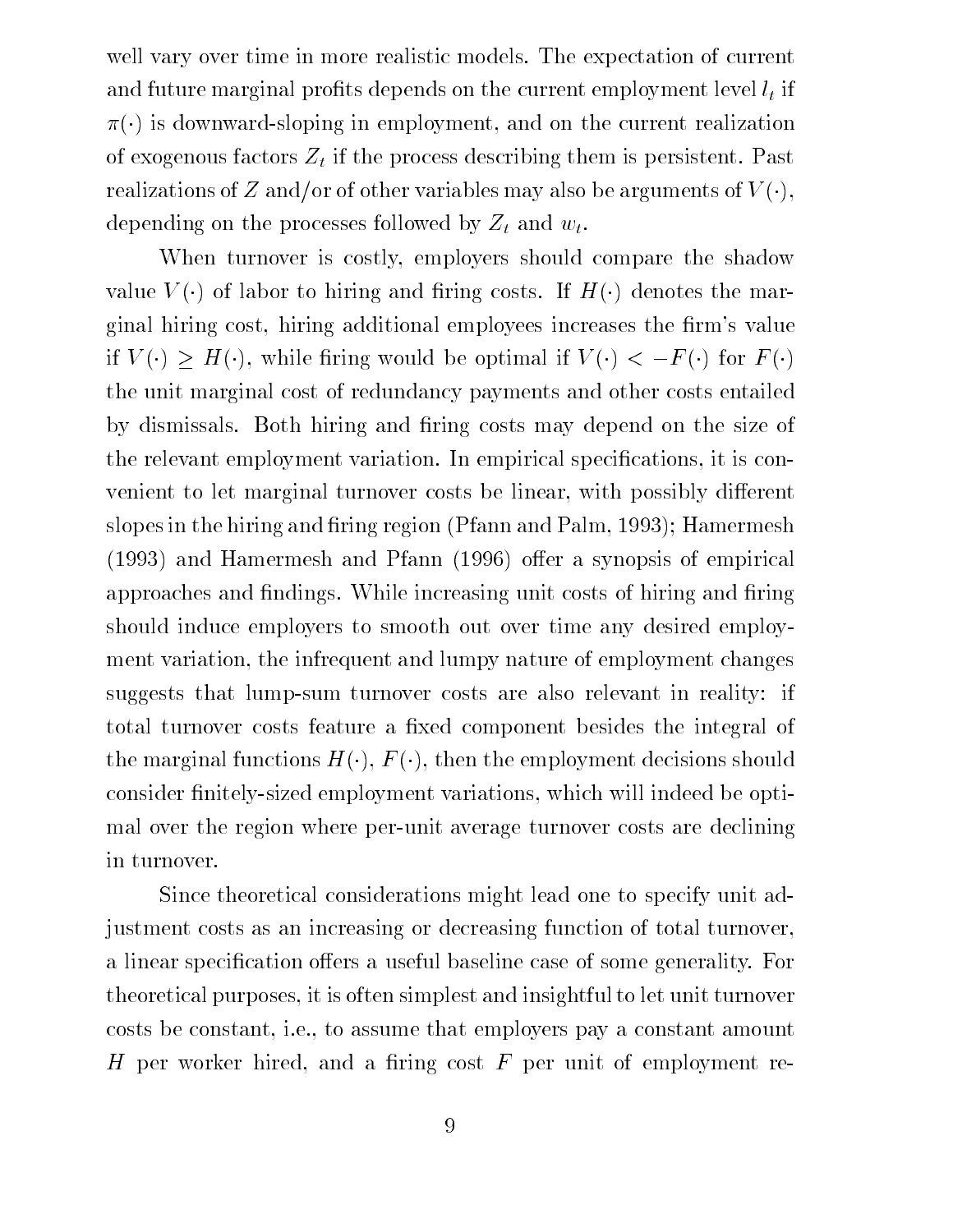well vary over time in more realistic models. The expectation of current and future marginal profits depends on the current employment level $l_t$ if $\pi(\cdot)$ is downward-sloping in employment, and on the current realization of exogenous factors $Z_t$ if the process describing them is persistent. Past realizations of $Z$ and/or of other variables may also be arguments of $V(\cdot)$, depending on the processes followed by $Z_t$ and $w_t$.

When turnover is costly, employers should compare the shadow value $V(\cdot)$ of labor to hiring and firing costs. If $H(\cdot)$ denotes the marginal hiring cost, hiring additional employees increases the firm's value if $V(\cdot) \geq H(\cdot)$, while firing would be optimal if $V(\cdot) < -F(\cdot)$ for $F(\cdot)$ the unit marginal cost of redundancy payments and other costs entailed by dismissals. Both hiring and firing costs may depend on the size of the relevant employment variation. In empirical specifications, it is convenient to let marginal turnover costs be linear, with possibly different slopes in the hiring and firing region (Pfann and Palm, 1993); Hamermesh (1993) and Hamermesh and Pfann (1996) offer a synopsis of empirical approaches and findings. While increasing unit costs of hiring and firing should induce employers to smooth out over time any desired employment variation, the infrequent and lumpy nature of employment changes suggests that lump-sum turnover costs are also relevant in reality: if total turnover costs feature a fixed component besides the integral of the marginal functions $H(\cdot)$, $F(\cdot)$, then the employment decisions should consider finitely-sized employment variations, which will indeed be optimal over the region where per-unit average turnover costs are declining in turnover.

Since theoretical considerations might lead one to specify unit adjustment costs as an increasing or decreasing function of total turnover, a linear specification offers a useful baseline case of some generality. For theoretical purposes, it is often simplest and insightful to let unit turnover costs be constant, i.e., to assume that employers pay a constant amount $H$ per worker hired, and a firing cost $F$ per unit of employment re-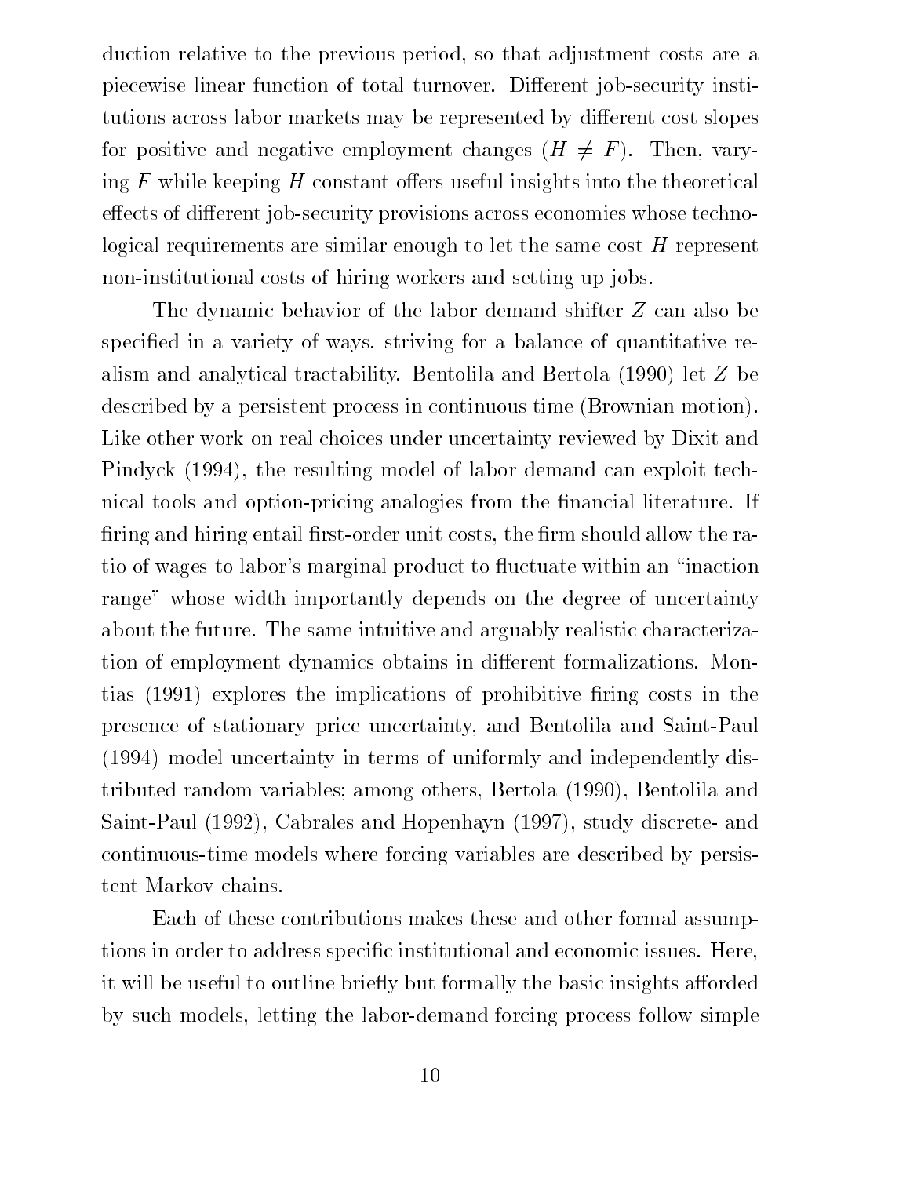duction relative to the previous period, so that adjustment costs are a piecewise linear function of total turnover. Different job-security institutions across labor markets may be represented by different cost slopes for positive and negative employment changes ($H \neq F$). Then, varying $F$ while keeping $H$ constant offers useful insights into the theoretical effects of different job-security provisions across economies whose technological requirements are similar enough to let the same cost $H$ represent non-institutional costs of hiring workers and setting up jobs.

The dynamic behavior of the labor demand shifter $Z$ can also be specified in a variety of ways, striving for a balance of quantitative realism and analytical tractability. Bentolila and Bertola (1990) let $Z$ be described by a persistent process in continuous time (Brownian motion). Like other work on real choices under uncertainty reviewed by Dixit and Pindyck (1994), the resulting model of labor demand can exploit technical tools and option-pricing analogies from the financial literature. If firing and hiring entail first-order unit costs, the firm should allow the ratio of wages to labor's marginal product to fluctuate within an "inaction range" whose width importantly depends on the degree of uncertainty about the future. The same intuitive and arguably realistic characterization of employment dynamics obtains in different formalizations. Montias (1991) explores the implications of prohibitive firing costs in the presence of stationary price uncertainty, and Bentolila and Saint-Paul (1994) model uncertainty in terms of uniformly and independently distributed random variables; among others, Bertola (1990), Bentolila and Saint-Paul (1992), Cabrales and Hopenhayn (1997), study discrete- and continuous-time models where forcing variables are described by persistent Markov chains.

Each of these contributions makes these and other formal assumptions in order to address specific institutional and economic issues. Here, it will be useful to outline briefly but formally the basic insights afforded by such models, letting the labor-demand forcing process follow simple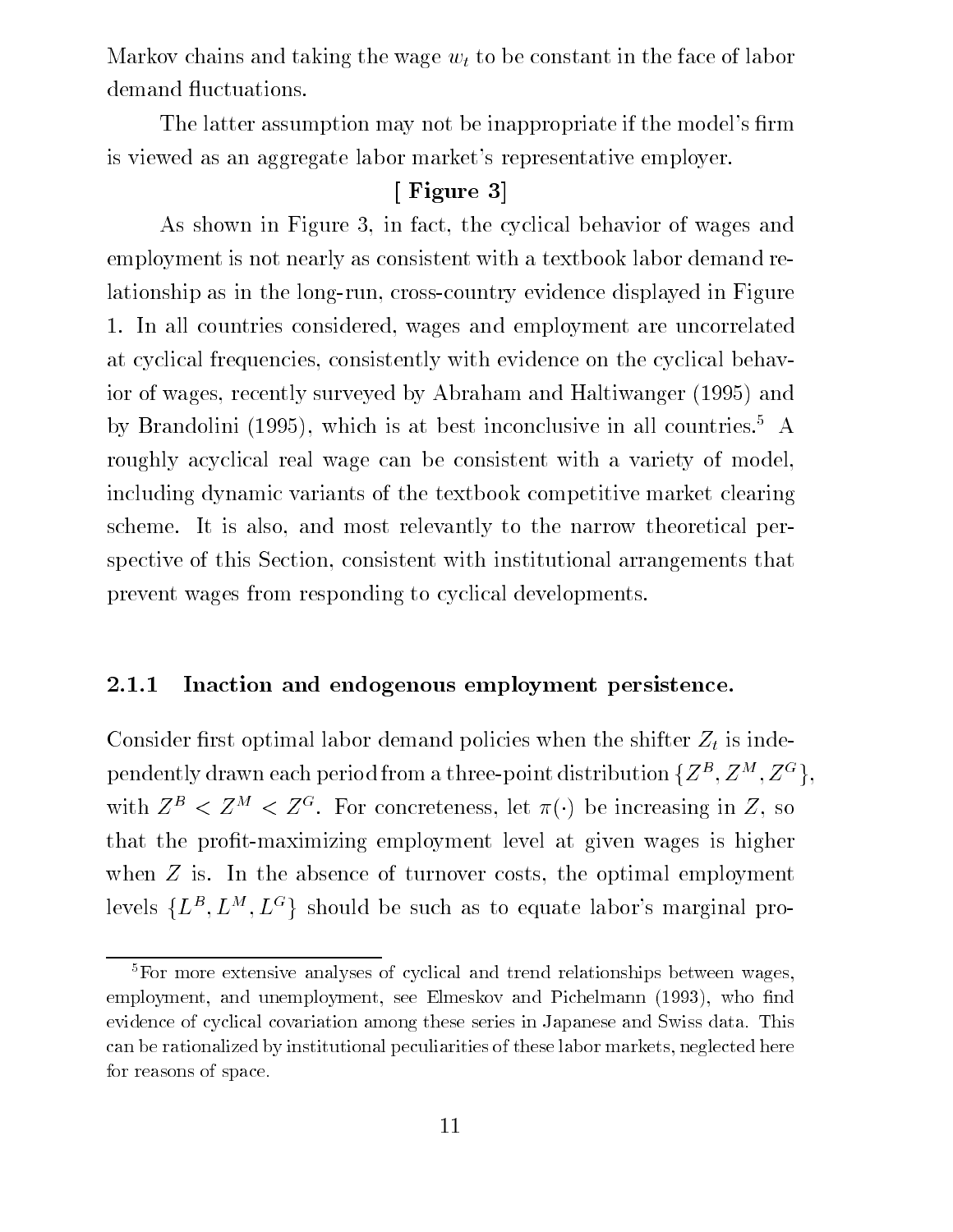Markov chains and taking the wage $w_t$ to be constant in the face of labor demand fluctuations.

The latter assumption may not be inappropriate if the model's firm is viewed as an aggregate labor market's representative employer.

**[ Figure 3]**

As shown in Figure 3, in fact, the cyclical behavior of wages and employment is not nearly as consistent with a textbook labor demand relationship as in the long-run, cross-country evidence displayed in Figure 1. In all countries considered, wages and employment are uncorrelated at cyclical frequencies, consistently with evidence on the cyclical behavior of wages, recently surveyed by Abraham and Haltiwanger (1995) and by Brandolini (1995), which is at best inconclusive in all countries.[5] A roughly acyclical real wage can be consistent with a variety of model, including dynamic variants of the textbook competitive market clearing scheme. It is also, and most relevantly to the narrow theoretical perspective of this Section, consistent with institutional arrangements that prevent wages from responding to cyclical developments.

### 2.1.1 Inaction and endogenous employment persistence.

Consider first optimal labor demand policies when the shifter $Z_t$ is independently drawn each period from a three-point distribution $\{Z^B, Z^M, Z^G\}$, with $Z^B < Z^M < Z^G$. For concreteness, let $\pi(\cdot)$ be increasing in $Z$, so that the profit-maximizing employment level at given wages is higher when $Z$ is. In the absence of turnover costs, the optimal employment levels $\{L^B, L^M, L^G\}$ should be such as to equate labor's marginal pro-

[5] For more extensive analyses of cyclical and trend relationships between wages, employment, and unemployment, see Elmeskov and Pichelmann (1993), who find evidence of cyclical covariation among these series in Japanese and Swiss data. This can be rationalized by institutional peculiarities of these labor markets, neglected here for reasons of space.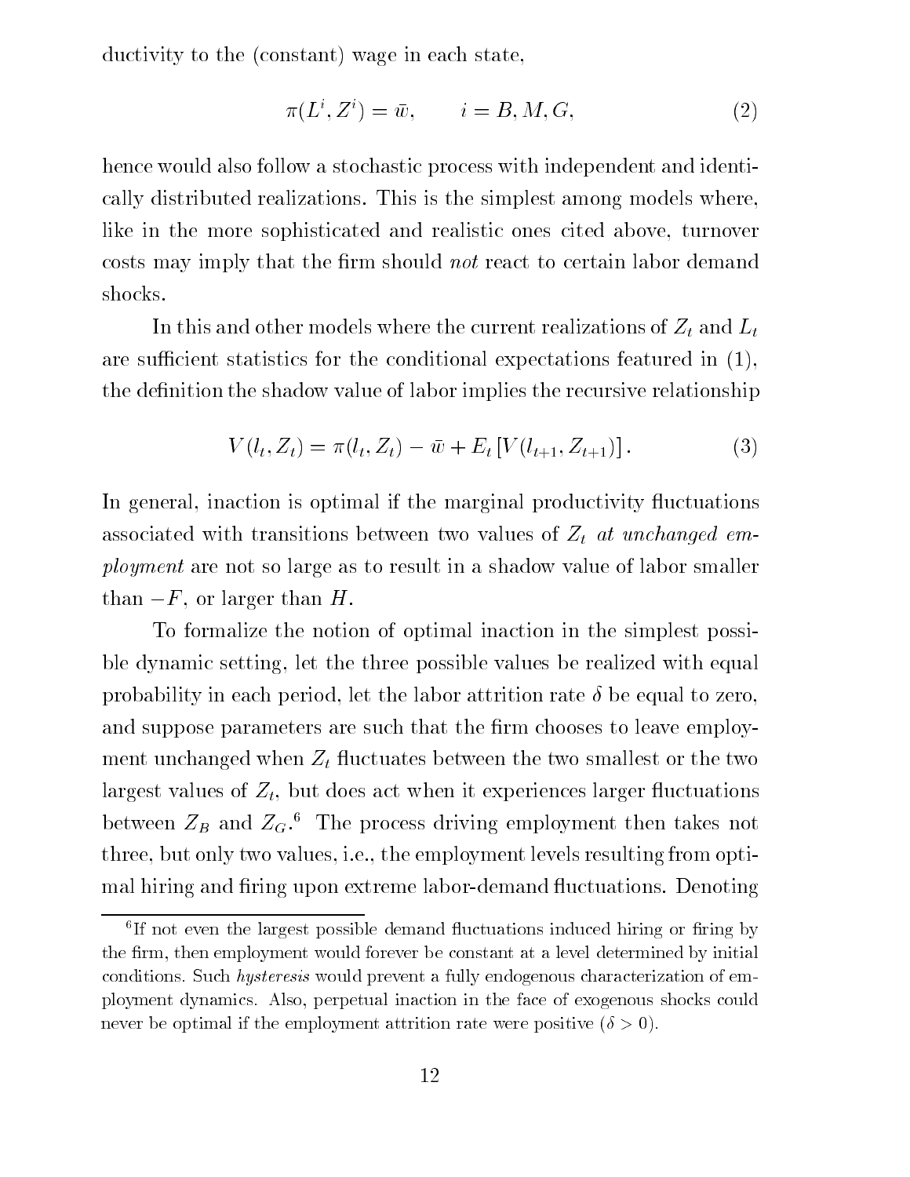ductivity to the (constant) wage in each state,

$$\pi(L^i, Z^i) = \bar{w}, \qquad i = B, M, G, \tag{2}$$

hence would also follow a stochastic process with independent and identically distributed realizations. This is the simplest among models where, like in the more sophisticated and realistic ones cited above, turnover costs may imply that the firm should *not* react to certain labor demand shocks.

In this and other models where the current realizations of $Z_t$ and $L_t$ are sufficient statistics for the conditional expectations featured in (1), the definition the shadow value of labor implies the recursive relationship

$$V(l_t, Z_t) = \pi(l_t, Z_t) - \bar{w} + E_t\left[V(l_{t+1}, Z_{t+1})\right]. \tag{3}$$

In general, inaction is optimal if the marginal productivity fluctuations associated with transitions between two values of $Z_t$ *at unchanged employment* are not so large as to result in a shadow value of labor smaller than $-F$, or larger than $H$.

To formalize the notion of optimal inaction in the simplest possible dynamic setting, let the three possible values be realized with equal probability in each period, let the labor attrition rate $\delta$ be equal to zero, and suppose parameters are such that the firm chooses to leave employment unchanged when $Z_t$ fluctuates between the two smallest or the two largest values of $Z_t$, but does act when it experiences larger fluctuations between $Z_B$ and $Z_G$.[6] The process driving employment then takes not three, but only two values, i.e., the employment levels resulting from optimal hiring and firing upon extreme labor-demand fluctuations. Denoting

[6] If not even the largest possible demand fluctuations induced hiring or firing by the firm, then employment would forever be constant at a level determined by initial conditions. Such *hysteresis* would prevent a fully endogenous characterization of employment dynamics. Also, perpetual inaction in the face of exogenous shocks could never be optimal if the employment attrition rate were positive ($\delta > 0$).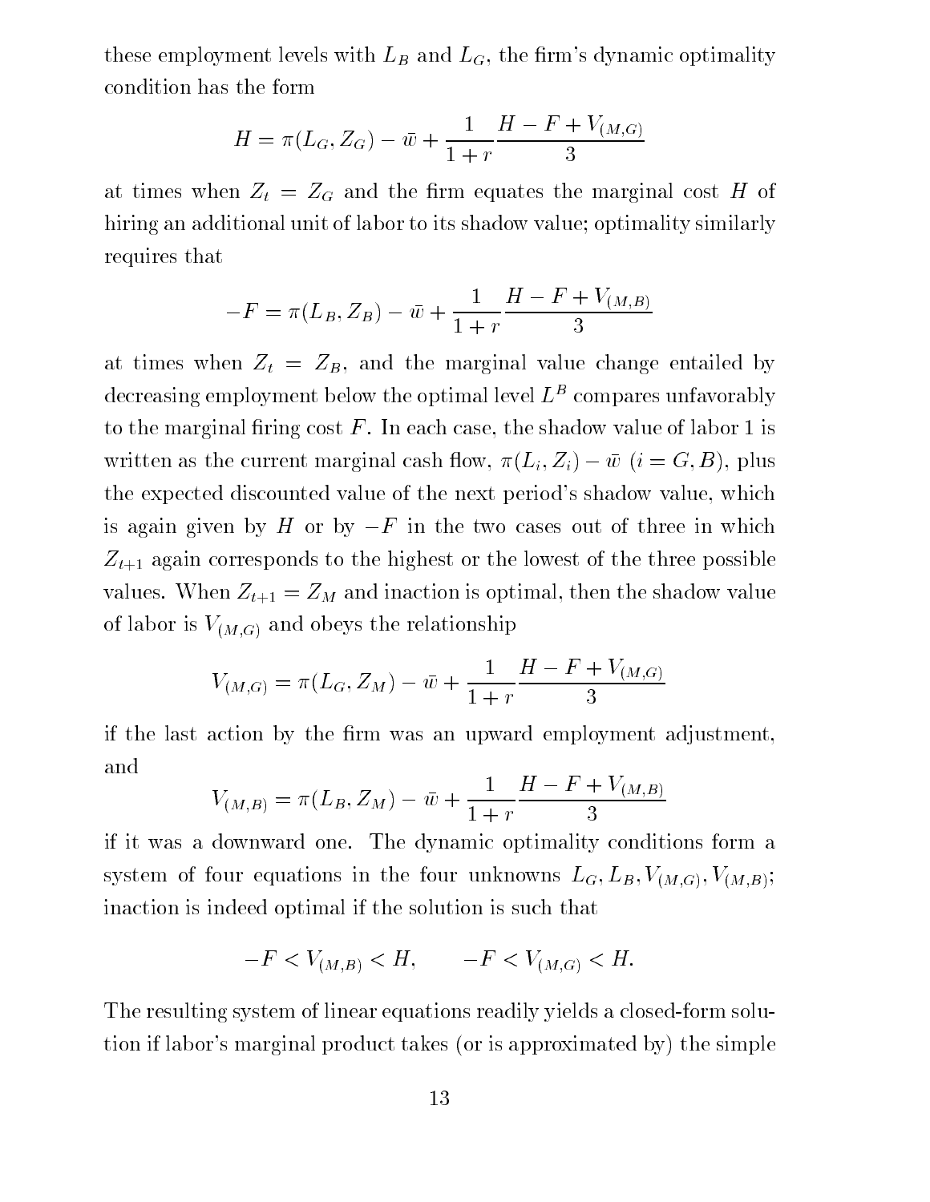these employment levels with $L_B$ and $L_G$, the firm's dynamic optimality condition has the form

$$H = \pi(L_G, Z_G) - \bar{w} + \frac{1}{1+r}\frac{H - F + V_{(M,G)}}{3}$$

at times when $Z_t = Z_G$ and the firm equates the marginal cost $H$ of hiring an additional unit of labor to its shadow value; optimality similarly requires that

$$-F = \pi(L_B, Z_B) - \bar{w} + \frac{1}{1+r}\frac{H - F + V_{(M,B)}}{3}$$

at times when $Z_t = Z_B$, and the marginal value change entailed by decreasing employment below the optimal level $L^B$ compares unfavorably to the marginal firing cost $F$. In each case, the shadow value of labor 1 is written as the current marginal cash flow, $\pi(L_i, Z_i) - \bar{w}$ $(i = G, B)$, plus the expected discounted value of the next period's shadow value, which is again given by $H$ or by $-F$ in the two cases out of three in which $Z_{t+1}$ again corresponds to the highest or the lowest of the three possible values. When $Z_{t+1} = Z_M$ and inaction is optimal, then the shadow value of labor is $V_{(M,G)}$ and obeys the relationship

$$V_{(M,G)} = \pi(L_G, Z_M) - \bar{w} + \frac{1}{1+r}\frac{H - F + V_{(M,G)}}{3}$$

if the last action by the firm was an upward employment adjustment, and

$$V_{(M,B)} = \pi(L_B, Z_M) - \bar{w} + \frac{1}{1+r}\frac{H - F + V_{(M,B)}}{3}$$

if it was a downward one. The dynamic optimality conditions form a system of four equations in the four unknowns $L_G, L_B, V_{(M,G)}, V_{(M,B)}$; inaction is indeed optimal if the solution is such that

$$-F < V_{(M,B)} < H, \qquad -F < V_{(M,G)} < H.$$

The resulting system of linear equations readily yields a closed-form solution if labor's marginal product takes (or is approximated by) the simple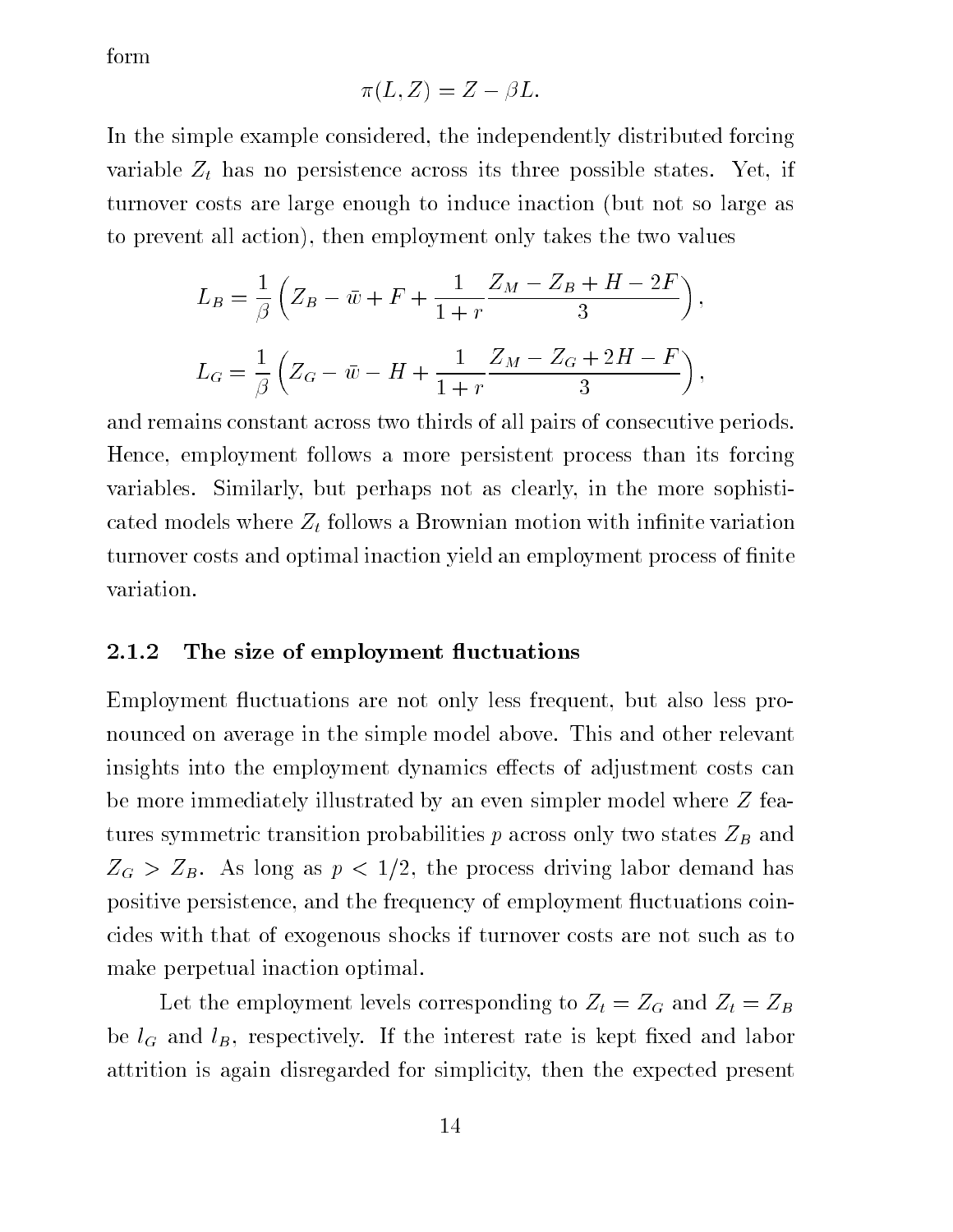form

$$\pi(L, Z) = Z - \beta L.$$

In the simple example considered, the independently distributed forcing variable $Z_t$ has no persistence across its three possible states. Yet, if turnover costs are large enough to induce inaction (but not so large as to prevent all action), then employment only takes the two values

$$L_B = \frac{1}{\beta}\left(Z_B - \bar{w} + F + \frac{1}{1+r}\frac{Z_M - Z_B + H - 2F}{3}\right),$$

$$L_G = \frac{1}{\beta}\left(Z_G - \bar{w} - H + \frac{1}{1+r}\frac{Z_M - Z_G + 2H - F}{3}\right),$$

and remains constant across two thirds of all pairs of consecutive periods. Hence, employment follows a more persistent process than its forcing variables. Similarly, but perhaps not as clearly, in the more sophisticated models where $Z_t$ follows a Brownian motion with infinite variation turnover costs and optimal inaction yield an employment process of finite variation.

### 2.1.2 The size of employment fluctuations

Employment fluctuations are not only less frequent, but also less pronounced on average in the simple model above. This and other relevant insights into the employment dynamics effects of adjustment costs can be more immediately illustrated by an even simpler model where $Z$ features symmetric transition probabilities $p$ across only two states $Z_B$ and $Z_G > Z_B$. As long as $p < 1/2$, the process driving labor demand has positive persistence, and the frequency of employment fluctuations coincides with that of exogenous shocks if turnover costs are not such as to make perpetual inaction optimal.

Let the employment levels corresponding to $Z_t = Z_G$ and $Z_t = Z_B$ be $l_G$ and $l_B$, respectively. If the interest rate is kept fixed and labor attrition is again disregarded for simplicity, then the expected present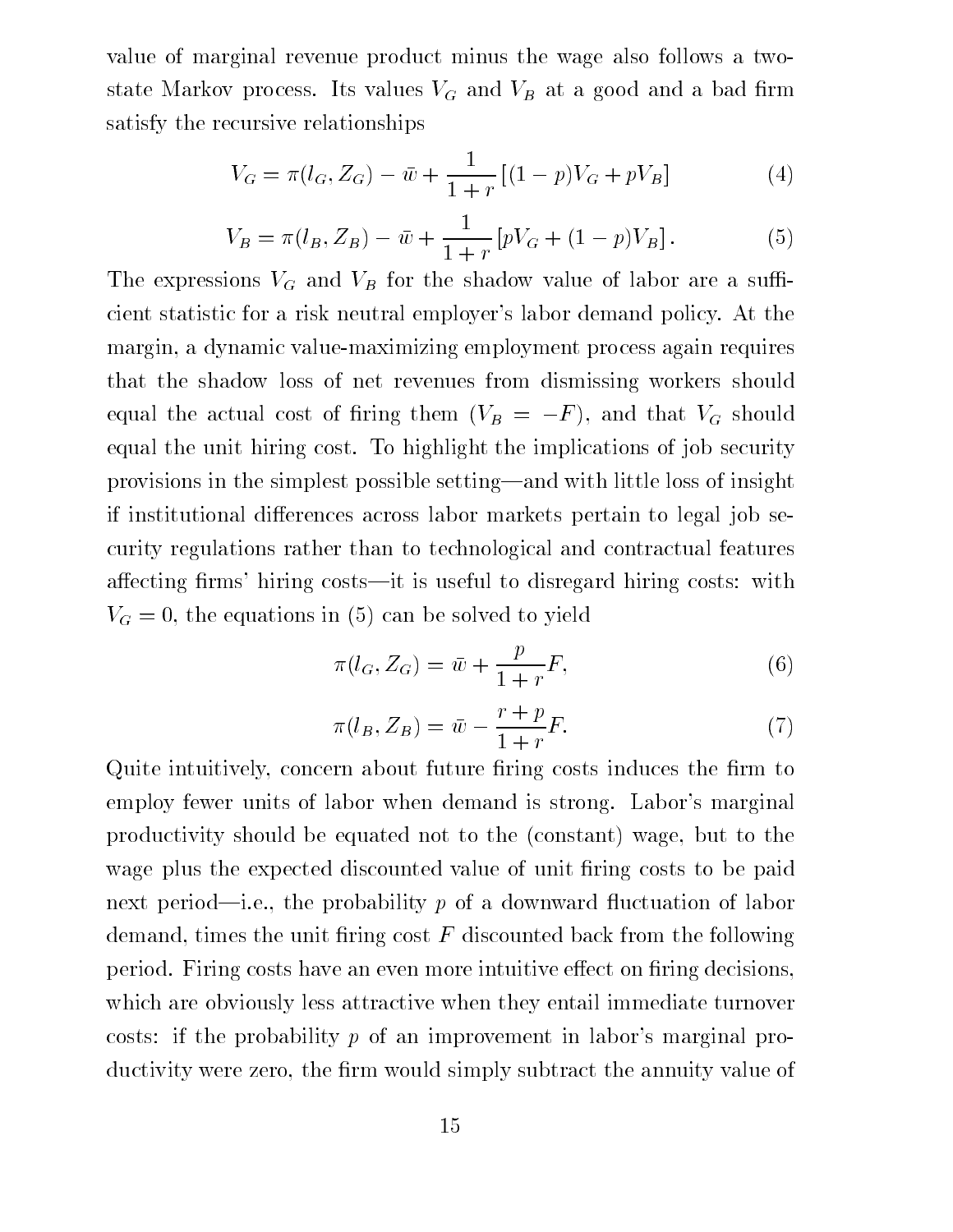value of marginal revenue product minus the wage also follows a two-state Markov process. Its values $V_G$ and $V_B$ at a good and a bad firm satisfy the recursive relationships

$$V_G = \pi(l_G, Z_G) - \bar{w} + \frac{1}{1+r}\left[(1-p)V_G + pV_B\right] \tag{4}$$

$$V_B = \pi(l_B, Z_B) - \bar{w} + \frac{1}{1+r}\left[pV_G + (1-p)V_B\right]. \tag{5}$$

The expressions $V_G$ and $V_B$ for the shadow value of labor are a sufficient statistic for a risk neutral employer's labor demand policy. At the margin, a dynamic value-maximizing employment process again requires that the shadow loss of net revenues from dismissing workers should equal the actual cost of firing them ($V_B = -F$), and that $V_G$ should equal the unit hiring cost. To highlight the implications of job security provisions in the simplest possible setting—and with little loss of insight if institutional differences across labor markets pertain to legal job security regulations rather than to technological and contractual features affecting firms' hiring costs—it is useful to disregard hiring costs: with $V_G = 0$, the equations in (5) can be solved to yield

$$\pi(l_G, Z_G) = \bar{w} + \frac{p}{1+r}F, \tag{6}$$

$$\pi(l_B, Z_B) = \bar{w} - \frac{r+p}{1+r}F. \tag{7}$$

Quite intuitively, concern about future firing costs induces the firm to employ fewer units of labor when demand is strong. Labor's marginal productivity should be equated not to the (constant) wage, but to the wage plus the expected discounted value of unit firing costs to be paid next period—i.e., the probability $p$ of a downward fluctuation of labor demand, times the unit firing cost $F$ discounted back from the following period. Firing costs have an even more intuitive effect on firing decisions, which are obviously less attractive when they entail immediate turnover costs: if the probability $p$ of an improvement in labor's marginal productivity were zero, the firm would simply subtract the annuity value of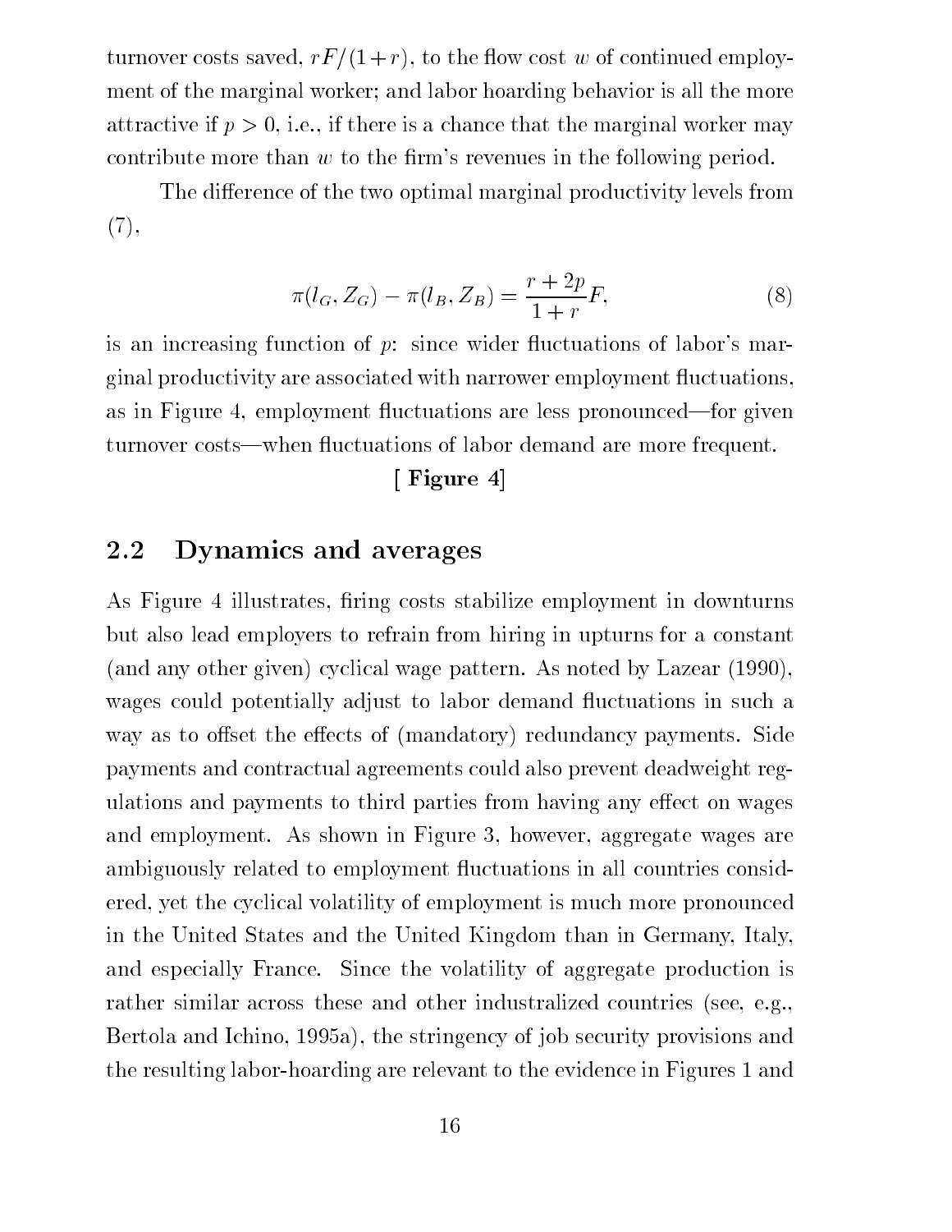turnover costs saved, $rF/(1+r)$, to the flow cost $w$ of continued employment of the marginal worker; and labor hoarding behavior is all the more attractive if $p > 0$, i.e., if there is a chance that the marginal worker may contribute more than $w$ to the firm's revenues in the following period.

The difference of the two optimal marginal productivity levels from (7),

$$\pi(l_G, Z_G) - \pi(l_B, Z_B) = \frac{r + 2p}{1 + r} F, \tag{8}$$

is an increasing function of $p$: since wider fluctuations of labor's marginal productivity are associated with narrower employment fluctuations, as in Figure 4, employment fluctuations are less pronounced—for given turnover costs—when fluctuations of labor demand are more frequent.

**[ Figure 4]**

## 2.2 Dynamics and averages

As Figure 4 illustrates, firing costs stabilize employment in downturns but also lead employers to refrain from hiring in upturns for a constant (and any other given) cyclical wage pattern. As noted by Lazear (1990), wages could potentially adjust to labor demand fluctuations in such a way as to offset the effects of (mandatory) redundancy payments. Side payments and contractual agreements could also prevent deadweight regulations and payments to third parties from having any effect on wages and employment. As shown in Figure 3, however, aggregate wages are ambiguously related to employment fluctuations in all countries considered, yet the cyclical volatility of employment is much more pronounced in the United States and the United Kingdom than in Germany, Italy, and especially France. Since the volatility of aggregate production is rather similar across these and other industralized countries (see, e.g., Bertola and Ichino, 1995a), the stringency of job security provisions and the resulting labor-hoarding are relevant to the evidence in Figures 1 and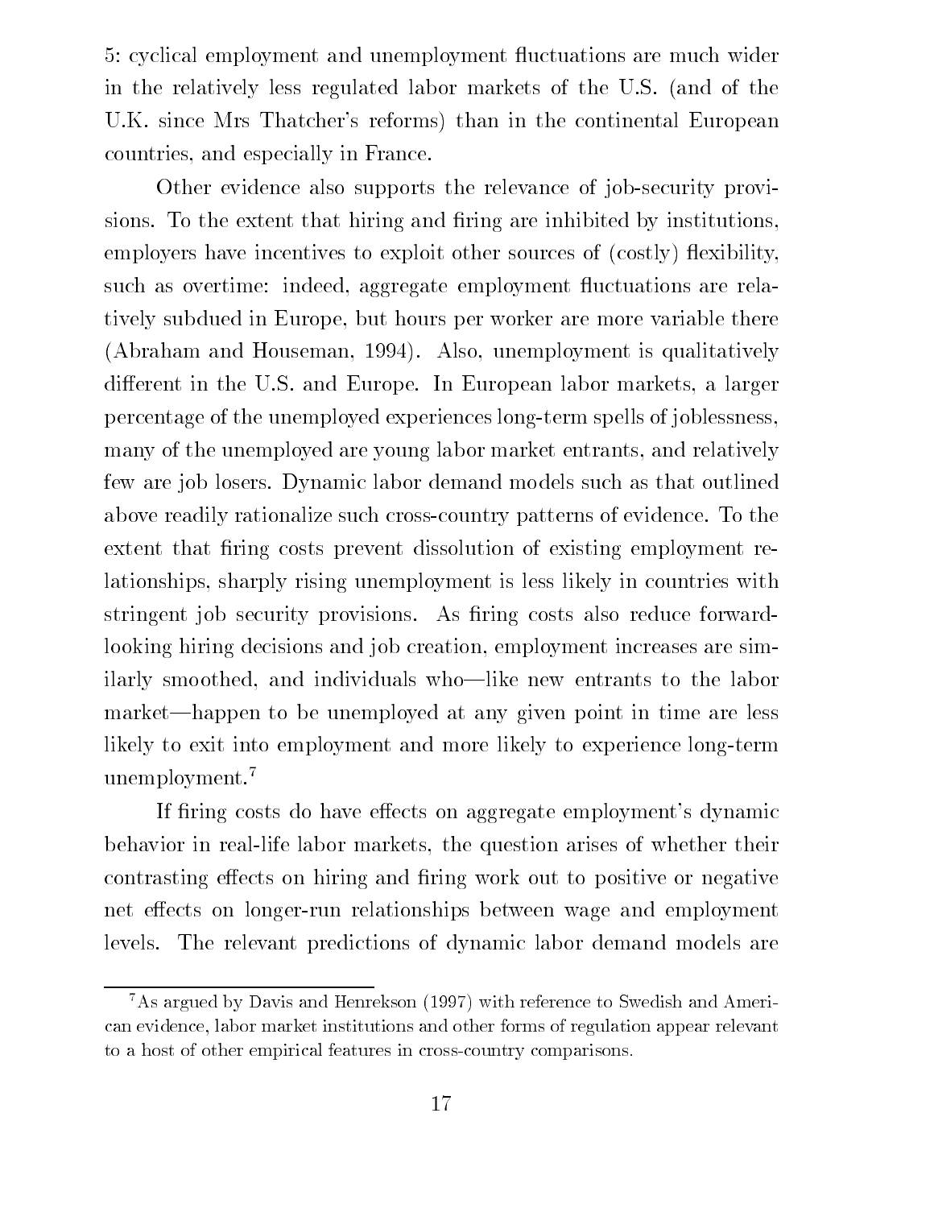5: cyclical employment and unemployment fluctuations are much wider in the relatively less regulated labor markets of the U.S. (and of the U.K. since Mrs Thatcher's reforms) than in the continental European countries, and especially in France.

Other evidence also supports the relevance of job-security provisions. To the extent that hiring and firing are inhibited by institutions, employers have incentives to exploit other sources of (costly) flexibility, such as overtime: indeed, aggregate employment fluctuations are relatively subdued in Europe, but hours per worker are more variable there (Abraham and Houseman, 1994). Also, unemployment is qualitatively different in the U.S. and Europe. In European labor markets, a larger percentage of the unemployed experiences long-term spells of joblessness, many of the unemployed are young labor market entrants, and relatively few are job losers. Dynamic labor demand models such as that outlined above readily rationalize such cross-country patterns of evidence. To the extent that firing costs prevent dissolution of existing employment relationships, sharply rising unemployment is less likely in countries with stringent job security provisions. As firing costs also reduce forward-looking hiring decisions and job creation, employment increases are similarly smoothed, and individuals who—like new entrants to the labor market—happen to be unemployed at any given point in time are less likely to exit into employment and more likely to experience long-term unemployment.[7]

If firing costs do have effects on aggregate employment's dynamic behavior in real-life labor markets, the question arises of whether their contrasting effects on hiring and firing work out to positive or negative net effects on longer-run relationships between wage and employment levels. The relevant predictions of dynamic labor demand models are

[7] As argued by Davis and Henrekson (1997) with reference to Swedish and American evidence, labor market institutions and other forms of regulation appear relevant to a host of other empirical features in cross-country comparisons.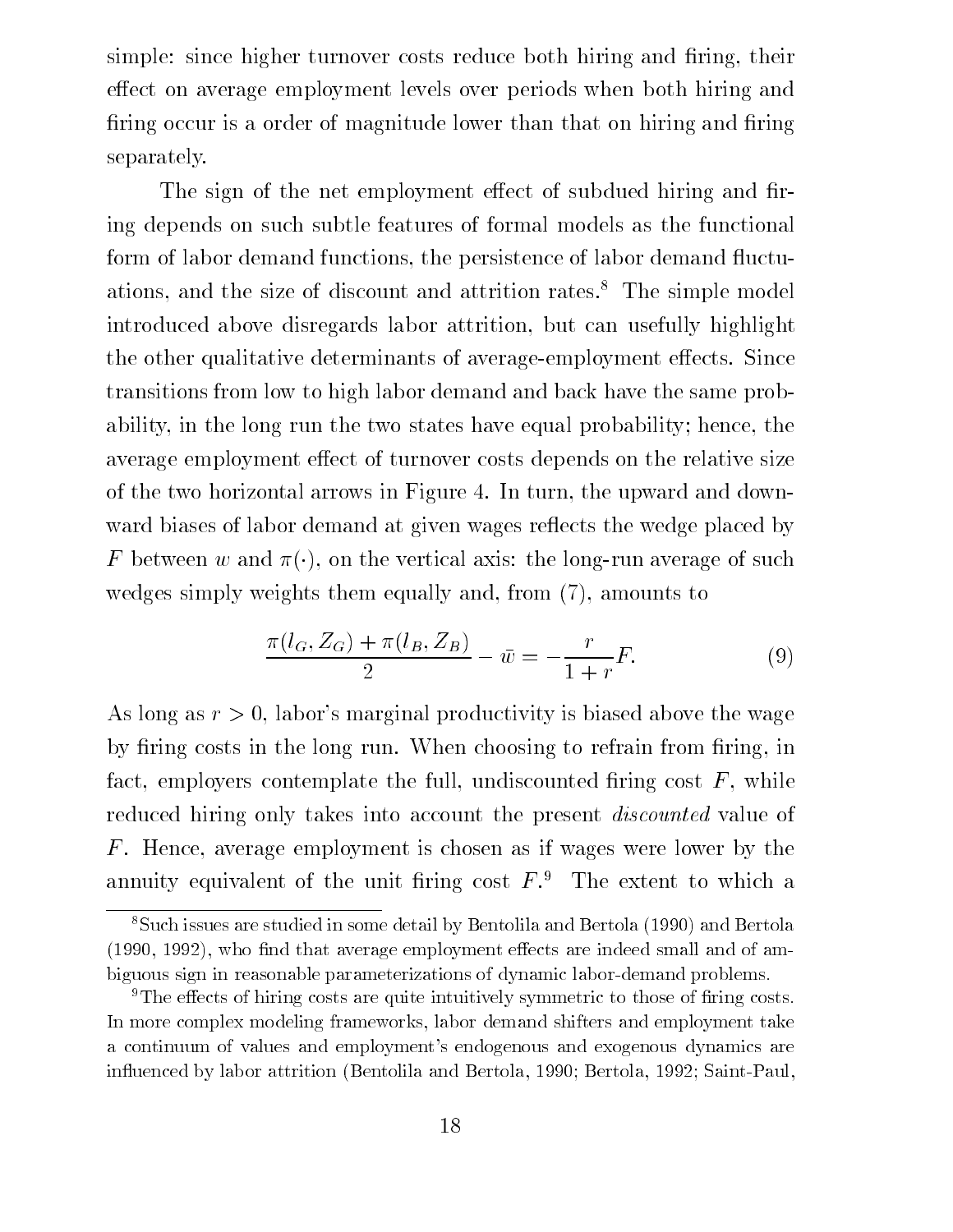simple: since higher turnover costs reduce both hiring and firing, their effect on average employment levels over periods when both hiring and firing occur is a order of magnitude lower than that on hiring and firing separately.

The sign of the net employment effect of subdued hiring and firing depends on such subtle features of formal models as the functional form of labor demand functions, the persistence of labor demand fluctuations, and the size of discount and attrition rates.[8] The simple model introduced above disregards labor attrition, but can usefully highlight the other qualitative determinants of average-employment effects. Since transitions from low to high labor demand and back have the same probability, in the long run the two states have equal probability; hence, the average employment effect of turnover costs depends on the relative size of the two horizontal arrows in Figure 4. In turn, the upward and downward biases of labor demand at given wages reflects the wedge placed by $F$ between $w$ and $\pi(\cdot)$, on the vertical axis: the long-run average of such wedges simply weights them equally and, from (7), amounts to

$$\frac{\pi(l_G, Z_G) + \pi(l_B, Z_B)}{2} - \bar{w} = -\frac{r}{1+r}F. \tag{9}$$

As long as $r > 0$, labor's marginal productivity is biased above the wage by firing costs in the long run. When choosing to refrain from firing, in fact, employers contemplate the full, undiscounted firing cost $F$, while reduced hiring only takes into account the present *discounted* value of $F$. Hence, average employment is chosen as if wages were lower by the annuity equivalent of the unit firing cost $F$.[9] The extent to which a

[8] Such issues are studied in some detail by Bentolila and Bertola (1990) and Bertola (1990, 1992), who find that average employment effects are indeed small and of ambiguous sign in reasonable parameterizations of dynamic labor-demand problems.

[9] The effects of hiring costs are quite intuitively symmetric to those of firing costs. In more complex modeling frameworks, labor demand shifters and employment take a continuum of values and employment's endogenous and exogenous dynamics are influenced by labor attrition (Bentolila and Bertola, 1990; Bertola, 1992; Saint-Paul,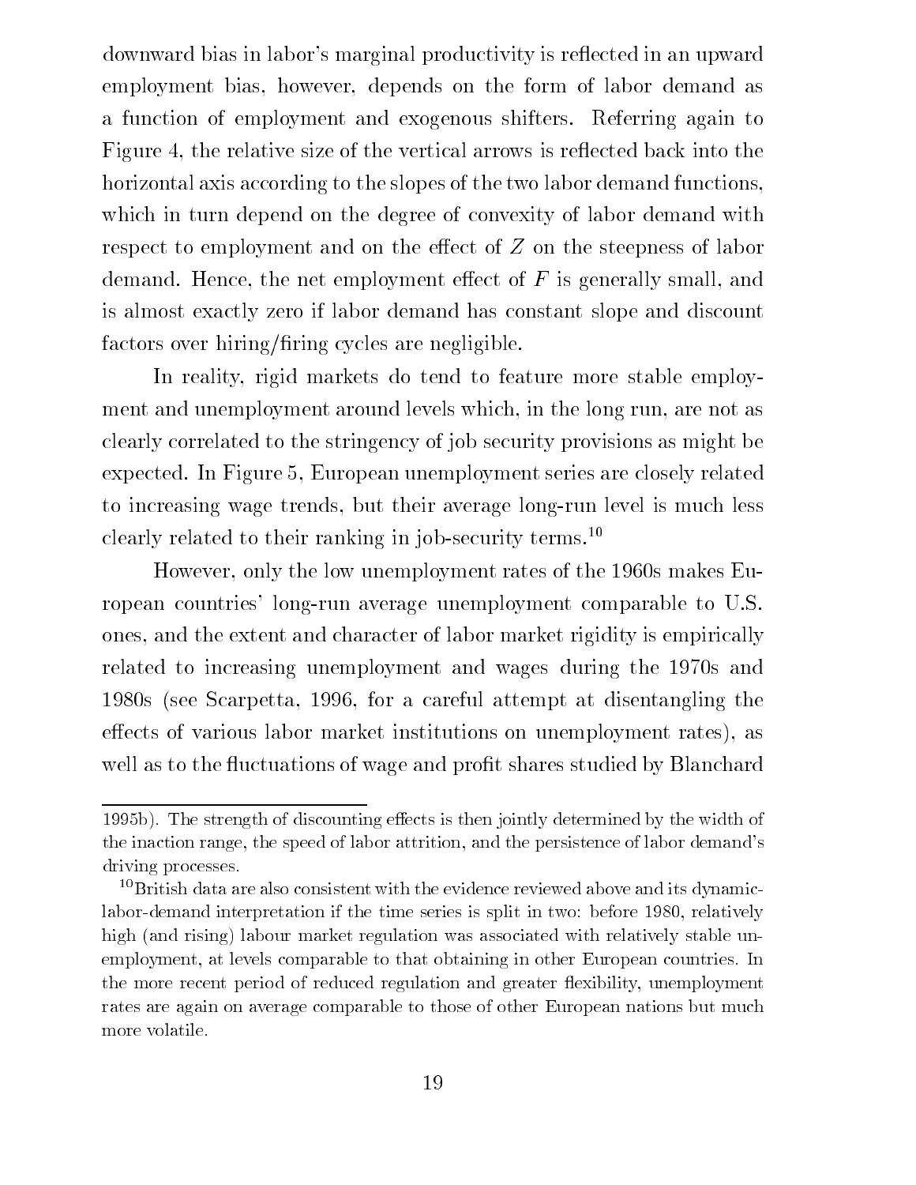downward bias in labor's marginal productivity is reflected in an upward employment bias, however, depends on the form of labor demand as a function of employment and exogenous shifters. Referring again to Figure 4, the relative size of the vertical arrows is reflected back into the horizontal axis according to the slopes of the two labor demand functions, which in turn depend on the degree of convexity of labor demand with respect to employment and on the effect of $Z$ on the steepness of labor demand. Hence, the net employment effect of $F$ is generally small, and is almost exactly zero if labor demand has constant slope and discount factors over hiring/firing cycles are negligible.

In reality, rigid markets do tend to feature more stable employment and unemployment around levels which, in the long run, are not as clearly correlated to the stringency of job security provisions as might be expected. In Figure 5, European unemployment series are closely related to increasing wage trends, but their average long-run level is much less clearly related to their ranking in job-security terms.[10]

However, only the low unemployment rates of the 1960s makes European countries' long-run average unemployment comparable to U.S. ones, and the extent and character of labor market rigidity is empirically related to increasing unemployment and wages during the 1970s and 1980s (see Scarpetta, 1996, for a careful attempt at disentangling the effects of various labor market institutions on unemployment rates), as well as to the fluctuations of wage and profit shares studied by Blanchard

---

1995b). The strength of discounting effects is then jointly determined by the width of the inaction range, the speed of labor attrition, and the persistence of labor demand's driving processes.

[10] British data are also consistent with the evidence reviewed above and its dynamic-labor-demand interpretation if the time series is split in two: before 1980, relatively high (and rising) labour market regulation was associated with relatively stable unemployment, at levels comparable to that obtaining in other European countries. In the more recent period of reduced regulation and greater flexibility, unemployment rates are again on average comparable to those of other European nations but much more volatile.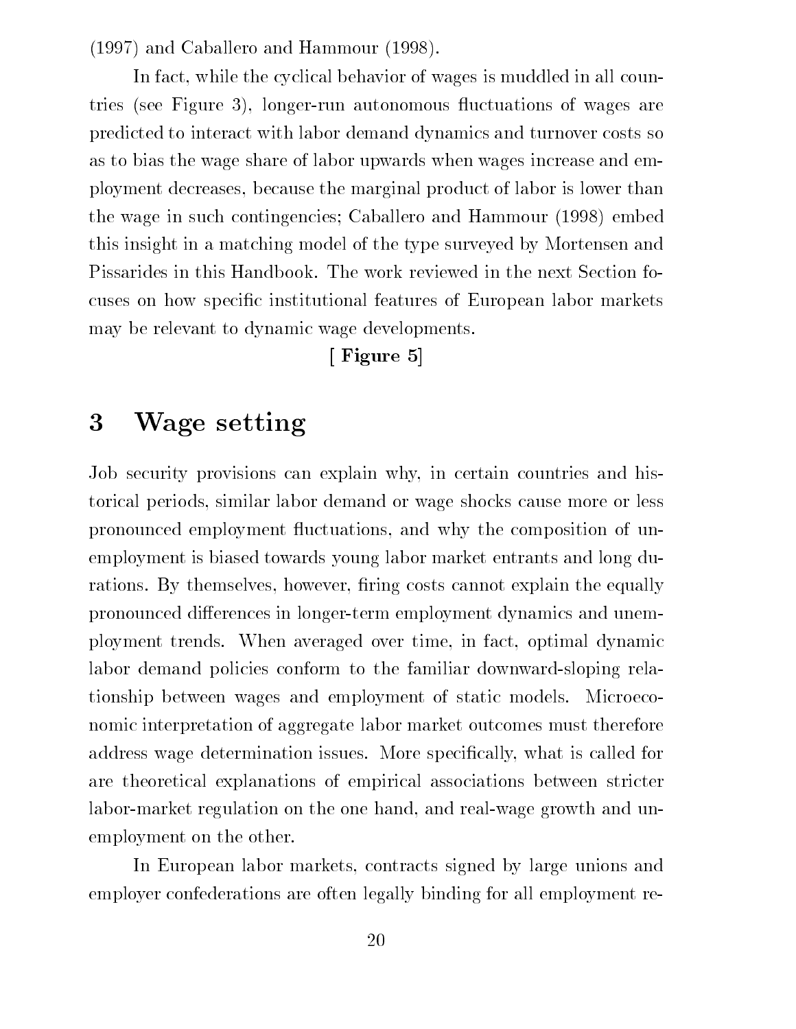(1997) and Caballero and Hammour (1998).

In fact, while the cyclical behavior of wages is muddled in all countries (see Figure 3), longer-run autonomous fluctuations of wages are predicted to interact with labor demand dynamics and turnover costs so as to bias the wage share of labor upwards when wages increase and employment decreases, because the marginal product of labor is lower than the wage in such contingencies; Caballero and Hammour (1998) embed this insight in a matching model of the type surveyed by Mortensen and Pissarides in this Handbook. The work reviewed in the next Section focuses on how specific institutional features of European labor markets may be relevant to dynamic wage developments.

[ **Figure 5**]

# 3 Wage setting

Job security provisions can explain why, in certain countries and historical periods, similar labor demand or wage shocks cause more or less pronounced employment fluctuations, and why the composition of unemployment is biased towards young labor market entrants and long durations. By themselves, however, firing costs cannot explain the equally pronounced differences in longer-term employment dynamics and unemployment trends. When averaged over time, in fact, optimal dynamic labor demand policies conform to the familiar downward-sloping relationship between wages and employment of static models. Microeconomic interpretation of aggregate labor market outcomes must therefore address wage determination issues. More specifically, what is called for are theoretical explanations of empirical associations between stricter labor-market regulation on the one hand, and real-wage growth and unemployment on the other.

In European labor markets, contracts signed by large unions and employer confederations are often legally binding for all employment re-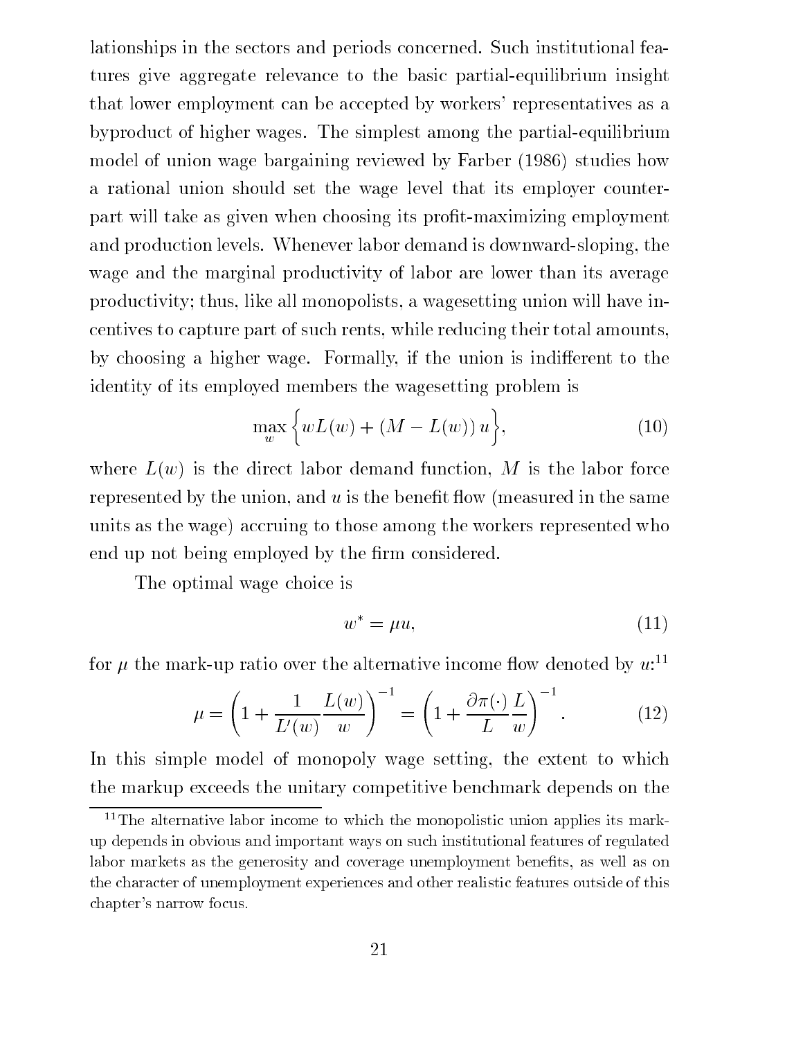lationships in the sectors and periods concerned. Such institutional features give aggregate relevance to the basic partial-equilibrium insight that lower employment can be accepted by workers' representatives as a byproduct of higher wages. The simplest among the partial-equilibrium model of union wage bargaining reviewed by Farber (1986) studies how a rational union should set the wage level that its employer counterpart will take as given when choosing its profit-maximizing employment and production levels. Whenever labor demand is downward-sloping, the wage and the marginal productivity of labor are lower than its average productivity; thus, like all monopolists, a wagesetting union will have incentives to capture part of such rents, while reducing their total amounts, by choosing a higher wage. Formally, if the union is indifferent to the identity of its employed members the wagesetting problem is

$$\max_{w} \Big\{ wL(w) + (M - L(w))\, u \Big\}, \tag{10}$$

where $L(w)$ is the direct labor demand function, $M$ is the labor force represented by the union, and $u$ is the benefit flow (measured in the same units as the wage) accruing to those among the workers represented who end up not being employed by the firm considered.

The optimal wage choice is

$$w^* = \mu u, \tag{11}$$

for $\mu$ the mark-up ratio over the alternative income flow denoted by $u$:[11]

$$\mu = \left(1 + \frac{1}{L'(w)} \frac{L(w)}{w}\right)^{-1} = \left(1 + \frac{\partial \pi(\cdot)}{L} \frac{L}{w}\right)^{-1}. \tag{12}$$

In this simple model of monopoly wage setting, the extent to which the markup exceeds the unitary competitive benchmark depends on the

[11] The alternative labor income to which the monopolistic union applies its mark-up depends in obvious and important ways on such institutional features of regulated labor markets as the generosity and coverage unemployment benefits, as well as on the character of unemployment experiences and other realistic features outside of this chapter's narrow focus.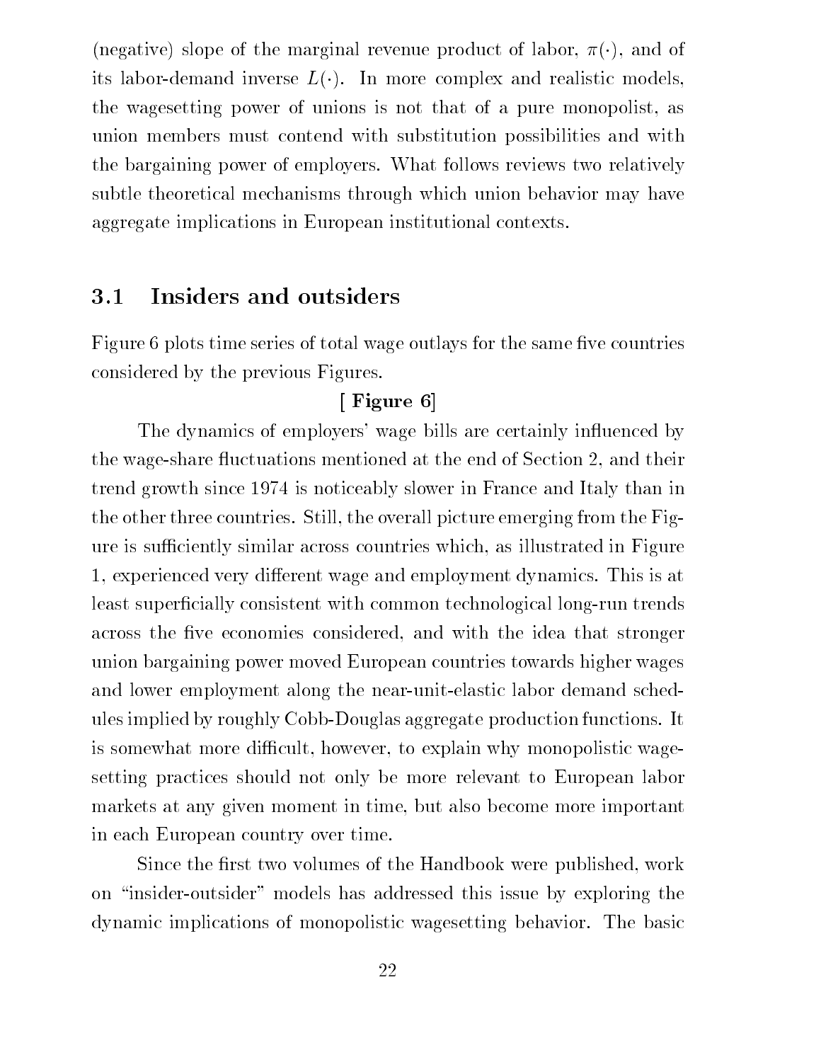(negative) slope of the marginal revenue product of labor, $\pi(\cdot)$, and of its labor-demand inverse $L(\cdot)$. In more complex and realistic models, the wagesetting power of unions is not that of a pure monopolist, as union members must contend with substitution possibilities and with the bargaining power of employers. What follows reviews two relatively subtle theoretical mechanisms through which union behavior may have aggregate implications in European institutional contexts.

## 3.1 Insiders and outsiders

Figure 6 plots time series of total wage outlays for the same five countries considered by the previous Figures.

**[ Figure 6]**

The dynamics of employers' wage bills are certainly influenced by the wage-share fluctuations mentioned at the end of Section 2, and their trend growth since 1974 is noticeably slower in France and Italy than in the other three countries. Still, the overall picture emerging from the Figure is sufficiently similar across countries which, as illustrated in Figure 1, experienced very different wage and employment dynamics. This is at least superficially consistent with common technological long-run trends across the five economies considered, and with the idea that stronger union bargaining power moved European countries towards higher wages and lower employment along the near-unit-elastic labor demand schedules implied by roughly Cobb-Douglas aggregate production functions. It is somewhat more difficult, however, to explain why monopolistic wagesetting practices should not only be more relevant to European labor markets at any given moment in time, but also become more important in each European country over time.

Since the first two volumes of the Handbook were published, work on "insider-outsider" models has addressed this issue by exploring the dynamic implications of monopolistic wagesetting behavior. The basic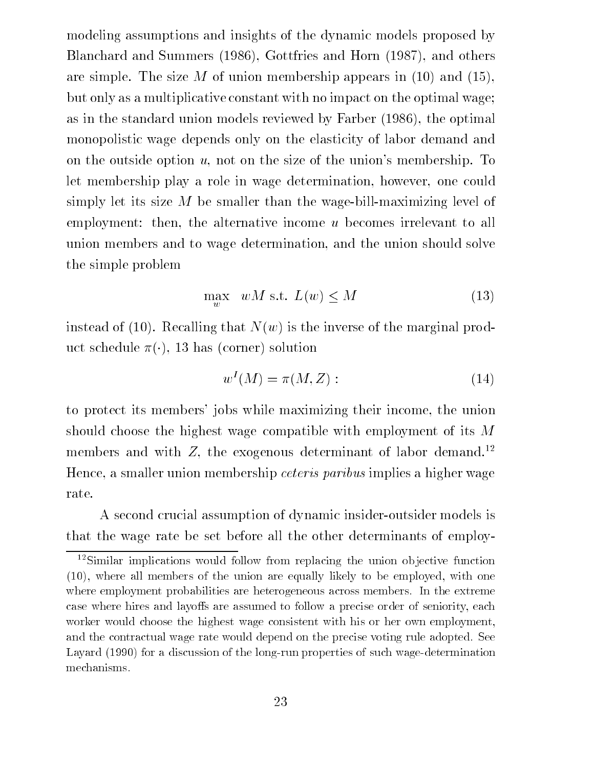modeling assumptions and insights of the dynamic models proposed by Blanchard and Summers (1986), Gottfries and Horn (1987), and others are simple. The size $M$ of union membership appears in (10) and (15), but only as a multiplicative constant with no impact on the optimal wage; as in the standard union models reviewed by Farber (1986), the optimal monopolistic wage depends only on the elasticity of labor demand and on the outside option $u$, not on the size of the union's membership. To let membership play a role in wage determination, however, one could simply let its size $M$ be smaller than the wage-bill-maximizing level of employment: then, the alternative income $u$ becomes irrelevant to all union members and to wage determination, and the union should solve the simple problem

$$\max_{w} \quad wM \text{ s.t. } L(w) \leq M \tag{13}$$

instead of (10). Recalling that $N(w)$ is the inverse of the marginal product schedule $\pi(\cdot)$, 13 has (corner) solution

$$w^I(M) = \pi(M, Z): \tag{14}$$

to protect its members' jobs while maximizing their income, the union should choose the highest wage compatible with employment of its $M$ members and with $Z$, the exogenous determinant of labor demand.[12] Hence, a smaller union membership *ceteris paribus* implies a higher wage rate.

A second crucial assumption of dynamic insider-outsider models is that the wage rate be set before all the other determinants of employ-

[12] Similar implications would follow from replacing the union objective function (10), where all members of the union are equally likely to be employed, with one where employment probabilities are heterogeneous across members. In the extreme case where hires and layoffs are assumed to follow a precise order of seniority, each worker would choose the highest wage consistent with his or her own employment, and the contractual wage rate would depend on the precise voting rule adopted. See Layard (1990) for a discussion of the long-run properties of such wage-determination mechanisms.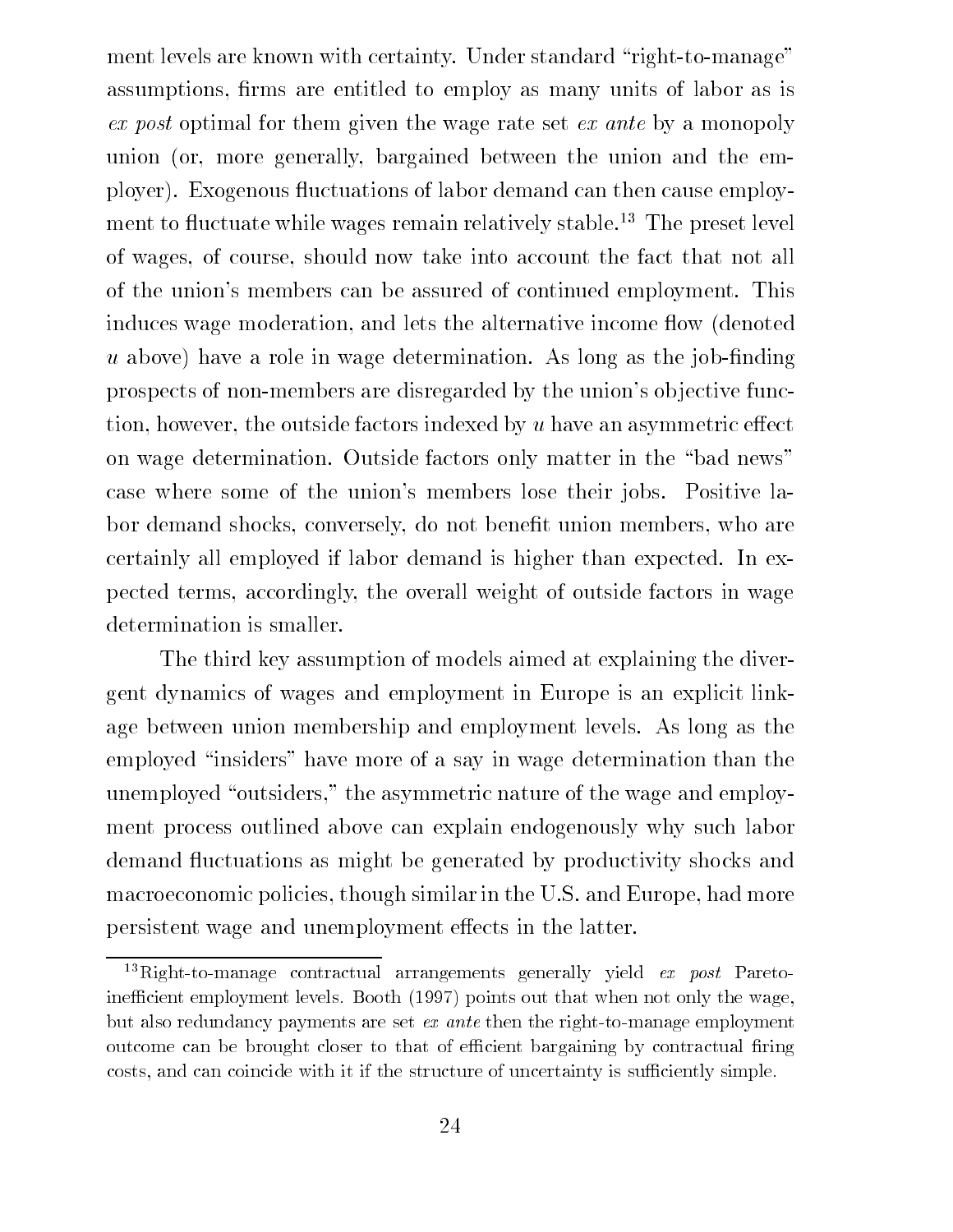ment levels are known with certainty. Under standard "right-to-manage" assumptions, firms are entitled to employ as many units of labor as is *ex post* optimal for them given the wage rate set *ex ante* by a monopoly union (or, more generally, bargained between the union and the employer). Exogenous fluctuations of labor demand can then cause employment to fluctuate while wages remain relatively stable.[13] The preset level of wages, of course, should now take into account the fact that not all of the union's members can be assured of continued employment. This induces wage moderation, and lets the alternative income flow (denoted $u$ above) have a role in wage determination. As long as the job-finding prospects of non-members are disregarded by the union's objective function, however, the outside factors indexed by $u$ have an asymmetric effect on wage determination. Outside factors only matter in the "bad news" case where some of the union's members lose their jobs. Positive labor demand shocks, conversely, do not benefit union members, who are certainly all employed if labor demand is higher than expected. In expected terms, accordingly, the overall weight of outside factors in wage determination is smaller.

The third key assumption of models aimed at explaining the divergent dynamics of wages and employment in Europe is an explicit linkage between union membership and employment levels. As long as the employed "insiders" have more of a say in wage determination than the unemployed "outsiders," the asymmetric nature of the wage and employment process outlined above can explain endogenously why such labor demand fluctuations as might be generated by productivity shocks and macroeconomic policies, though similar in the U.S. and Europe, had more persistent wage and unemployment effects in the latter.

[13] Right-to-manage contractual arrangements generally yield *ex post* Pareto-inefficient employment levels. Booth (1997) points out that when not only the wage, but also redundancy payments are set *ex ante* then the right-to-manage employment outcome can be brought closer to that of efficient bargaining by contractual firing costs, and can coincide with it if the structure of uncertainty is sufficiently simple.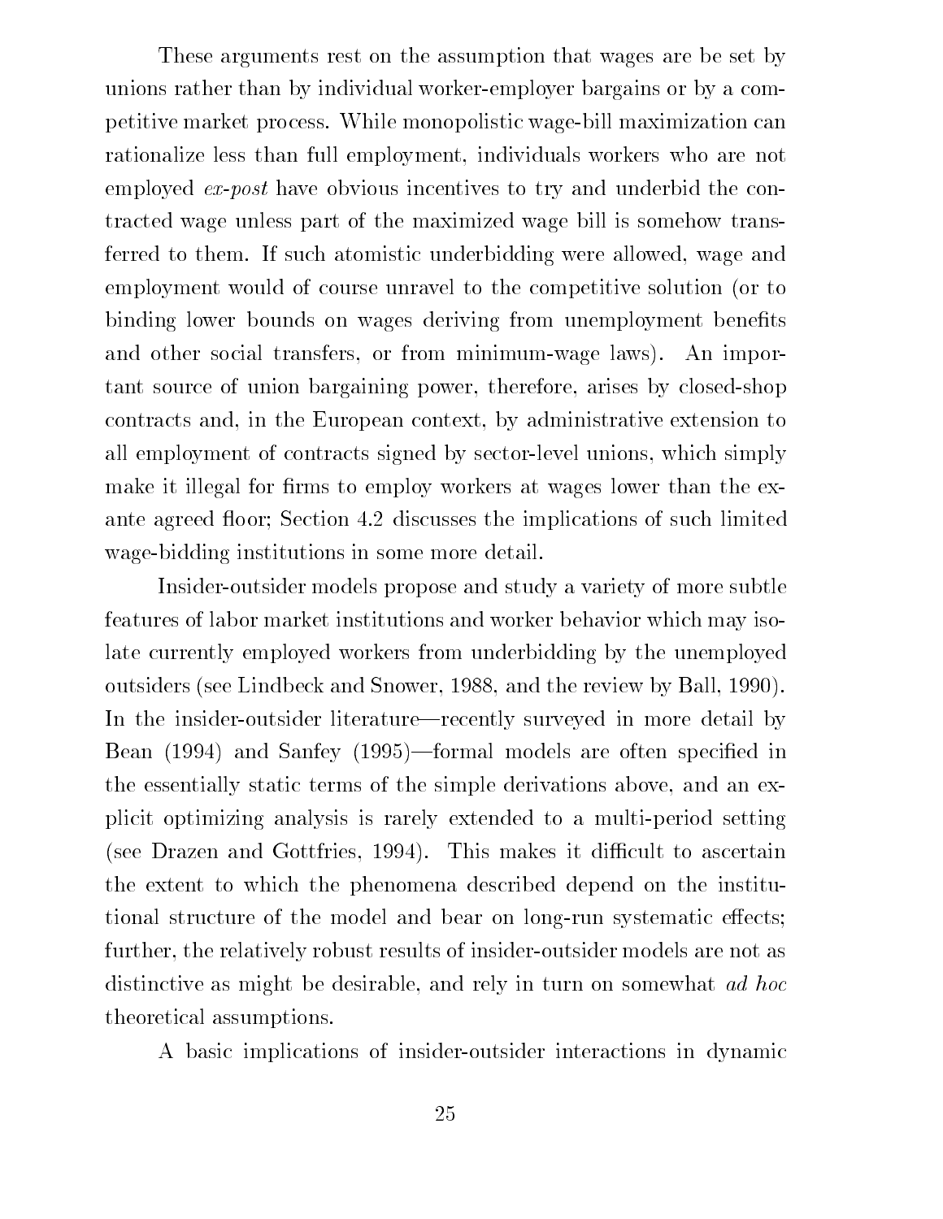These arguments rest on the assumption that wages are be set by unions rather than by individual worker-employer bargains or by a competitive market process. While monopolistic wage-bill maximization can rationalize less than full employment, individuals workers who are not employed *ex-post* have obvious incentives to try and underbid the contracted wage unless part of the maximized wage bill is somehow transferred to them. If such atomistic underbidding were allowed, wage and employment would of course unravel to the competitive solution (or to binding lower bounds on wages deriving from unemployment benefits and other social transfers, or from minimum-wage laws). An important source of union bargaining power, therefore, arises by closed-shop contracts and, in the European context, by administrative extension to all employment of contracts signed by sector-level unions, which simply make it illegal for firms to employ workers at wages lower than the ex-ante agreed floor; Section 4.2 discusses the implications of such limited wage-bidding institutions in some more detail.

Insider-outsider models propose and study a variety of more subtle features of labor market institutions and worker behavior which may isolate currently employed workers from underbidding by the unemployed outsiders (see Lindbeck and Snower, 1988, and the review by Ball, 1990). In the insider-outsider literature—recently surveyed in more detail by Bean (1994) and Sanfey (1995)—formal models are often specified in the essentially static terms of the simple derivations above, and an explicit optimizing analysis is rarely extended to a multi-period setting (see Drazen and Gottfries, 1994). This makes it difficult to ascertain the extent to which the phenomena described depend on the institutional structure of the model and bear on long-run systematic effects; further, the relatively robust results of insider-outsider models are not as distinctive as might be desirable, and rely in turn on somewhat *ad hoc* theoretical assumptions.

A basic implications of insider-outsider interactions in dynamic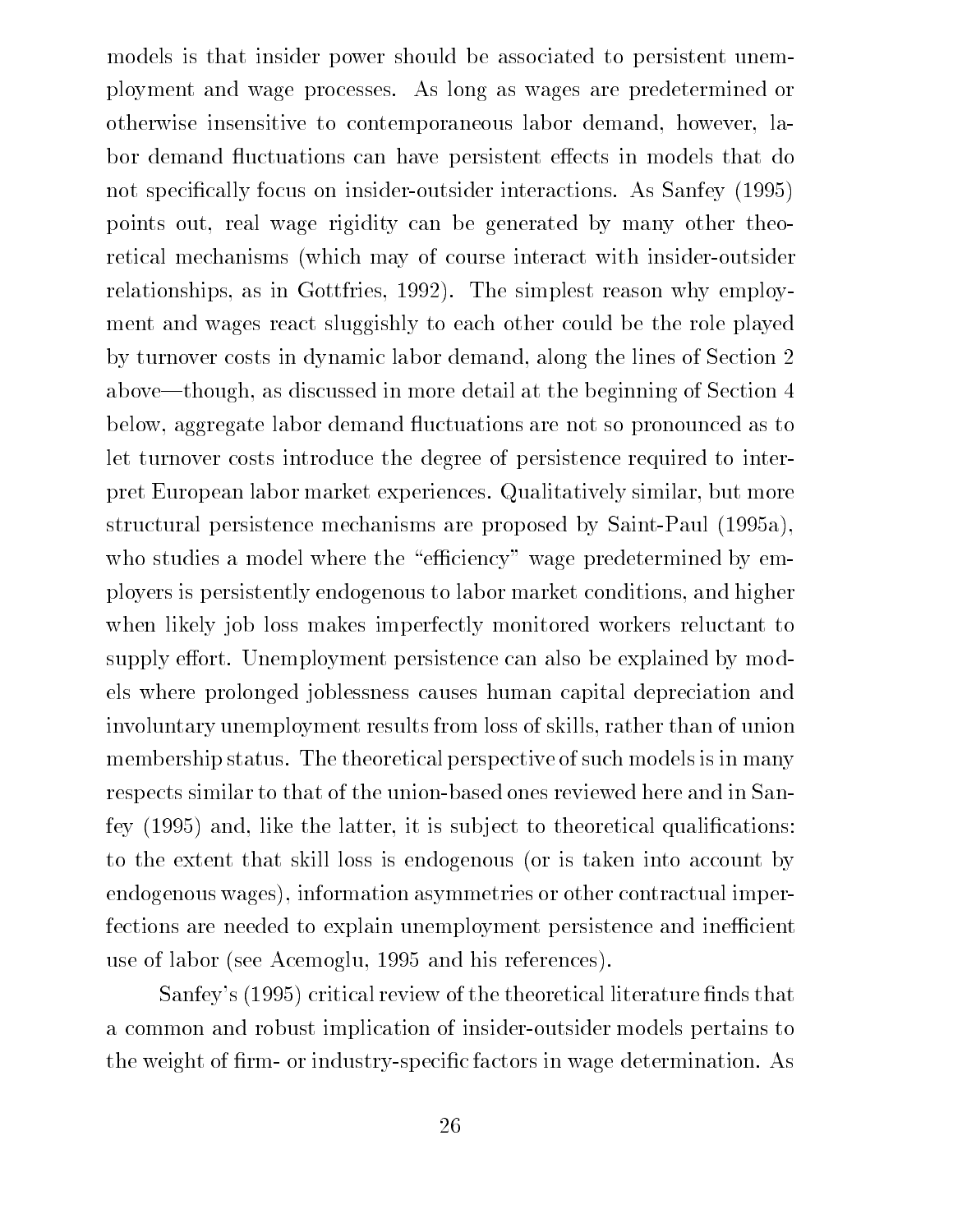models is that insider power should be associated to persistent unemployment and wage processes. As long as wages are predetermined or otherwise insensitive to contemporaneous labor demand, however, labor demand fluctuations can have persistent effects in models that do not specifically focus on insider-outsider interactions. As Sanfey (1995) points out, real wage rigidity can be generated by many other theoretical mechanisms (which may of course interact with insider-outsider relationships, as in Gottfries, 1992). The simplest reason why employment and wages react sluggishly to each other could be the role played by turnover costs in dynamic labor demand, along the lines of Section 2 above—though, as discussed in more detail at the beginning of Section 4 below, aggregate labor demand fluctuations are not so pronounced as to let turnover costs introduce the degree of persistence required to interpret European labor market experiences. Qualitatively similar, but more structural persistence mechanisms are proposed by Saint-Paul (1995a), who studies a model where the "efficiency" wage predetermined by employers is persistently endogenous to labor market conditions, and higher when likely job loss makes imperfectly monitored workers reluctant to supply effort. Unemployment persistence can also be explained by models where prolonged joblessness causes human capital depreciation and involuntary unemployment results from loss of skills, rather than of union membership status. The theoretical perspective of such models is in many respects similar to that of the union-based ones reviewed here and in Sanfey (1995) and, like the latter, it is subject to theoretical qualifications: to the extent that skill loss is endogenous (or is taken into account by endogenous wages), information asymmetries or other contractual imperfections are needed to explain unemployment persistence and inefficient use of labor (see Acemoglu, 1995 and his references).

Sanfey's (1995) critical review of the theoretical literature finds that a common and robust implication of insider-outsider models pertains to the weight of firm- or industry-specific factors in wage determination. As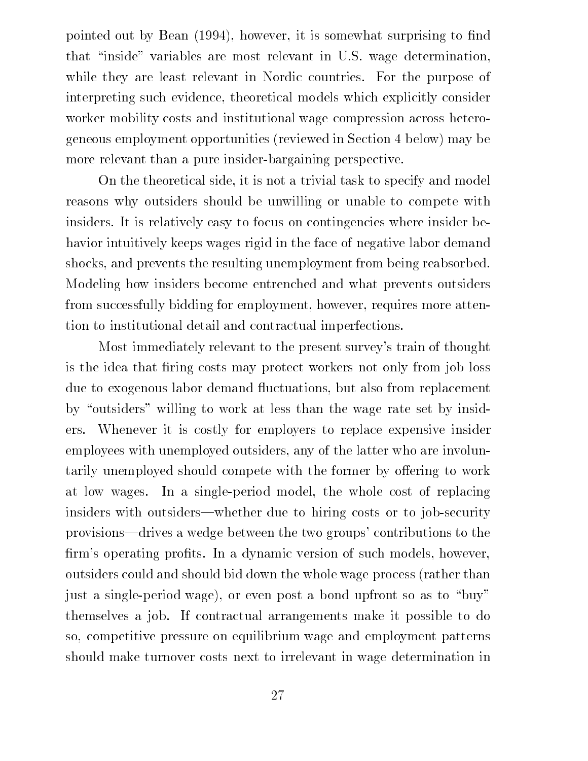pointed out by Bean (1994), however, it is somewhat surprising to find that "inside" variables are most relevant in U.S. wage determination, while they are least relevant in Nordic countries. For the purpose of interpreting such evidence, theoretical models which explicitly consider worker mobility costs and institutional wage compression across heterogeneous employment opportunities (reviewed in Section 4 below) may be more relevant than a pure insider-bargaining perspective.

On the theoretical side, it is not a trivial task to specify and model reasons why outsiders should be unwilling or unable to compete with insiders. It is relatively easy to focus on contingencies where insider behavior intuitively keeps wages rigid in the face of negative labor demand shocks, and prevents the resulting unemployment from being reabsorbed. Modeling how insiders become entrenched and what prevents outsiders from successfully bidding for employment, however, requires more attention to institutional detail and contractual imperfections.

Most immediately relevant to the present survey's train of thought is the idea that firing costs may protect workers not only from job loss due to exogenous labor demand fluctuations, but also from replacement by "outsiders" willing to work at less than the wage rate set by insiders. Whenever it is costly for employers to replace expensive insider employees with unemployed outsiders, any of the latter who are involuntarily unemployed should compete with the former by offering to work at low wages. In a single-period model, the whole cost of replacing insiders with outsiders—whether due to hiring costs or to job-security provisions—drives a wedge between the two groups' contributions to the firm's operating profits. In a dynamic version of such models, however, outsiders could and should bid down the whole wage process (rather than just a single-period wage), or even post a bond upfront so as to "buy" themselves a job. If contractual arrangements make it possible to do so, competitive pressure on equilibrium wage and employment patterns should make turnover costs next to irrelevant in wage determination in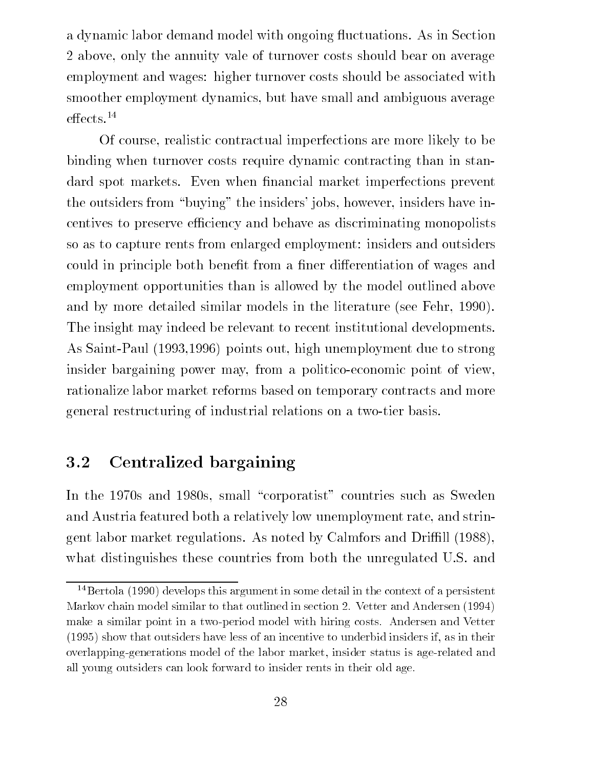a dynamic labor demand model with ongoing fluctuations. As in Section 2 above, only the annuity vale of turnover costs should bear on average employment and wages: higher turnover costs should be associated with smoother employment dynamics, but have small and ambiguous average effects.[14]

Of course, realistic contractual imperfections are more likely to be binding when turnover costs require dynamic contracting than in standard spot markets. Even when financial market imperfections prevent the outsiders from "buying" the insiders' jobs, however, insiders have incentives to preserve efficiency and behave as discriminating monopolists so as to capture rents from enlarged employment: insiders and outsiders could in principle both benefit from a finer differentiation of wages and employment opportunities than is allowed by the model outlined above and by more detailed similar models in the literature (see Fehr, 1990). The insight may indeed be relevant to recent institutional developments. As Saint-Paul (1993,1996) points out, high unemployment due to strong insider bargaining power may, from a politico-economic point of view, rationalize labor market reforms based on temporary contracts and more general restructuring of industrial relations on a two-tier basis.

## 3.2 Centralized bargaining

In the 1970s and 1980s, small "corporatist" countries such as Sweden and Austria featured both a relatively low unemployment rate, and stringent labor market regulations. As noted by Calmfors and Driffill (1988), what distinguishes these countries from both the unregulated U.S. and

[14] Bertola (1990) develops this argument in some detail in the context of a persistent Markov chain model similar to that outlined in section 2. Vetter and Andersen (1994) make a similar point in a two-period model with hiring costs. Andersen and Vetter (1995) show that outsiders have less of an incentive to underbid insiders if, as in their overlapping-generations model of the labor market, insider status is age-related and all young outsiders can look forward to insider rents in their old age.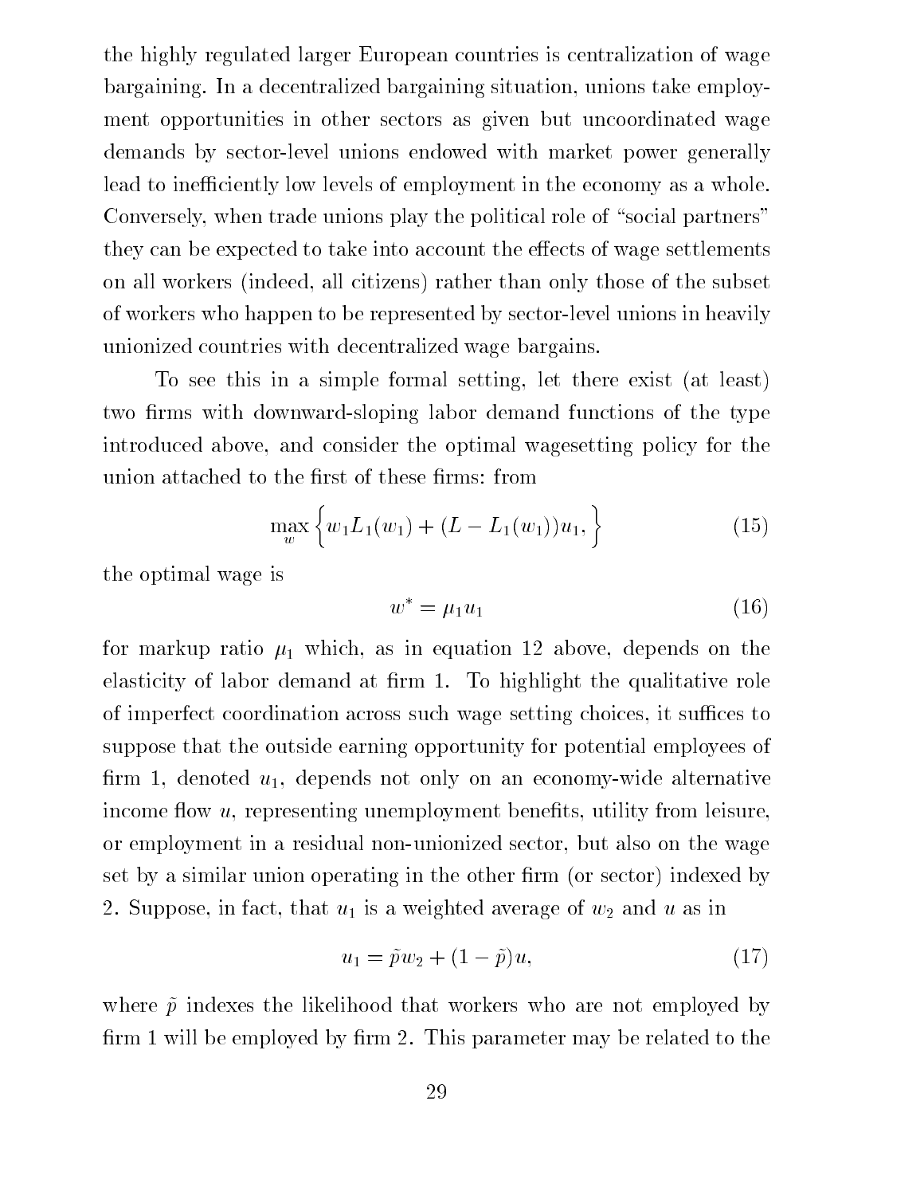the highly regulated larger European countries is centralization of wage bargaining. In a decentralized bargaining situation, unions take employment opportunities in other sectors as given but uncoordinated wage demands by sector-level unions endowed with market power generally lead to inefficiently low levels of employment in the economy as a whole. Conversely, when trade unions play the political role of "social partners" they can be expected to take into account the effects of wage settlements on all workers (indeed, all citizens) rather than only those of the subset of workers who happen to be represented by sector-level unions in heavily unionized countries with decentralized wage bargains.

To see this in a simple formal setting, let there exist (at least) two firms with downward-sloping labor demand functions of the type introduced above, and consider the optimal wagesetting policy for the union attached to the first of these firms: from

$$\max_{w} \left\{ w_1 L_1(w_1) + (L - L_1(w_1))u_1, \right\} \tag{15}$$

the optimal wage is

$$w^* = \mu_1 u_1 \tag{16}$$

for markup ratio $\mu_1$ which, as in equation 12 above, depends on the elasticity of labor demand at firm 1. To highlight the qualitative role of imperfect coordination across such wage setting choices, it suffices to suppose that the outside earning opportunity for potential employees of firm 1, denoted $u_1$, depends not only on an economy-wide alternative income flow $u$, representing unemployment benefits, utility from leisure, or employment in a residual non-unionized sector, but also on the wage set by a similar union operating in the other firm (or sector) indexed by 2. Suppose, in fact, that $u_1$ is a weighted average of $w_2$ and $u$ as in

$$u_1 = \tilde{p} w_2 + (1 - \tilde{p})u, \tag{17}$$

where $\tilde{p}$ indexes the likelihood that workers who are not employed by firm 1 will be employed by firm 2. This parameter may be related to the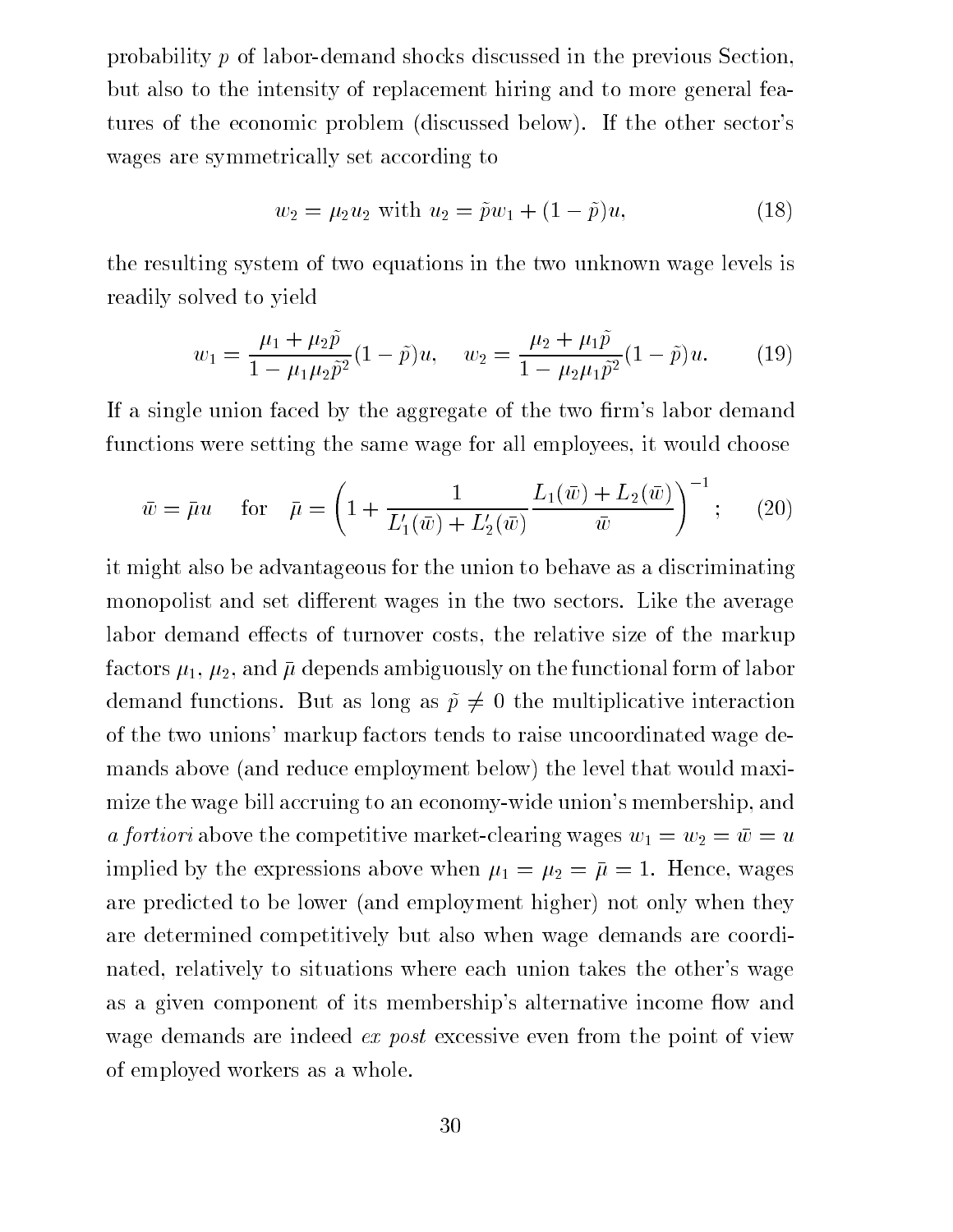probability $p$ of labor-demand shocks discussed in the previous Section, but also to the intensity of replacement hiring and to more general features of the economic problem (discussed below). If the other sector's wages are symmetrically set according to

$$w_2 = \mu_2 u_2 \text{ with } u_2 = \tilde{p} w_1 + (1 - \tilde{p}) u, \tag{18}$$

the resulting system of two equations in the two unknown wage levels is readily solved to yield

$$w_1 = \frac{\mu_1 + \mu_2 \tilde{p}}{1 - \mu_1 \mu_2 \tilde{p}^2}(1 - \tilde{p})u, \quad w_2 = \frac{\mu_2 + \mu_1 \tilde{p}}{1 - \mu_2 \mu_1 \tilde{p}^2}(1 - \tilde{p})u. \tag{19}$$

If a single union faced by the aggregate of the two firm's labor demand functions were setting the same wage for all employees, it would choose

$$\bar{w} = \bar{\mu} u \quad \text{for} \quad \bar{\mu} = \left(1 + \frac{1}{L_1'(\bar{w}) + L_2'(\bar{w})} \frac{L_1(\bar{w}) + L_2(\bar{w})}{\bar{w}}\right)^{-1}; \tag{20}$$

it might also be advantageous for the union to behave as a discriminating monopolist and set different wages in the two sectors. Like the average labor demand effects of turnover costs, the relative size of the markup factors $\mu_1$, $\mu_2$, and $\bar{\mu}$ depends ambiguously on the functional form of labor demand functions. But as long as $\tilde{p} \neq 0$ the multiplicative interaction of the two unions' markup factors tends to raise uncoordinated wage demands above (and reduce employment below) the level that would maximize the wage bill accruing to an economy-wide union's membership, and *a fortiori* above the competitive market-clearing wages $w_1 = w_2 = \bar{w} = u$ implied by the expressions above when $\mu_1 = \mu_2 = \bar{\mu} = 1$. Hence, wages are predicted to be lower (and employment higher) not only when they are determined competitively but also when wage demands are coordinated, relatively to situations where each union takes the other's wage as a given component of its membership's alternative income flow and wage demands are indeed *ex post* excessive even from the point of view of employed workers as a whole.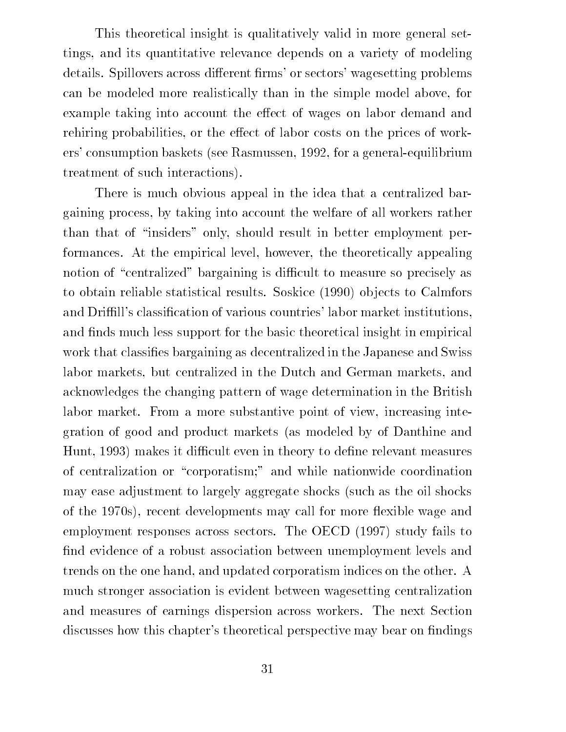This theoretical insight is qualitatively valid in more general settings, and its quantitative relevance depends on a variety of modeling details. Spillovers across different firms' or sectors' wagesetting problems can be modeled more realistically than in the simple model above, for example taking into account the effect of wages on labor demand and rehiring probabilities, or the effect of labor costs on the prices of workers' consumption baskets (see Rasmussen, 1992, for a general-equilibrium treatment of such interactions).

There is much obvious appeal in the idea that a centralized bargaining process, by taking into account the welfare of all workers rather than that of "insiders" only, should result in better employment performances. At the empirical level, however, the theoretically appealing notion of "centralized" bargaining is difficult to measure so precisely as to obtain reliable statistical results. Soskice (1990) objects to Calmfors and Driffill's classification of various countries' labor market institutions, and finds much less support for the basic theoretical insight in empirical work that classifies bargaining as decentralized in the Japanese and Swiss labor markets, but centralized in the Dutch and German markets, and acknowledges the changing pattern of wage determination in the British labor market. From a more substantive point of view, increasing integration of good and product markets (as modeled by of Danthine and Hunt, 1993) makes it difficult even in theory to define relevant measures of centralization or "corporatism;" and while nationwide coordination may ease adjustment to largely aggregate shocks (such as the oil shocks of the 1970s), recent developments may call for more flexible wage and employment responses across sectors. The OECD (1997) study fails to find evidence of a robust association between unemployment levels and trends on the one hand, and updated corporatism indices on the other. A much stronger association is evident between wagesetting centralization and measures of earnings dispersion across workers. The next Section discusses how this chapter's theoretical perspective may bear on findings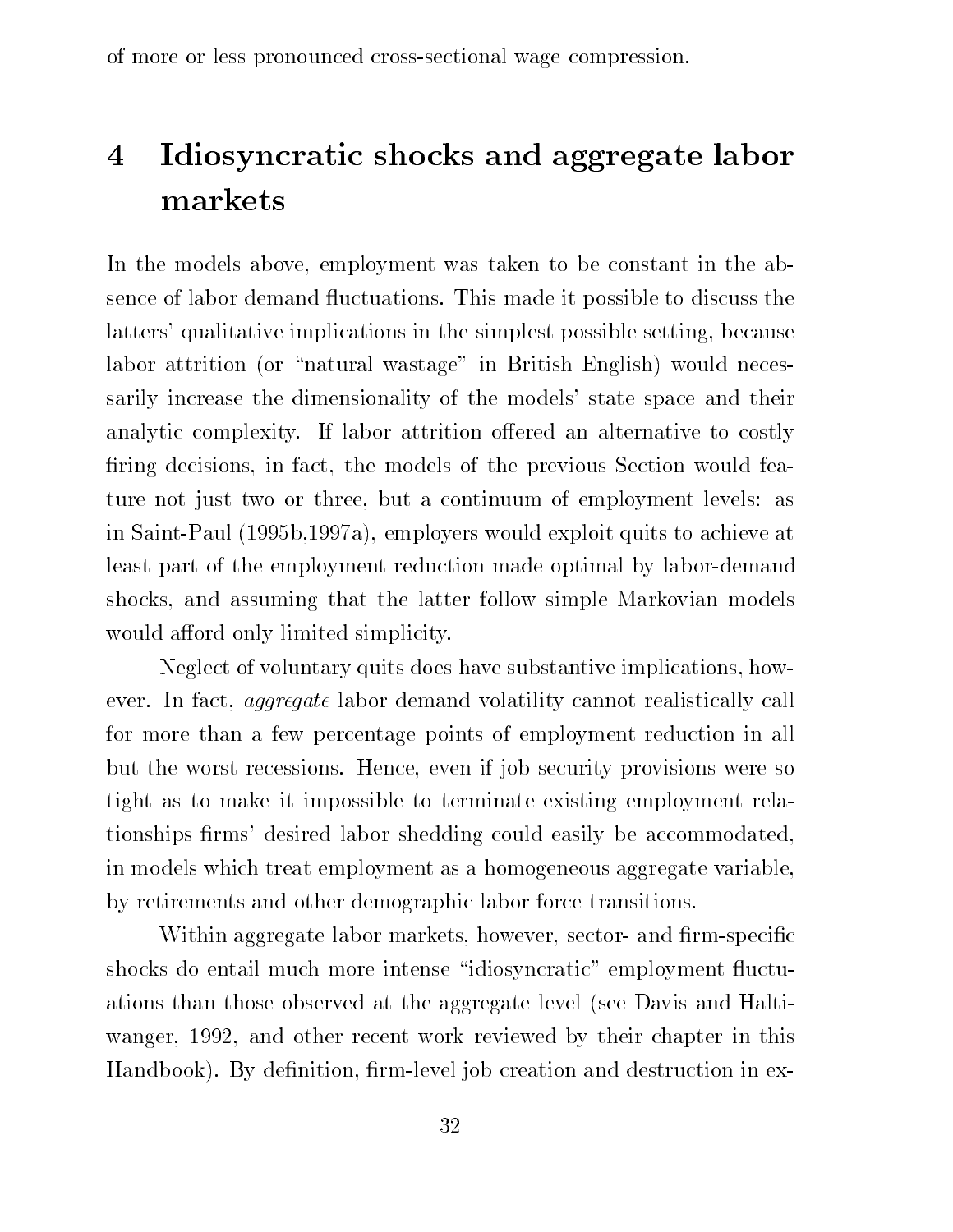of more or less pronounced cross-sectional wage compression.

# 4 Idiosyncratic shocks and aggregate labor markets

In the models above, employment was taken to be constant in the absence of labor demand fluctuations. This made it possible to discuss the latters' qualitative implications in the simplest possible setting, because labor attrition (or "natural wastage" in British English) would necessarily increase the dimensionality of the models' state space and their analytic complexity. If labor attrition offered an alternative to costly firing decisions, in fact, the models of the previous Section would feature not just two or three, but a continuum of employment levels: as in Saint-Paul (1995b,1997a), employers would exploit quits to achieve at least part of the employment reduction made optimal by labor-demand shocks, and assuming that the latter follow simple Markovian models would afford only limited simplicity.

Neglect of voluntary quits does have substantive implications, however. In fact, *aggregate* labor demand volatility cannot realistically call for more than a few percentage points of employment reduction in all but the worst recessions. Hence, even if job security provisions were so tight as to make it impossible to terminate existing employment relationships firms' desired labor shedding could easily be accommodated, in models which treat employment as a homogeneous aggregate variable, by retirements and other demographic labor force transitions.

Within aggregate labor markets, however, sector- and firm-specific shocks do entail much more intense "idiosyncratic" employment fluctuations than those observed at the aggregate level (see Davis and Haltiwanger, 1992, and other recent work reviewed by their chapter in this Handbook). By definition, firm-level job creation and destruction in ex-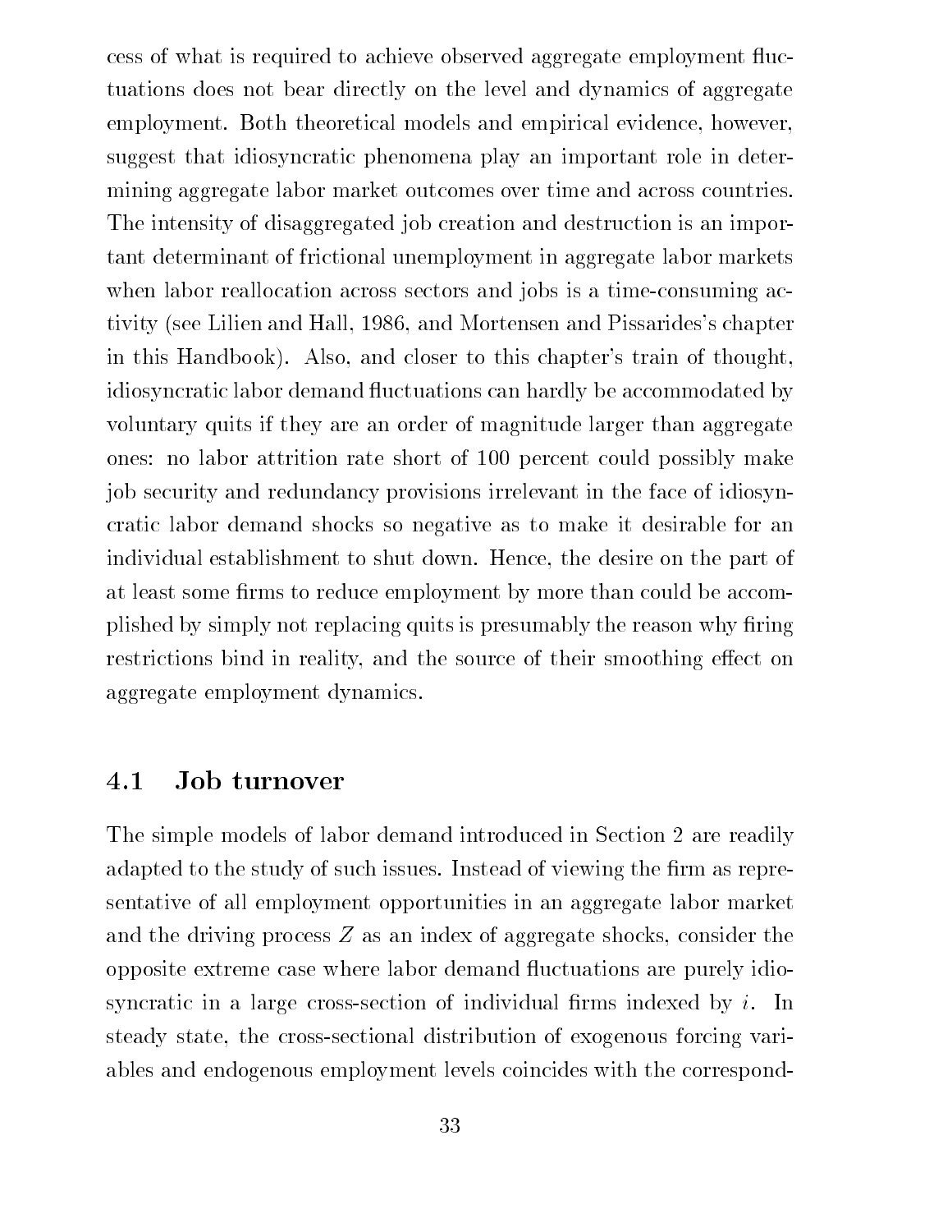cess of what is required to achieve observed aggregate employment fluctuations does not bear directly on the level and dynamics of aggregate employment. Both theoretical models and empirical evidence, however, suggest that idiosyncratic phenomena play an important role in determining aggregate labor market outcomes over time and across countries. The intensity of disaggregated job creation and destruction is an important determinant of frictional unemployment in aggregate labor markets when labor reallocation across sectors and jobs is a time-consuming activity (see Lilien and Hall, 1986, and Mortensen and Pissarides's chapter in this Handbook). Also, and closer to this chapter's train of thought, idiosyncratic labor demand fluctuations can hardly be accommodated by voluntary quits if they are an order of magnitude larger than aggregate ones: no labor attrition rate short of 100 percent could possibly make job security and redundancy provisions irrelevant in the face of idiosyncratic labor demand shocks so negative as to make it desirable for an individual establishment to shut down. Hence, the desire on the part of at least some firms to reduce employment by more than could be accomplished by simply not replacing quits is presumably the reason why firing restrictions bind in reality, and the source of their smoothing effect on aggregate employment dynamics.

## 4.1 Job turnover

The simple models of labor demand introduced in Section 2 are readily adapted to the study of such issues. Instead of viewing the firm as representative of all employment opportunities in an aggregate labor market and the driving process $Z$ as an index of aggregate shocks, consider the opposite extreme case where labor demand fluctuations are purely idiosyncratic in a large cross-section of individual firms indexed by $i$. In steady state, the cross-sectional distribution of exogenous forcing variables and endogenous employment levels coincides with the correspond-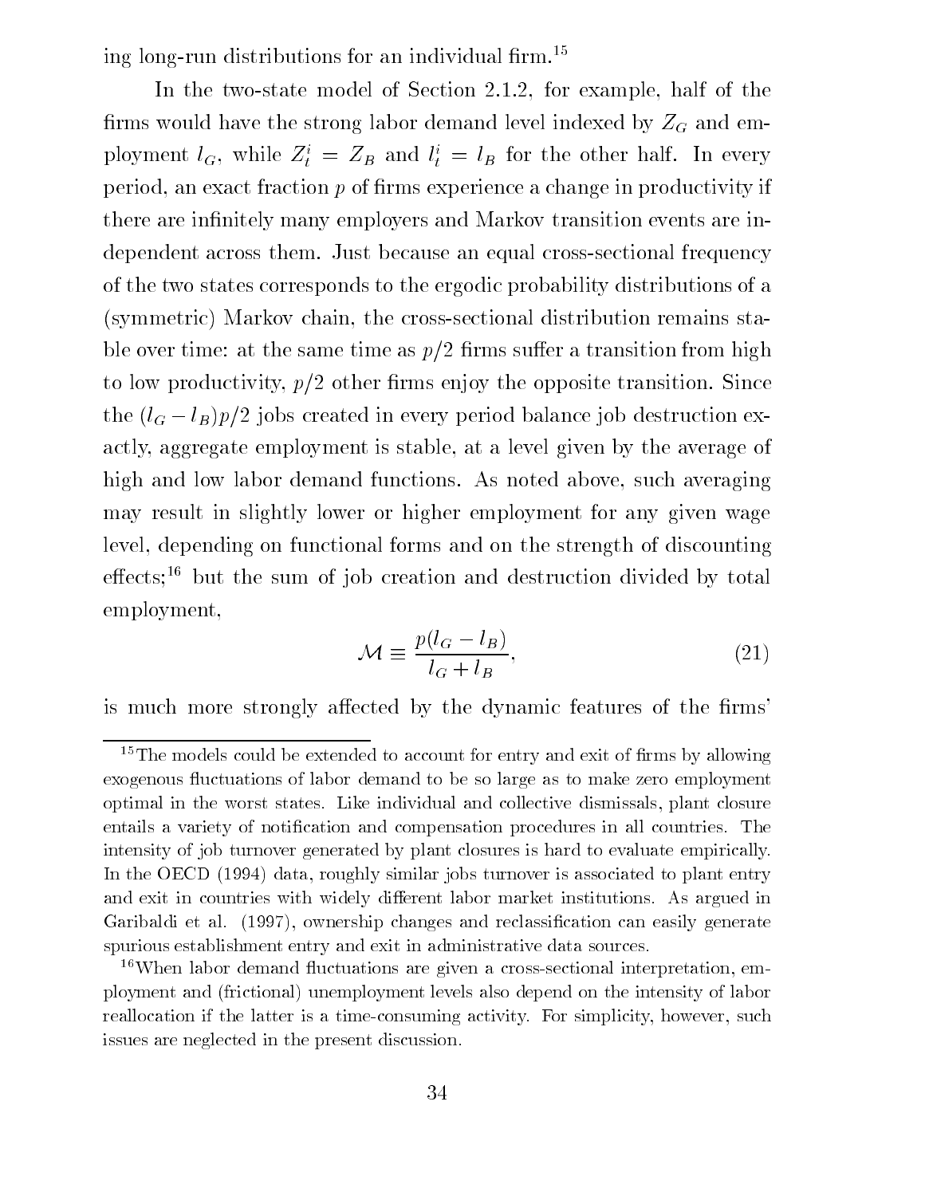ing long-run distributions for an individual firm.[15]

In the two-state model of Section 2.1.2, for example, half of the firms would have the strong labor demand level indexed by $Z_G$ and employment $l_G$, while $Z_t^i = Z_B$ and $l_t^i = l_B$ for the other half. In every period, an exact fraction $p$ of firms experience a change in productivity if there are infinitely many employers and Markov transition events are independent across them. Just because an equal cross-sectional frequency of the two states corresponds to the ergodic probability distributions of a (symmetric) Markov chain, the cross-sectional distribution remains stable over time: at the same time as $p/2$ firms suffer a transition from high to low productivity, $p/2$ other firms enjoy the opposite transition. Since the $(l_G - l_B)p/2$ jobs created in every period balance job destruction exactly, aggregate employment is stable, at a level given by the average of high and low labor demand functions. As noted above, such averaging may result in slightly lower or higher employment for any given wage level, depending on functional forms and on the strength of discounting effects;[16] but the sum of job creation and destruction divided by total employment,

$$\mathcal{M} \equiv \frac{p(l_G - l_B)}{l_G + l_B}, \tag{21}$$

is much more strongly affected by the dynamic features of the firms'

[15] The models could be extended to account for entry and exit of firms by allowing exogenous fluctuations of labor demand to be so large as to make zero employment optimal in the worst states. Like individual and collective dismissals, plant closure entails a variety of notification and compensation procedures in all countries. The intensity of job turnover generated by plant closures is hard to evaluate empirically. In the OECD (1994) data, roughly similar jobs turnover is associated to plant entry and exit in countries with widely different labor market institutions. As argued in Garibaldi et al. (1997), ownership changes and reclassification can easily generate spurious establishment entry and exit in administrative data sources.

[16] When labor demand fluctuations are given a cross-sectional interpretation, employment and (frictional) unemployment levels also depend on the intensity of labor reallocation if the latter is a time-consuming activity. For simplicity, however, such issues are neglected in the present discussion.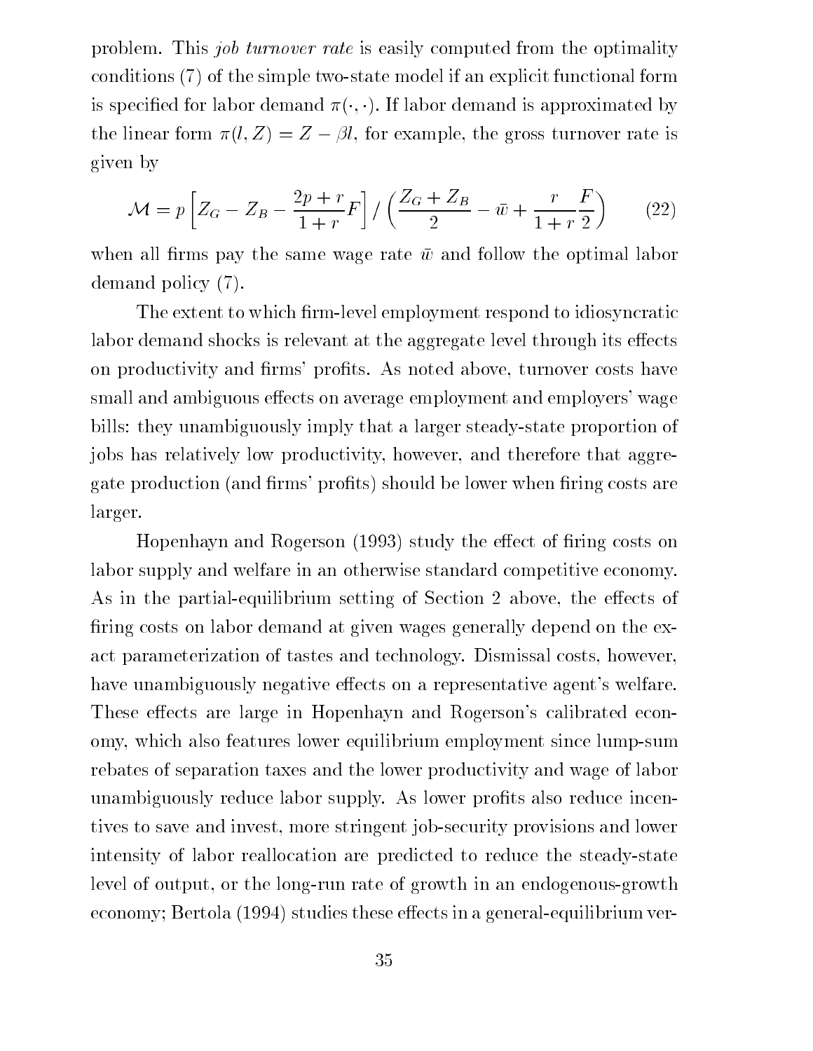problem. This *job turnover rate* is easily computed from the optimality conditions (7) of the simple two-state model if an explicit functional form is specified for labor demand $\pi(\cdot,\cdot)$. If labor demand is approximated by the linear form $\pi(l, Z) = Z - \beta l$, for example, the gross turnover rate is given by

$$\mathcal{M} = p\left[Z_G - Z_B - \frac{2p+r}{1+r}F\right] / \left(\frac{Z_G + Z_B}{2} - \bar{w} + \frac{r}{1+r}\frac{F}{2}\right) \tag{22}$$

when all firms pay the same wage rate $\bar{w}$ and follow the optimal labor demand policy (7).

The extent to which firm-level employment respond to idiosyncratic labor demand shocks is relevant at the aggregate level through its effects on productivity and firms' profits. As noted above, turnover costs have small and ambiguous effects on average employment and employers' wage bills: they unambiguously imply that a larger steady-state proportion of jobs has relatively low productivity, however, and therefore that aggregate production (and firms' profits) should be lower when firing costs are larger.

Hopenhayn and Rogerson (1993) study the effect of firing costs on labor supply and welfare in an otherwise standard competitive economy. As in the partial-equilibrium setting of Section 2 above, the effects of firing costs on labor demand at given wages generally depend on the exact parameterization of tastes and technology. Dismissal costs, however, have unambiguously negative effects on a representative agent's welfare. These effects are large in Hopenhayn and Rogerson's calibrated economy, which also features lower equilibrium employment since lump-sum rebates of separation taxes and the lower productivity and wage of labor unambiguously reduce labor supply. As lower profits also reduce incentives to save and invest, more stringent job-security provisions and lower intensity of labor reallocation are predicted to reduce the steady-state level of output, or the long-run rate of growth in an endogenous-growth economy; Bertola (1994) studies these effects in a general-equilibrium ver-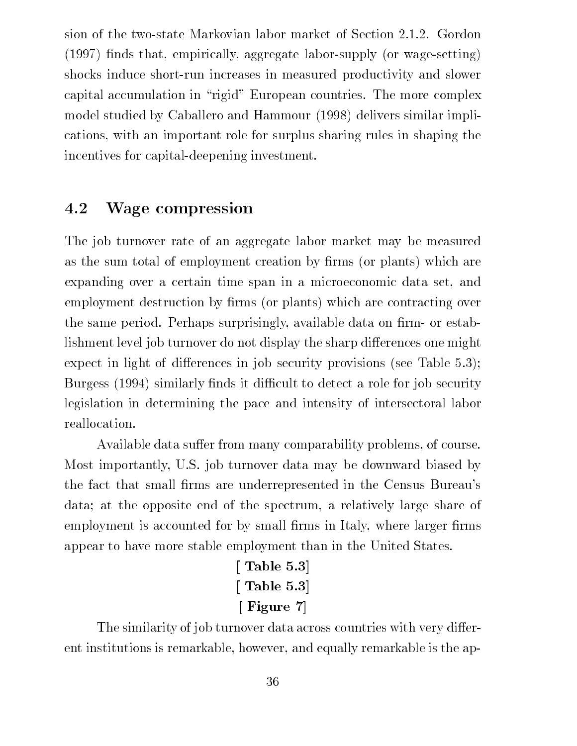sion of the two-state Markovian labor market of Section 2.1.2. Gordon (1997) finds that, empirically, aggregate labor-supply (or wage-setting) shocks induce short-run increases in measured productivity and slower capital accumulation in "rigid" European countries. The more complex model studied by Caballero and Hammour (1998) delivers similar implications, with an important role for surplus sharing rules in shaping the incentives for capital-deepening investment.

## 4.2 Wage compression

The job turnover rate of an aggregate labor market may be measured as the sum total of employment creation by firms (or plants) which are expanding over a certain time span in a microeconomic data set, and employment destruction by firms (or plants) which are contracting over the same period. Perhaps surprisingly, available data on firm- or establishment level job turnover do not display the sharp differences one might expect in light of differences in job security provisions (see Table 5.3); Burgess (1994) similarly finds it difficult to detect a role for job security legislation in determining the pace and intensity of intersectoral labor reallocation.

Available data suffer from many comparability problems, of course. Most importantly, U.S. job turnover data may be downward biased by the fact that small firms are underrepresented in the Census Bureau's data; at the opposite end of the spectrum, a relatively large share of employment is accounted for by small firms in Italy, where larger firms appear to have more stable employment than in the United States.

**[ Table 5.3]**

**[ Table 5.3]**

**[ Figure 7]**

The similarity of job turnover data across countries with very different institutions is remarkable, however, and equally remarkable is the ap-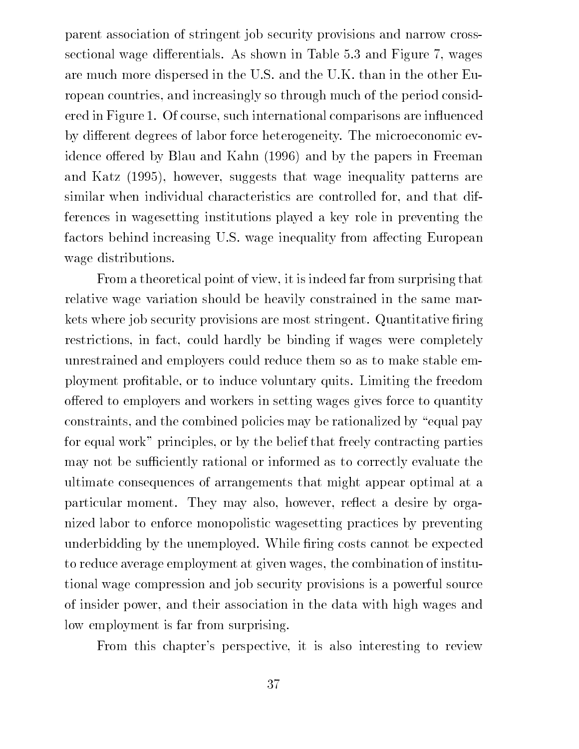parent association of stringent job security provisions and narrow cross-sectional wage differentials. As shown in Table 5.3 and Figure 7, wages are much more dispersed in the U.S. and the U.K. than in the other European countries, and increasingly so through much of the period considered in Figure 1. Of course, such international comparisons are influenced by different degrees of labor force heterogeneity. The microeconomic evidence offered by Blau and Kahn (1996) and by the papers in Freeman and Katz (1995), however, suggests that wage inequality patterns are similar when individual characteristics are controlled for, and that differences in wagesetting institutions played a key role in preventing the factors behind increasing U.S. wage inequality from affecting European wage distributions.

From a theoretical point of view, it is indeed far from surprising that relative wage variation should be heavily constrained in the same markets where job security provisions are most stringent. Quantitative firing restrictions, in fact, could hardly be binding if wages were completely unrestrained and employers could reduce them so as to make stable employment profitable, or to induce voluntary quits. Limiting the freedom offered to employers and workers in setting wages gives force to quantity constraints, and the combined policies may be rationalized by "equal pay for equal work" principles, or by the belief that freely contracting parties may not be sufficiently rational or informed as to correctly evaluate the ultimate consequences of arrangements that might appear optimal at a particular moment. They may also, however, reflect a desire by organized labor to enforce monopolistic wagesetting practices by preventing underbidding by the unemployed. While firing costs cannot be expected to reduce average employment at given wages, the combination of institutional wage compression and job security provisions is a powerful source of insider power, and their association in the data with high wages and low employment is far from surprising.

From this chapter's perspective, it is also interesting to review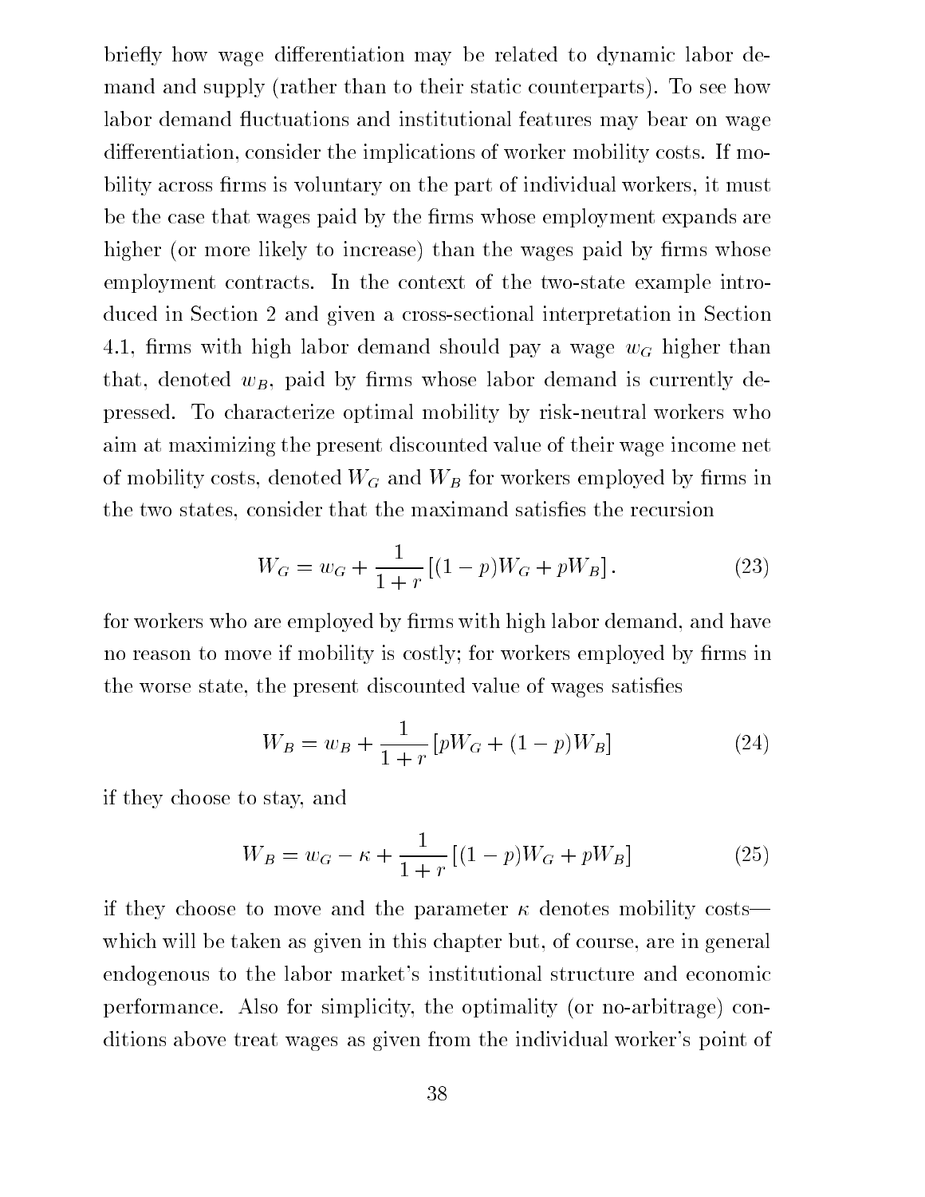briefly how wage differentiation may be related to dynamic labor demand and supply (rather than to their static counterparts). To see how labor demand fluctuations and institutional features may bear on wage differentiation, consider the implications of worker mobility costs. If mobility across firms is voluntary on the part of individual workers, it must be the case that wages paid by the firms whose employment expands are higher (or more likely to increase) than the wages paid by firms whose employment contracts. In the context of the two-state example introduced in Section 2 and given a cross-sectional interpretation in Section 4.1, firms with high labor demand should pay a wage $w_G$ higher than that, denoted $w_B$, paid by firms whose labor demand is currently depressed. To characterize optimal mobility by risk-neutral workers who aim at maximizing the present discounted value of their wage income net of mobility costs, denoted $W_G$ and $W_B$ for workers employed by firms in the two states, consider that the maximand satisfies the recursion

$$W_G = w_G + \frac{1}{1+r}\left[(1-p)W_G + pW_B\right]. \tag{23}$$

for workers who are employed by firms with high labor demand, and have no reason to move if mobility is costly; for workers employed by firms in the worse state, the present discounted value of wages satisfies

$$W_B = w_B + \frac{1}{1+r}\left[pW_G + (1-p)W_B\right] \tag{24}$$

if they choose to stay, and

$$W_B = w_G - \kappa + \frac{1}{1+r}\left[(1-p)W_G + pW_B\right] \tag{25}$$

if they choose to move and the parameter $\kappa$ denotes mobility costs—which will be taken as given in this chapter but, of course, are in general endogenous to the labor market's institutional structure and economic performance. Also for simplicity, the optimality (or no-arbitrage) conditions above treat wages as given from the individual worker's point of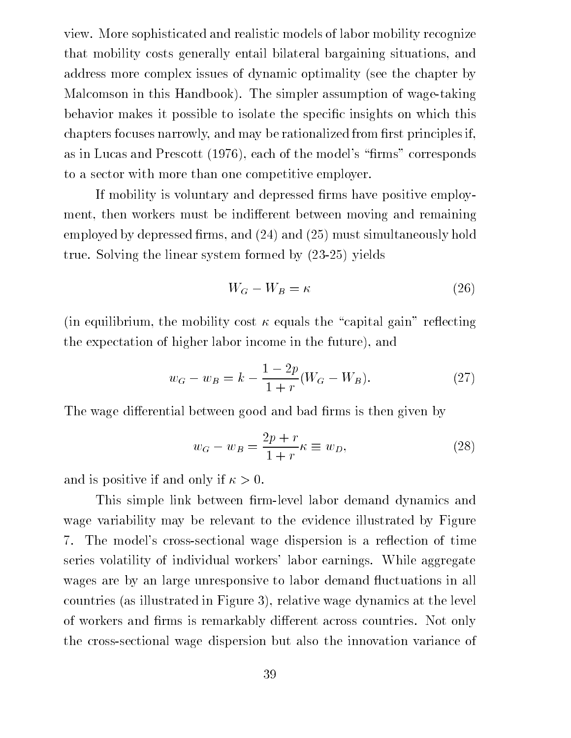view. More sophisticated and realistic models of labor mobility recognize that mobility costs generally entail bilateral bargaining situations, and address more complex issues of dynamic optimality (see the chapter by Malcomson in this Handbook). The simpler assumption of wage-taking behavior makes it possible to isolate the specific insights on which this chapters focuses narrowly, and may be rationalized from first principles if, as in Lucas and Prescott (1976), each of the model's "firms" corresponds to a sector with more than one competitive employer.

If mobility is voluntary and depressed firms have positive employment, then workers must be indifferent between moving and remaining employed by depressed firms, and (24) and (25) must simultaneously hold true. Solving the linear system formed by (23-25) yields

$$W_G - W_B = \kappa \tag{26}$$

(in equilibrium, the mobility cost $\kappa$ equals the "capital gain" reflecting the expectation of higher labor income in the future), and

$$w_G - w_B = k - \frac{1-2p}{1+r}(W_G - W_B). \tag{27}$$

The wage differential between good and bad firms is then given by

$$w_G - w_B = \frac{2p+r}{1+r}\kappa \equiv w_D, \tag{28}$$

and is positive if and only if $\kappa > 0$.

This simple link between firm-level labor demand dynamics and wage variability may be relevant to the evidence illustrated by Figure 7. The model's cross-sectional wage dispersion is a reflection of time series volatility of individual workers' labor earnings. While aggregate wages are by an large unresponsive to labor demand fluctuations in all countries (as illustrated in Figure 3), relative wage dynamics at the level of workers and firms is remarkably different across countries. Not only the cross-sectional wage dispersion but also the innovation variance of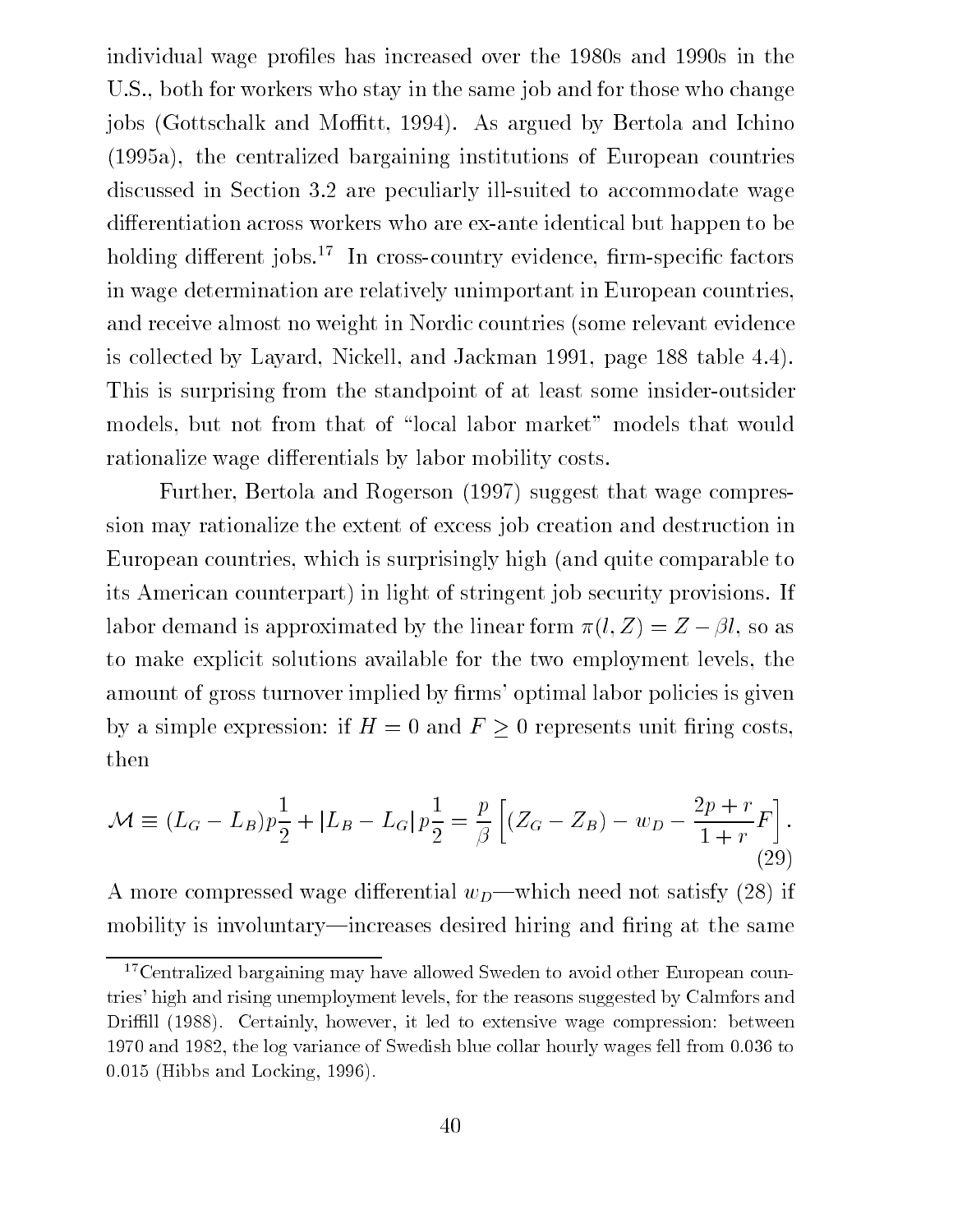individual wage profiles has increased over the 1980s and 1990s in the U.S., both for workers who stay in the same job and for those who change jobs (Gottschalk and Moffitt, 1994). As argued by Bertola and Ichino (1995a), the centralized bargaining institutions of European countries discussed in Section 3.2 are peculiarly ill-suited to accommodate wage differentiation across workers who are ex-ante identical but happen to be holding different jobs.[17] In cross-country evidence, firm-specific factors in wage determination are relatively unimportant in European countries, and receive almost no weight in Nordic countries (some relevant evidence is collected by Layard, Nickell, and Jackman 1991, page 188 table 4.4). This is surprising from the standpoint of at least some insider-outsider models, but not from that of "local labor market" models that would rationalize wage differentials by labor mobility costs.

Further, Bertola and Rogerson (1997) suggest that wage compression may rationalize the extent of excess job creation and destruction in European countries, which is surprisingly high (and quite comparable to its American counterpart) in light of stringent job security provisions. If labor demand is approximated by the linear form $\pi(l, Z) = Z - \beta l$, so as to make explicit solutions available for the two employment levels, the amount of gross turnover implied by firms' optimal labor policies is given by a simple expression: if $H = 0$ and $F \geq 0$ represents unit firing costs, then

$$\mathcal{M} \equiv (L_G - L_B)p\frac{1}{2} + |L_B - L_G|p\frac{1}{2} = \frac{p}{\beta}\left[(Z_G - Z_B) - w_D - \frac{2p + r}{1 + r}F\right]. \tag{29}$$

A more compressed wage differential $w_D$—which need not satisfy (28) if mobility is involuntary—increases desired hiring and firing at the same

[17] Centralized bargaining may have allowed Sweden to avoid other European countries' high and rising unemployment levels, for the reasons suggested by Calmfors and Driffill (1988). Certainly, however, it led to extensive wage compression: between 1970 and 1982, the log variance of Swedish blue collar hourly wages fell from 0.036 to 0.015 (Hibbs and Locking, 1996).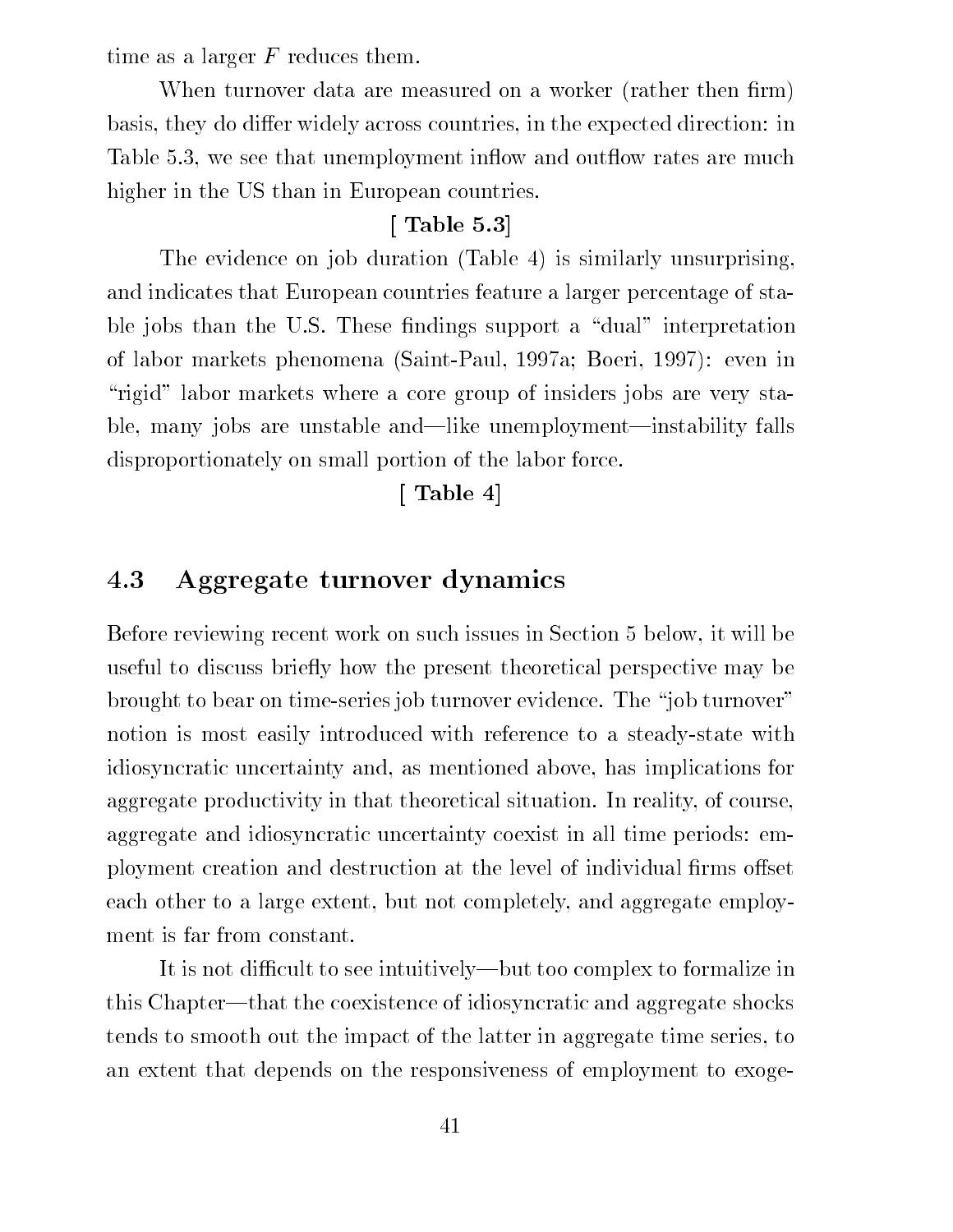time as a larger $F$ reduces them.

When turnover data are measured on a worker (rather then firm) basis, they do differ widely across countries, in the expected direction: in Table 5.3, we see that unemployment inflow and outflow rates are much higher in the US than in European countries.

**[ Table 5.3]**

The evidence on job duration (Table 4) is similarly unsurprising, and indicates that European countries feature a larger percentage of stable jobs than the U.S. These findings support a "dual" interpretation of labor markets phenomena (Saint-Paul, 1997a; Boeri, 1997): even in "rigid" labor markets where a core group of insiders jobs are very stable, many jobs are unstable and—like unemployment—instability falls disproportionately on small portion of the labor force.

**[ Table 4]**

## 4.3 Aggregate turnover dynamics

Before reviewing recent work on such issues in Section 5 below, it will be useful to discuss briefly how the present theoretical perspective may be brought to bear on time-series job turnover evidence. The "job turnover" notion is most easily introduced with reference to a steady-state with idiosyncratic uncertainty and, as mentioned above, has implications for aggregate productivity in that theoretical situation. In reality, of course, aggregate and idiosyncratic uncertainty coexist in all time periods: employment creation and destruction at the level of individual firms offset each other to a large extent, but not completely, and aggregate employment is far from constant.

It is not difficult to see intuitively—but too complex to formalize in this Chapter—that the coexistence of idiosyncratic and aggregate shocks tends to smooth out the impact of the latter in aggregate time series, to an extent that depends on the responsiveness of employment to exoge-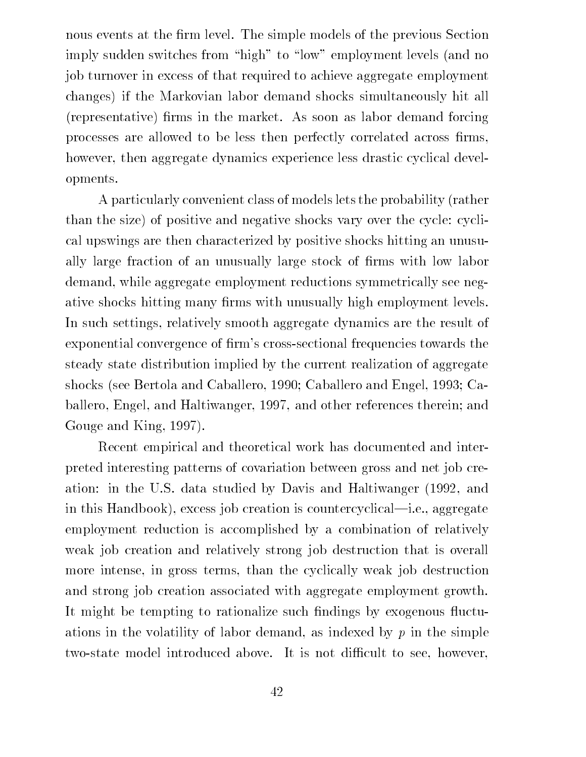nous events at the firm level. The simple models of the previous Section imply sudden switches from "high" to "low" employment levels (and no job turnover in excess of that required to achieve aggregate employment changes) if the Markovian labor demand shocks simultaneously hit all (representative) firms in the market. As soon as labor demand forcing processes are allowed to be less then perfectly correlated across firms, however, then aggregate dynamics experience less drastic cyclical developments.

A particularly convenient class of models lets the probability (rather than the size) of positive and negative shocks vary over the cycle: cyclical upswings are then characterized by positive shocks hitting an unusually large fraction of an unusually large stock of firms with low labor demand, while aggregate employment reductions symmetrically see negative shocks hitting many firms with unusually high employment levels. In such settings, relatively smooth aggregate dynamics are the result of exponential convergence of firm's cross-sectional frequencies towards the steady state distribution implied by the current realization of aggregate shocks (see Bertola and Caballero, 1990; Caballero and Engel, 1993; Caballero, Engel, and Haltiwanger, 1997, and other references therein; and Gouge and King, 1997).

Recent empirical and theoretical work has documented and interpreted interesting patterns of covariation between gross and net job creation: in the U.S. data studied by Davis and Haltiwanger (1992, and in this Handbook), excess job creation is countercyclical—i.e., aggregate employment reduction is accomplished by a combination of relatively weak job creation and relatively strong job destruction that is overall more intense, in gross terms, than the cyclically weak job destruction and strong job creation associated with aggregate employment growth. It might be tempting to rationalize such findings by exogenous fluctuations in the volatility of labor demand, as indexed by $p$ in the simple two-state model introduced above. It is not difficult to see, however,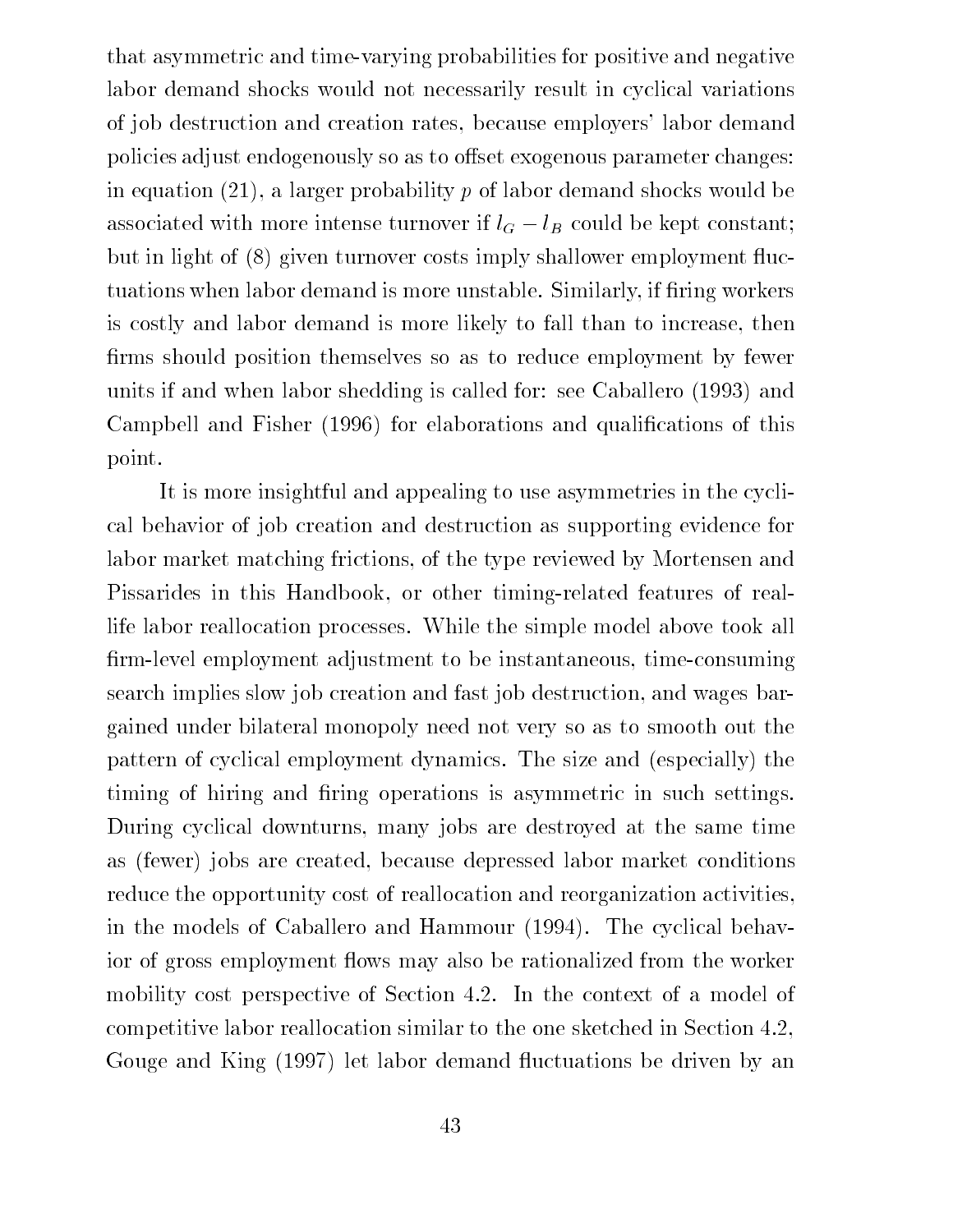that asymmetric and time-varying probabilities for positive and negative labor demand shocks would not necessarily result in cyclical variations of job destruction and creation rates, because employers' labor demand policies adjust endogenously so as to offset exogenous parameter changes: in equation (21), a larger probability $p$ of labor demand shocks would be associated with more intense turnover if $l_G - l_B$ could be kept constant; but in light of (8) given turnover costs imply shallower employment fluctuations when labor demand is more unstable. Similarly, if firing workers is costly and labor demand is more likely to fall than to increase, then firms should position themselves so as to reduce employment by fewer units if and when labor shedding is called for: see Caballero (1993) and Campbell and Fisher (1996) for elaborations and qualifications of this point.

It is more insightful and appealing to use asymmetries in the cyclical behavior of job creation and destruction as supporting evidence for labor market matching frictions, of the type reviewed by Mortensen and Pissarides in this Handbook, or other timing-related features of real-life labor reallocation processes. While the simple model above took all firm-level employment adjustment to be instantaneous, time-consuming search implies slow job creation and fast job destruction, and wages bargained under bilateral monopoly need not very so as to smooth out the pattern of cyclical employment dynamics. The size and (especially) the timing of hiring and firing operations is asymmetric in such settings. During cyclical downturns, many jobs are destroyed at the same time as (fewer) jobs are created, because depressed labor market conditions reduce the opportunity cost of reallocation and reorganization activities, in the models of Caballero and Hammour (1994). The cyclical behavior of gross employment flows may also be rationalized from the worker mobility cost perspective of Section 4.2. In the context of a model of competitive labor reallocation similar to the one sketched in Section 4.2, Gouge and King (1997) let labor demand fluctuations be driven by an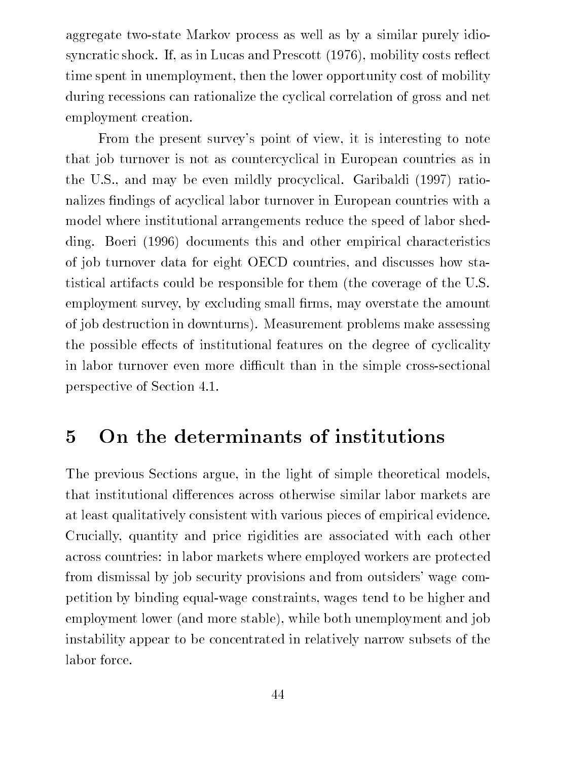aggregate two-state Markov process as well as by a similar purely idiosyncratic shock. If, as in Lucas and Prescott (1976), mobility costs reflect time spent in unemployment, then the lower opportunity cost of mobility during recessions can rationalize the cyclical correlation of gross and net employment creation.

From the present survey's point of view, it is interesting to note that job turnover is not as countercyclical in European countries as in the U.S., and may be even mildly procyclical. Garibaldi (1997) rationalizes findings of acyclical labor turnover in European countries with a model where institutional arrangements reduce the speed of labor shedding. Boeri (1996) documents this and other empirical characteristics of job turnover data for eight OECD countries, and discusses how statistical artifacts could be responsible for them (the coverage of the U.S. employment survey, by excluding small firms, may overstate the amount of job destruction in downturns). Measurement problems make assessing the possible effects of institutional features on the degree of cyclicality in labor turnover even more difficult than in the simple cross-sectional perspective of Section 4.1.

# 5 On the determinants of institutions

The previous Sections argue, in the light of simple theoretical models, that institutional differences across otherwise similar labor markets are at least qualitatively consistent with various pieces of empirical evidence. Crucially, quantity and price rigidities are associated with each other across countries: in labor markets where employed workers are protected from dismissal by job security provisions and from outsiders' wage competition by binding equal-wage constraints, wages tend to be higher and employment lower (and more stable), while both unemployment and job instability appear to be concentrated in relatively narrow subsets of the labor force.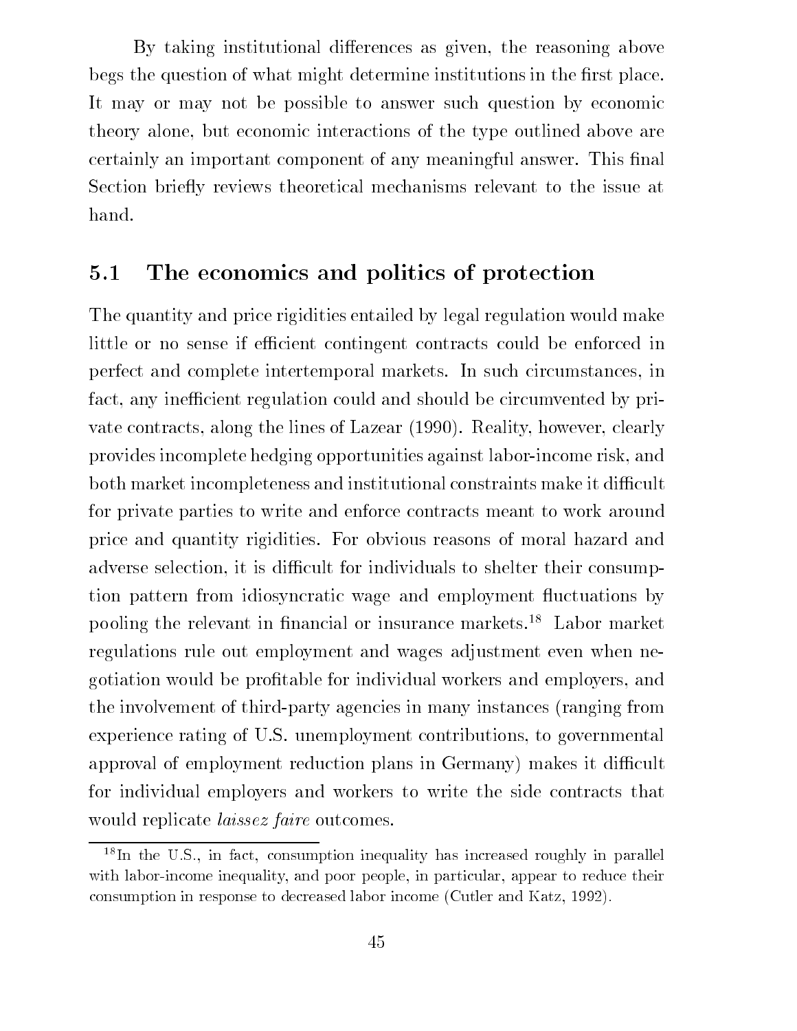By taking institutional differences as given, the reasoning above begs the question of what might determine institutions in the first place. It may or may not be possible to answer such question by economic theory alone, but economic interactions of the type outlined above are certainly an important component of any meaningful answer. This final Section briefly reviews theoretical mechanisms relevant to the issue at hand.

## 5.1 The economics and politics of protection

The quantity and price rigidities entailed by legal regulation would make little or no sense if efficient contingent contracts could be enforced in perfect and complete intertemporal markets. In such circumstances, in fact, any inefficient regulation could and should be circumvented by private contracts, along the lines of Lazear (1990). Reality, however, clearly provides incomplete hedging opportunities against labor-income risk, and both market incompleteness and institutional constraints make it difficult for private parties to write and enforce contracts meant to work around price and quantity rigidities. For obvious reasons of moral hazard and adverse selection, it is difficult for individuals to shelter their consumption pattern from idiosyncratic wage and employment fluctuations by pooling the relevant in financial or insurance markets.[18] Labor market regulations rule out employment and wages adjustment even when negotiation would be profitable for individual workers and employers, and the involvement of third-party agencies in many instances (ranging from experience rating of U.S. unemployment contributions, to governmental approval of employment reduction plans in Germany) makes it difficult for individual employers and workers to write the side contracts that would replicate *laissez faire* outcomes.

[18] In the U.S., in fact, consumption inequality has increased roughly in parallel with labor-income inequality, and poor people, in particular, appear to reduce their consumption in response to decreased labor income (Cutler and Katz, 1992).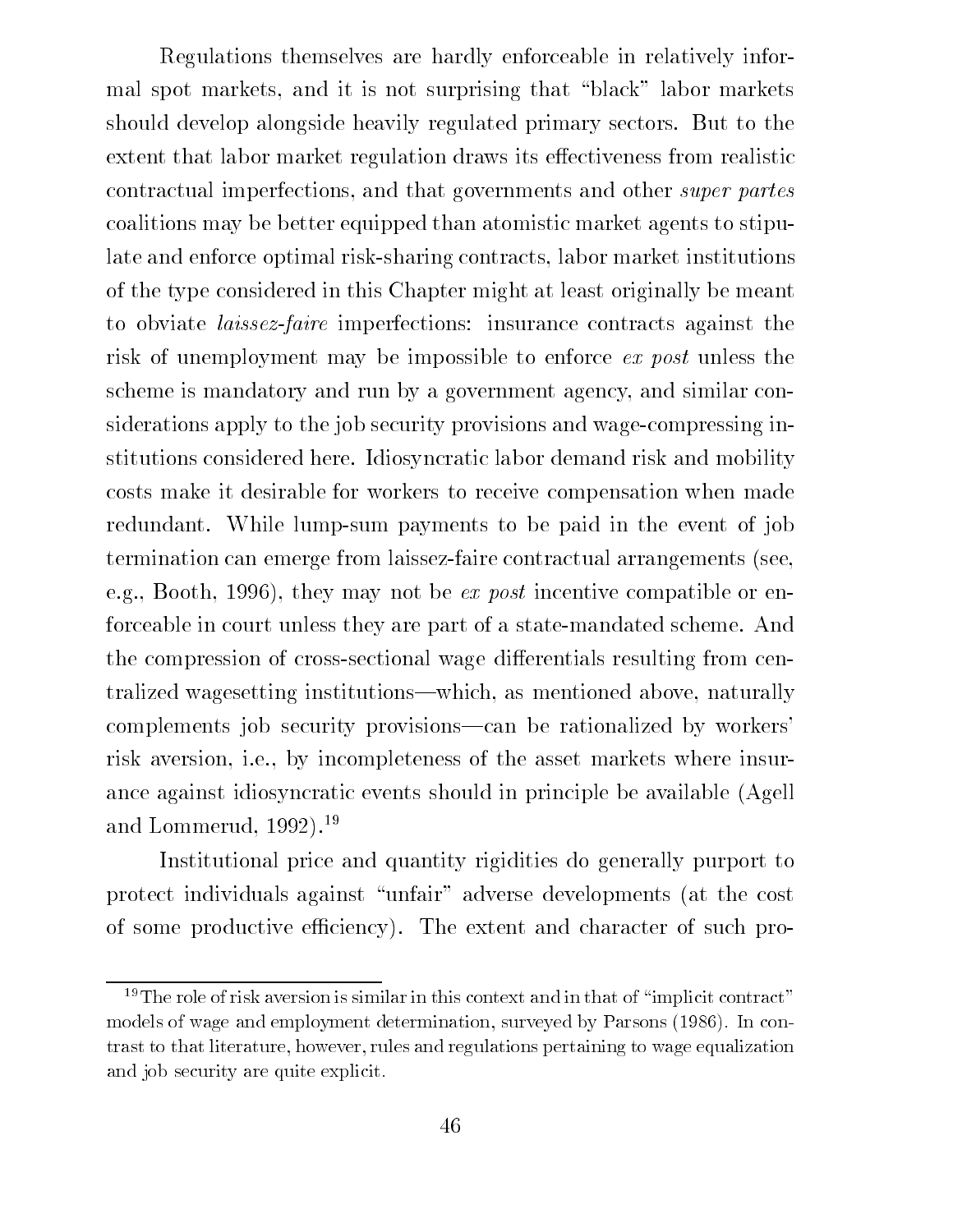Regulations themselves are hardly enforceable in relatively informal spot markets, and it is not surprising that "black" labor markets should develop alongside heavily regulated primary sectors. But to the extent that labor market regulation draws its effectiveness from realistic contractual imperfections, and that governments and other *super partes* coalitions may be better equipped than atomistic market agents to stipulate and enforce optimal risk-sharing contracts, labor market institutions of the type considered in this Chapter might at least originally be meant to obviate *laissez-faire* imperfections: insurance contracts against the risk of unemployment may be impossible to enforce *ex post* unless the scheme is mandatory and run by a government agency, and similar considerations apply to the job security provisions and wage-compressing institutions considered here. Idiosyncratic labor demand risk and mobility costs make it desirable for workers to receive compensation when made redundant. While lump-sum payments to be paid in the event of job termination can emerge from laissez-faire contractual arrangements (see, e.g., Booth, 1996), they may not be *ex post* incentive compatible or enforceable in court unless they are part of a state-mandated scheme. And the compression of cross-sectional wage differentials resulting from centralized wagesetting institutions—which, as mentioned above, naturally complements job security provisions—can be rationalized by workers' risk aversion, i.e., by incompleteness of the asset markets where insurance against idiosyncratic events should in principle be available (Agell and Lommerud, 1992).[19]

Institutional price and quantity rigidities do generally purport to protect individuals against "unfair" adverse developments (at the cost of some productive efficiency). The extent and character of such pro-

[19] The role of risk aversion is similar in this context and in that of "implicit contract" models of wage and employment determination, surveyed by Parsons (1986). In contrast to that literature, however, rules and regulations pertaining to wage equalization and job security are quite explicit.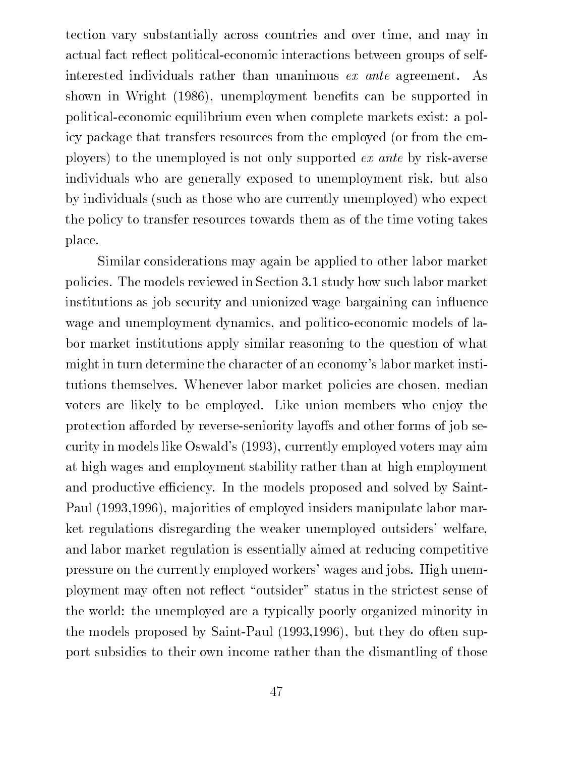tection vary substantially across countries and over time, and may in actual fact reflect political-economic interactions between groups of self-interested individuals rather than unanimous *ex ante* agreement. As shown in Wright (1986), unemployment benefits can be supported in political-economic equilibrium even when complete markets exist: a policy package that transfers resources from the employed (or from the employers) to the unemployed is not only supported *ex ante* by risk-averse individuals who are generally exposed to unemployment risk, but also by individuals (such as those who are currently unemployed) who expect the policy to transfer resources towards them as of the time voting takes place.

Similar considerations may again be applied to other labor market policies. The models reviewed in Section 3.1 study how such labor market institutions as job security and unionized wage bargaining can influence wage and unemployment dynamics, and politico-economic models of labor market institutions apply similar reasoning to the question of what might in turn determine the character of an economy's labor market institutions themselves. Whenever labor market policies are chosen, median voters are likely to be employed. Like union members who enjoy the protection afforded by reverse-seniority layoffs and other forms of job security in models like Oswald's (1993), currently employed voters may aim at high wages and employment stability rather than at high employment and productive efficiency. In the models proposed and solved by Saint-Paul (1993,1996), majorities of employed insiders manipulate labor market regulations disregarding the weaker unemployed outsiders' welfare, and labor market regulation is essentially aimed at reducing competitive pressure on the currently employed workers' wages and jobs. High unemployment may often not reflect "outsider" status in the strictest sense of the world: the unemployed are a typically poorly organized minority in the models proposed by Saint-Paul (1993,1996), but they do often support subsidies to their own income rather than the dismantling of those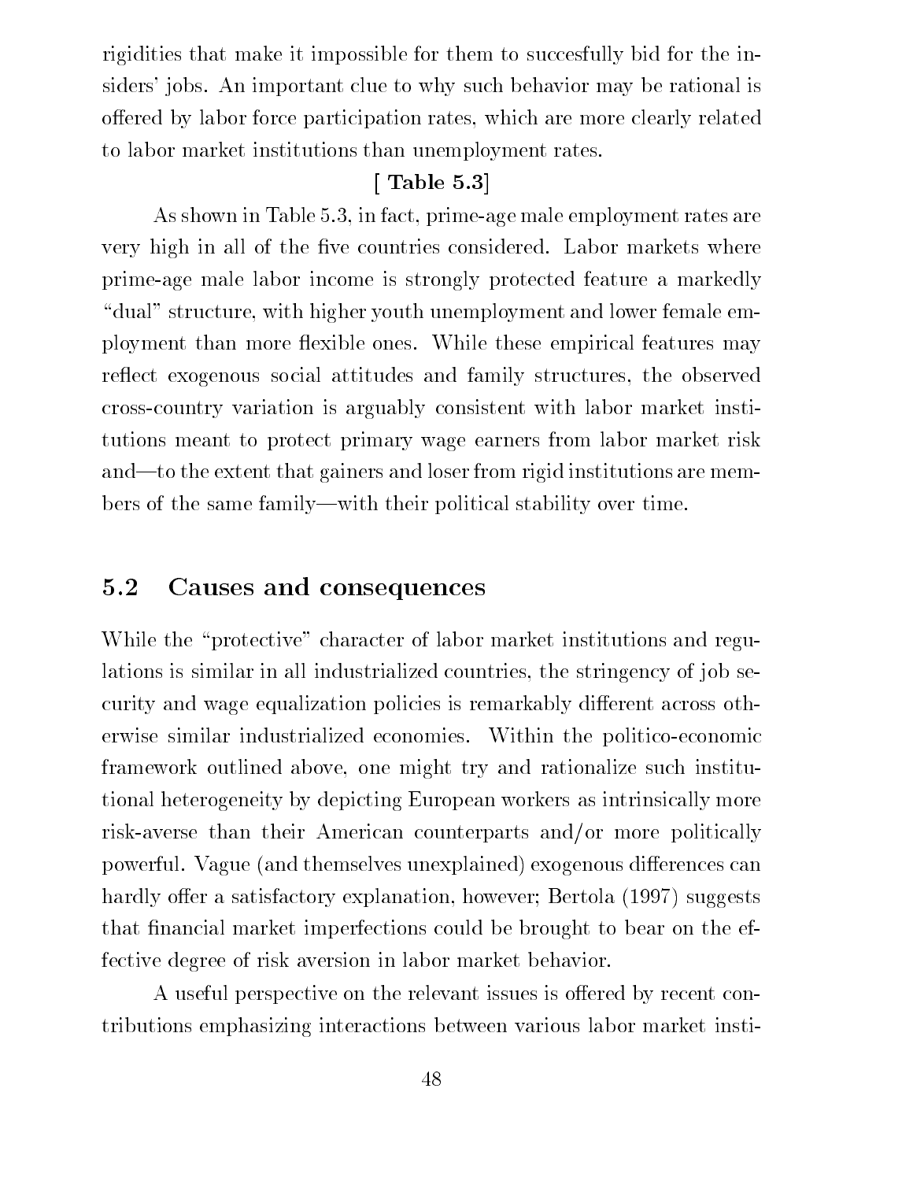rigidities that make it impossible for them to succesfully bid for the insiders' jobs. An important clue to why such behavior may be rational is offered by labor force participation rates, which are more clearly related to labor market institutions than unemployment rates.

**[ Table 5.3]**

As shown in Table 5.3, in fact, prime-age male employment rates are very high in all of the five countries considered. Labor markets where prime-age male labor income is strongly protected feature a markedly "dual" structure, with higher youth unemployment and lower female employment than more flexible ones. While these empirical features may reflect exogenous social attitudes and family structures, the observed cross-country variation is arguably consistent with labor market institutions meant to protect primary wage earners from labor market risk and—to the extent that gainers and loser from rigid institutions are members of the same family—with their political stability over time.

## 5.2 Causes and consequences

While the "protective" character of labor market institutions and regulations is similar in all industrialized countries, the stringency of job security and wage equalization policies is remarkably different across otherwise similar industrialized economies. Within the politico-economic framework outlined above, one might try and rationalize such institutional heterogeneity by depicting European workers as intrinsically more risk-averse than their American counterparts and/or more politically powerful. Vague (and themselves unexplained) exogenous differences can hardly offer a satisfactory explanation, however; Bertola (1997) suggests that financial market imperfections could be brought to bear on the effective degree of risk aversion in labor market behavior.

A useful perspective on the relevant issues is offered by recent contributions emphasizing interactions between various labor market insti-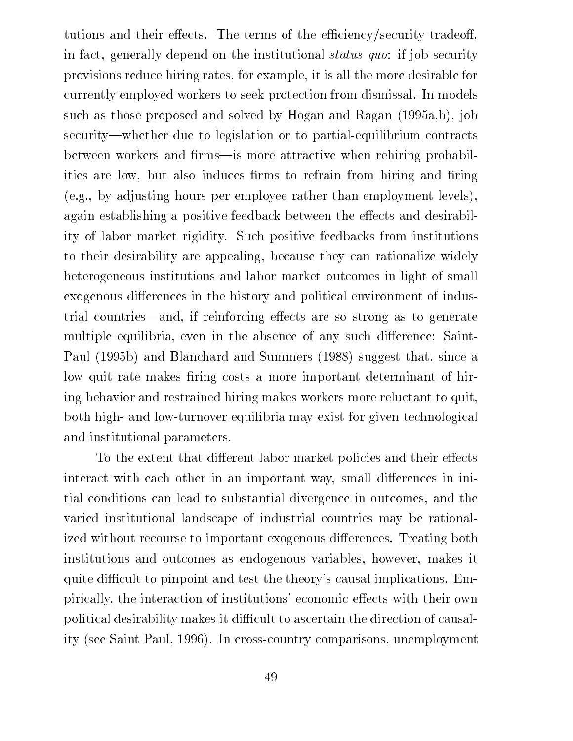tutions and their effects. The terms of the efficiency/security tradeoff, in fact, generally depend on the institutional *status quo*: if job security provisions reduce hiring rates, for example, it is all the more desirable for currently employed workers to seek protection from dismissal. In models such as those proposed and solved by Hogan and Ragan (1995a,b), job security—whether due to legislation or to partial-equilibrium contracts between workers and firms—is more attractive when rehiring probabilities are low, but also induces firms to refrain from hiring and firing (e.g., by adjusting hours per employee rather than employment levels), again establishing a positive feedback between the effects and desirability of labor market rigidity. Such positive feedbacks from institutions to their desirability are appealing, because they can rationalize widely heterogeneous institutions and labor market outcomes in light of small exogenous differences in the history and political environment of industrial countries—and, if reinforcing effects are so strong as to generate multiple equilibria, even in the absence of any such difference: Saint-Paul (1995b) and Blanchard and Summers (1988) suggest that, since a low quit rate makes firing costs a more important determinant of hiring behavior and restrained hiring makes workers more reluctant to quit, both high- and low-turnover equilibria may exist for given technological and institutional parameters.

To the extent that different labor market policies and their effects interact with each other in an important way, small differences in initial conditions can lead to substantial divergence in outcomes, and the varied institutional landscape of industrial countries may be rationalized without recourse to important exogenous differences. Treating both institutions and outcomes as endogenous variables, however, makes it quite difficult to pinpoint and test the theory's causal implications. Empirically, the interaction of institutions' economic effects with their own political desirability makes it difficult to ascertain the direction of causality (see Saint Paul, 1996). In cross-country comparisons, unemployment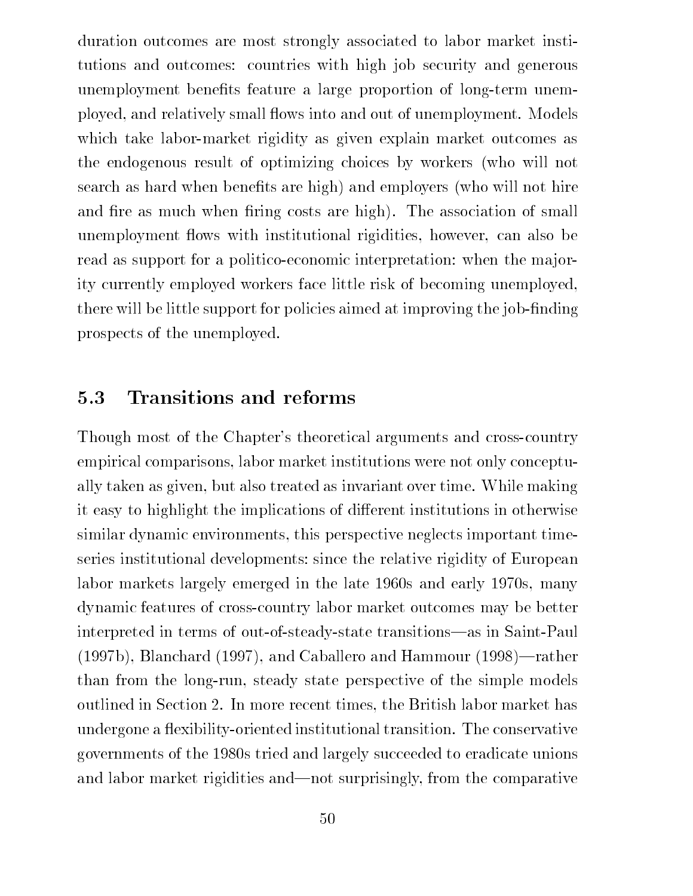duration outcomes are most strongly associated to labor market institutions and outcomes: countries with high job security and generous unemployment benefits feature a large proportion of long-term unemployed, and relatively small flows into and out of unemployment. Models which take labor-market rigidity as given explain market outcomes as the endogenous result of optimizing choices by workers (who will not search as hard when benefits are high) and employers (who will not hire and fire as much when firing costs are high). The association of small unemployment flows with institutional rigidities, however, can also be read as support for a politico-economic interpretation: when the majority currently employed workers face little risk of becoming unemployed, there will be little support for policies aimed at improving the job-finding prospects of the unemployed.

## 5.3 Transitions and reforms

Though most of the Chapter's theoretical arguments and cross-country empirical comparisons, labor market institutions were not only conceptually taken as given, but also treated as invariant over time. While making it easy to highlight the implications of different institutions in otherwise similar dynamic environments, this perspective neglects important time-series institutional developments: since the relative rigidity of European labor markets largely emerged in the late 1960s and early 1970s, many dynamic features of cross-country labor market outcomes may be better interpreted in terms of out-of-steady-state transitions—as in Saint-Paul (1997b), Blanchard (1997), and Caballero and Hammour (1998)—rather than from the long-run, steady state perspective of the simple models outlined in Section 2. In more recent times, the British labor market has undergone a flexibility-oriented institutional transition. The conservative governments of the 1980s tried and largely succeeded to eradicate unions and labor market rigidities and—not surprisingly, from the comparative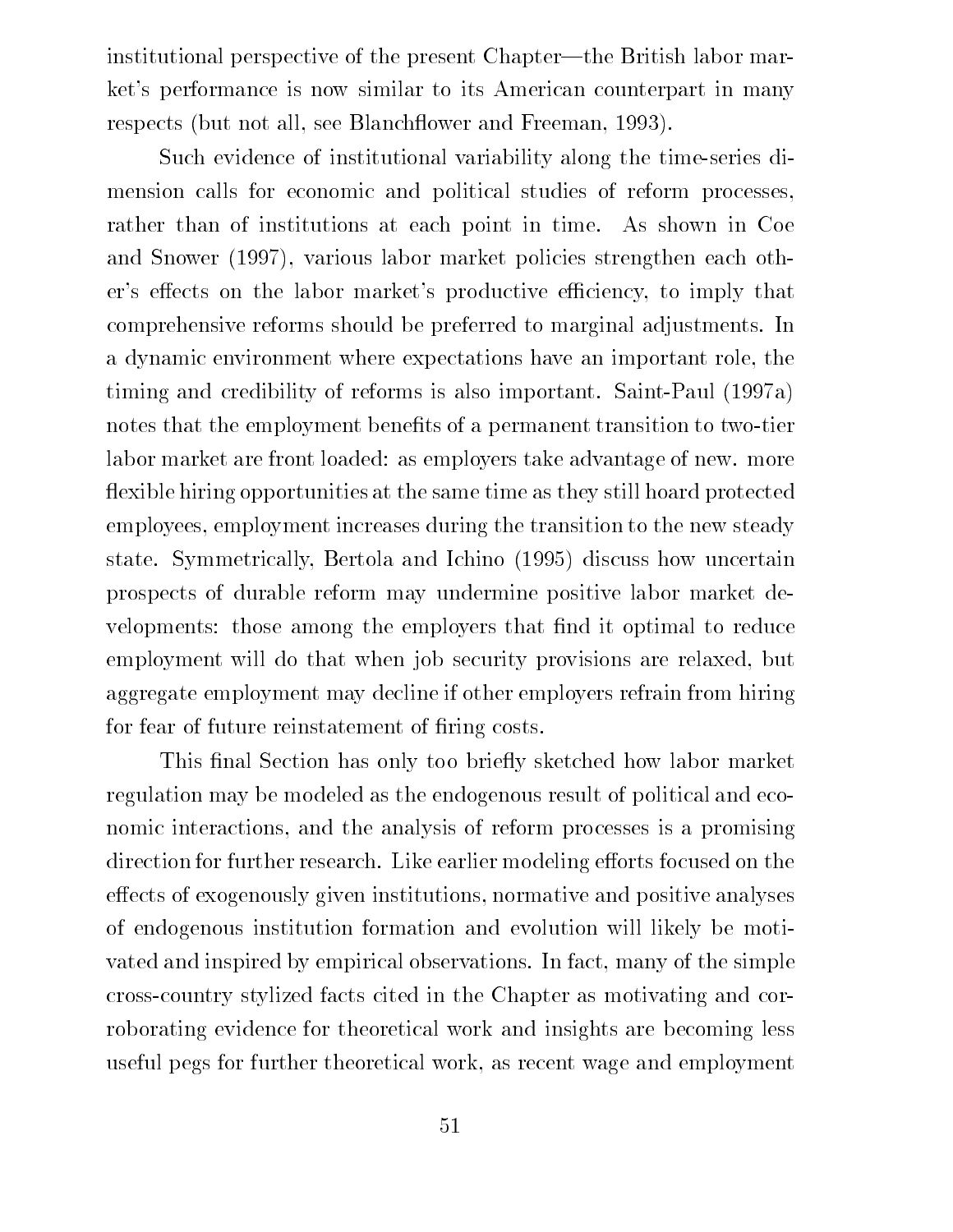institutional perspective of the present Chapter—the British labor market's performance is now similar to its American counterpart in many respects (but not all, see Blanchflower and Freeman, 1993).

Such evidence of institutional variability along the time-series dimension calls for economic and political studies of reform processes, rather than of institutions at each point in time. As shown in Coe and Snower (1997), various labor market policies strengthen each other's effects on the labor market's productive efficiency, to imply that comprehensive reforms should be preferred to marginal adjustments. In a dynamic environment where expectations have an important role, the timing and credibility of reforms is also important. Saint-Paul (1997a) notes that the employment benefits of a permanent transition to two-tier labor market are front loaded: as employers take advantage of new. more flexible hiring opportunities at the same time as they still hoard protected employees, employment increases during the transition to the new steady state. Symmetrically, Bertola and Ichino (1995) discuss how uncertain prospects of durable reform may undermine positive labor market developments: those among the employers that find it optimal to reduce employment will do that when job security provisions are relaxed, but aggregate employment may decline if other employers refrain from hiring for fear of future reinstatement of firing costs.

This final Section has only too briefly sketched how labor market regulation may be modeled as the endogenous result of political and economic interactions, and the analysis of reform processes is a promising direction for further research. Like earlier modeling efforts focused on the effects of exogenously given institutions, normative and positive analyses of endogenous institution formation and evolution will likely be motivated and inspired by empirical observations. In fact, many of the simple cross-country stylized facts cited in the Chapter as motivating and corroborating evidence for theoretical work and insights are becoming less useful pegs for further theoretical work, as recent wage and employment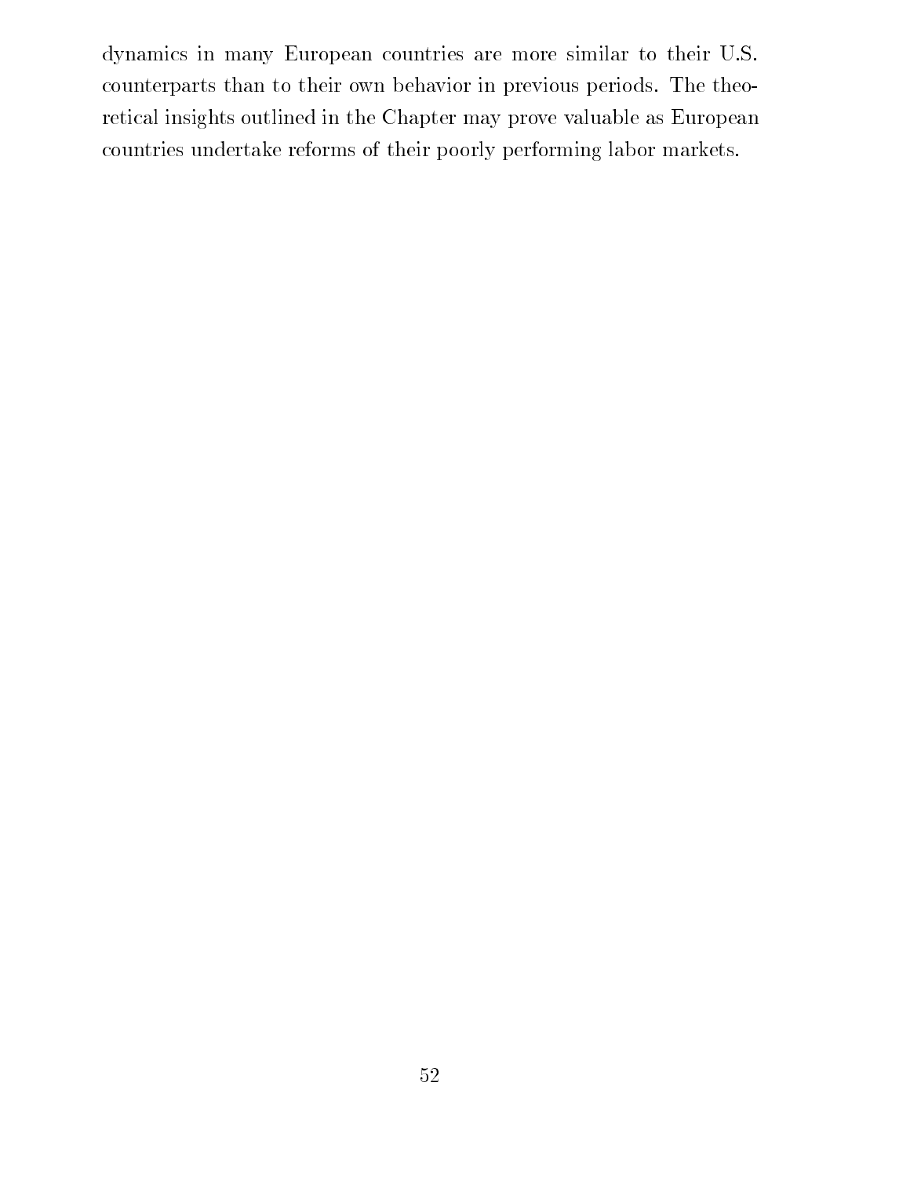dynamics in many European countries are more similar to their U.S. counterparts than to their own behavior in previous periods. The theoretical insights outlined in the Chapter may prove valuable as European countries undertake reforms of their poorly performing labor markets.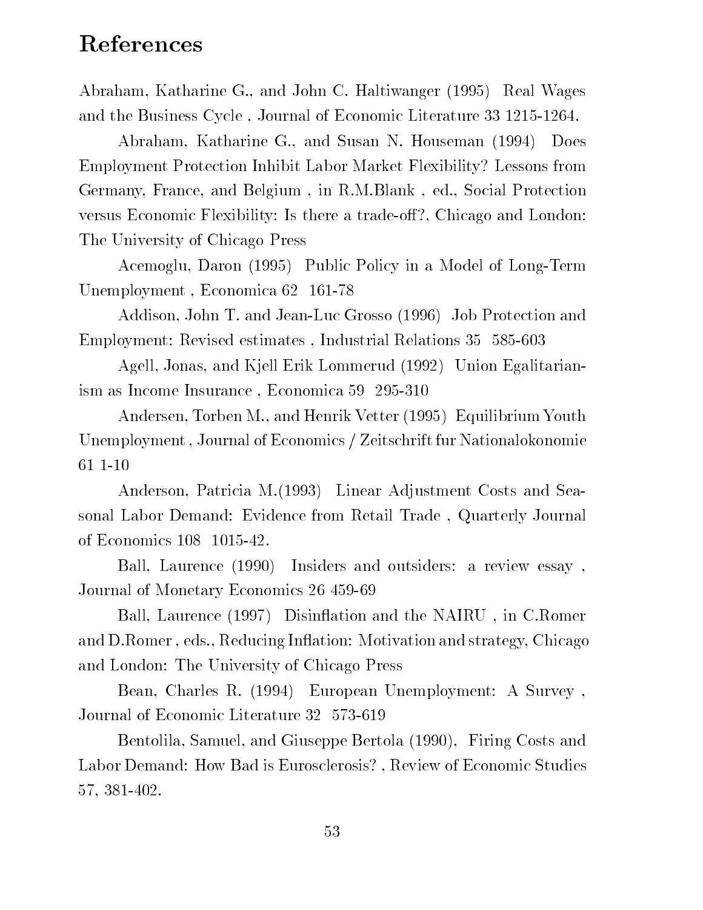## References

Abraham, Katharine G., and John C. Haltiwanger (1995) Real Wages and the Business Cycle , Journal of Economic Literature 33 1215-1264.

Abraham, Katharine G., and Susan N. Houseman (1994) Does Employment Protection Inhibit Labor Market Flexibility? Lessons from Germany, France, and Belgium , in R.M.Blank , ed., Social Protection versus Economic Flexibility: Is there a trade-off?, Chicago and London: The University of Chicago Press

Acemoglu, Daron (1995) Public Policy in a Model of Long-Term Unemployment , Economica 62 161-78

Addison, John T. and Jean-Luc Grosso (1996) Job Protection and Employment: Revised estimates , Industrial Relations 35 585-603

Agell, Jonas, and Kjell Erik Lommerud (1992) Union Egalitarianism as Income Insurance , Economica 59 295-310

Andersen, Torben M., and Henrik Vetter (1995) Equilibrium Youth Unemployment , Journal of Economics / Zeitschrift fur Nationalokonomie 61 1-10

Anderson, Patricia M.(1993) Linear Adjustment Costs and Seasonal Labor Demand: Evidence from Retail Trade , Quarterly Journal of Economics 108 1015-42.

Ball, Laurence (1990) Insiders and outsiders: a review essay , Journal of Monetary Economics 26 459-69

Ball, Laurence (1997) Disinflation and the NAIRU , in C.Romer and D.Romer , eds., Reducing Inflation: Motivation and strategy, Chicago and London: The University of Chicago Press

Bean, Charles R. (1994) European Unemployment: A Survey , Journal of Economic Literature 32 573-619

Bentolila, Samuel, and Giuseppe Bertola (1990), Firing Costs and Labor Demand: How Bad is Eurosclerosis? , Review of Economic Studies 57, 381-402.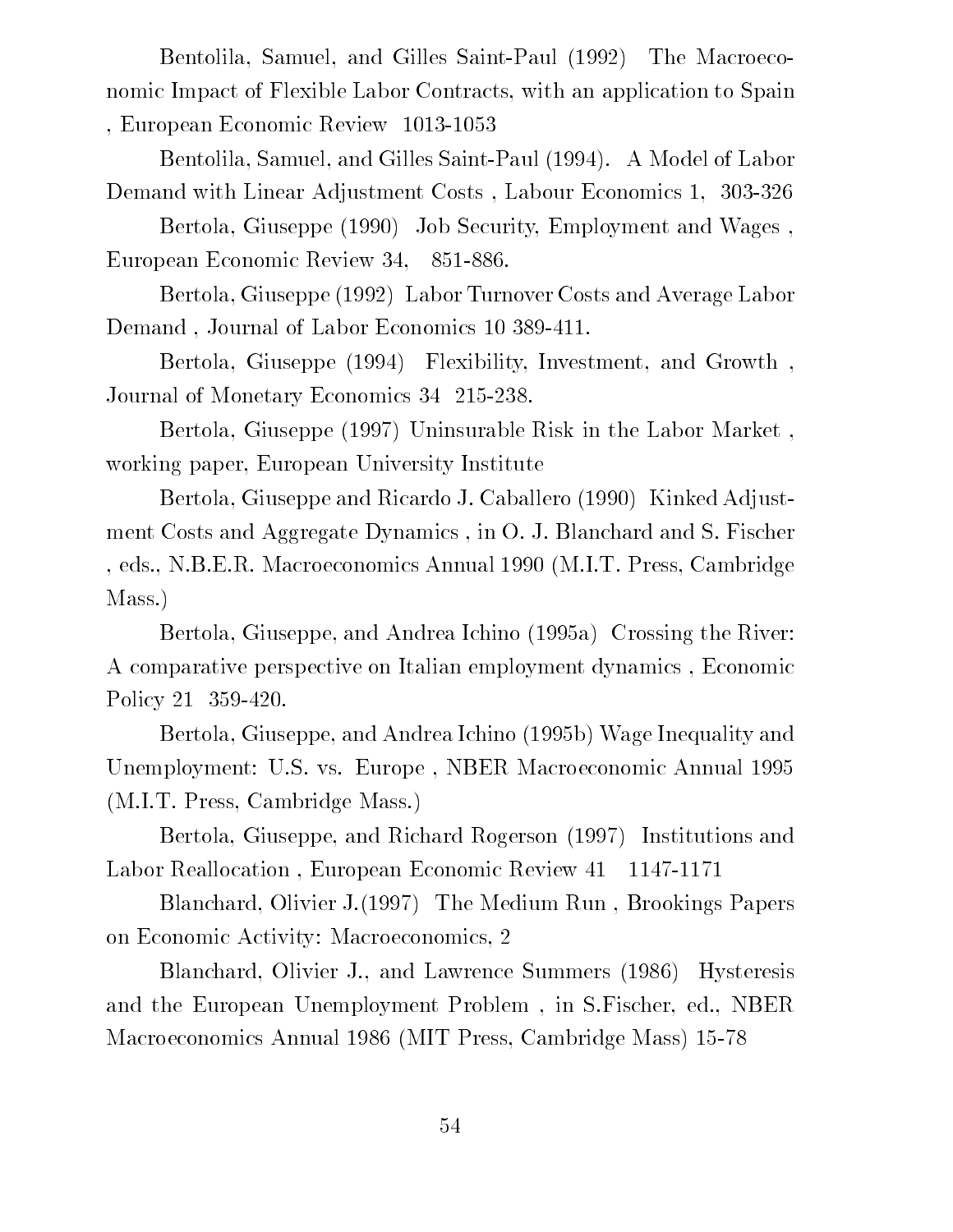Bentolila, Samuel, and Gilles Saint-Paul (1992) The Macroeconomic Impact of Flexible Labor Contracts, with an application to Spain , European Economic Review 1013-1053

Bentolila, Samuel, and Gilles Saint-Paul (1994). A Model of Labor Demand with Linear Adjustment Costs , Labour Economics 1, 303-326

Bertola, Giuseppe (1990) Job Security, Employment and Wages , European Economic Review 34, 851-886.

Bertola, Giuseppe (1992) Labor Turnover Costs and Average Labor Demand , Journal of Labor Economics 10 389-411.

Bertola, Giuseppe (1994) Flexibility, Investment, and Growth , Journal of Monetary Economics 34 215-238.

Bertola, Giuseppe (1997) Uninsurable Risk in the Labor Market , working paper, European University Institute

Bertola, Giuseppe and Ricardo J. Caballero (1990) Kinked Adjustment Costs and Aggregate Dynamics , in O. J. Blanchard and S. Fischer , eds., N.B.E.R. Macroeconomics Annual 1990 (M.I.T. Press, Cambridge Mass.)

Bertola, Giuseppe, and Andrea Ichino (1995a) Crossing the River: A comparative perspective on Italian employment dynamics , Economic Policy 21 359-420.

Bertola, Giuseppe, and Andrea Ichino (1995b) Wage Inequality and Unemployment: U.S. vs. Europe , NBER Macroeconomic Annual 1995 (M.I.T. Press, Cambridge Mass.)

Bertola, Giuseppe, and Richard Rogerson (1997) Institutions and Labor Reallocation , European Economic Review 41 1147-1171

Blanchard, Olivier J.(1997) The Medium Run , Brookings Papers on Economic Activity: Macroeconomics, 2

Blanchard, Olivier J., and Lawrence Summers (1986) Hysteresis and the European Unemployment Problem , in S.Fischer, ed., NBER Macroeconomics Annual 1986 (MIT Press, Cambridge Mass) 15-78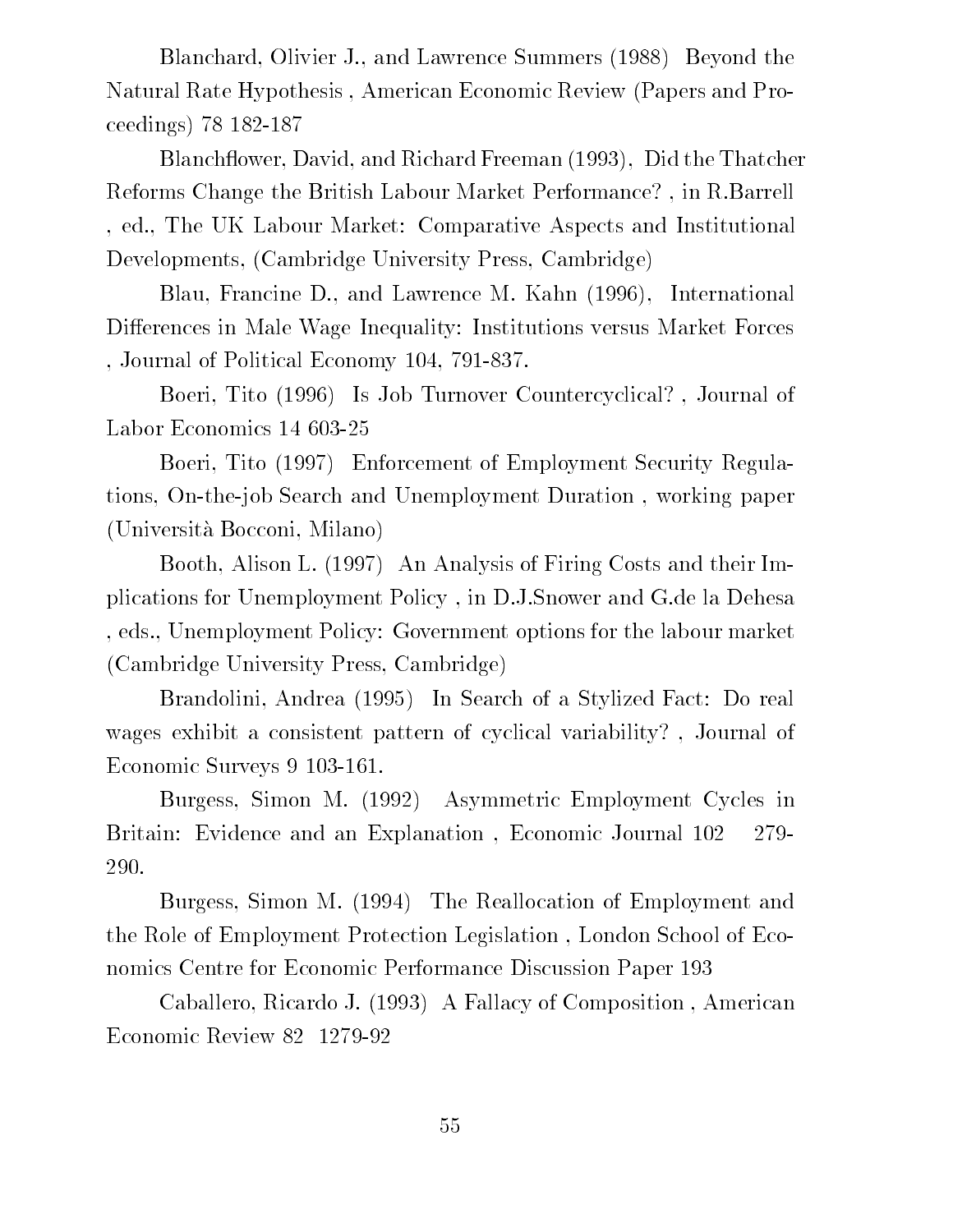Blanchard, Olivier J., and Lawrence Summers (1988) Beyond the Natural Rate Hypothesis , American Economic Review (Papers and Proceedings) 78 182-187

Blanchflower, David, and Richard Freeman (1993), Did the Thatcher Reforms Change the British Labour Market Performance? , in R.Barrell , ed., The UK Labour Market: Comparative Aspects and Institutional Developments, (Cambridge University Press, Cambridge)

Blau, Francine D., and Lawrence M. Kahn (1996), International Differences in Male Wage Inequality: Institutions versus Market Forces , Journal of Political Economy 104, 791-837.

Boeri, Tito (1996) Is Job Turnover Countercyclical? , Journal of Labor Economics 14 603-25

Boeri, Tito (1997) Enforcement of Employment Security Regulations, On-the-job Search and Unemployment Duration , working paper (Università Bocconi, Milano)

Booth, Alison L. (1997) An Analysis of Firing Costs and their Implications for Unemployment Policy , in D.J.Snower and G.de la Dehesa , eds., Unemployment Policy: Government options for the labour market (Cambridge University Press, Cambridge)

Brandolini, Andrea (1995) In Search of a Stylized Fact: Do real wages exhibit a consistent pattern of cyclical variability? , Journal of Economic Surveys 9 103-161.

Burgess, Simon M. (1992) Asymmetric Employment Cycles in Britain: Evidence and an Explanation , Economic Journal 102 279-290.

Burgess, Simon M. (1994) The Reallocation of Employment and the Role of Employment Protection Legislation , London School of Economics Centre for Economic Performance Discussion Paper 193

Caballero, Ricardo J. (1993) A Fallacy of Composition , American Economic Review 82 1279-92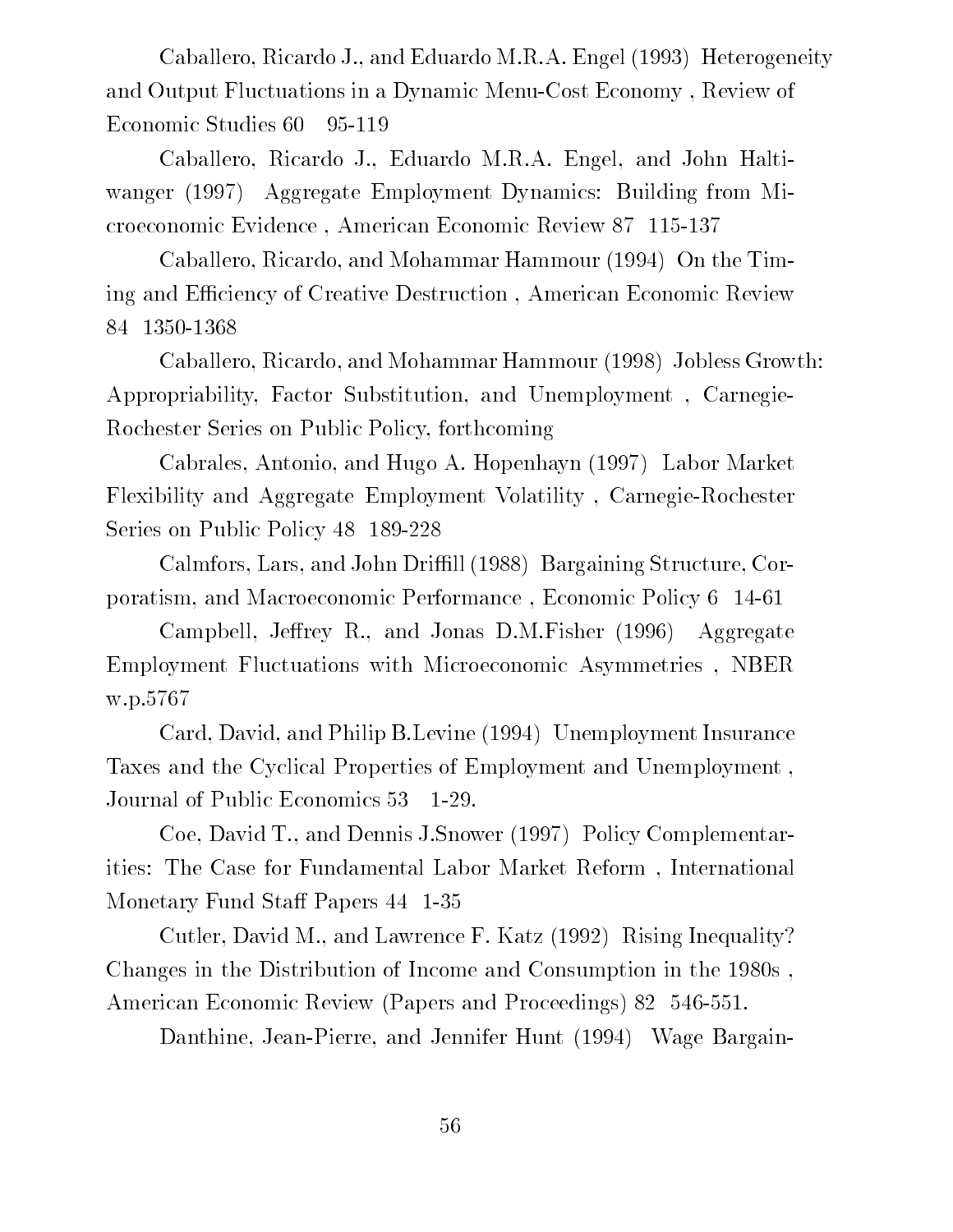Caballero, Ricardo J., and Eduardo M.R.A. Engel (1993) Heterogeneity and Output Fluctuations in a Dynamic Menu-Cost Economy , Review of Economic Studies 60 95-119

Caballero, Ricardo J., Eduardo M.R.A. Engel, and John Haltiwanger (1997) Aggregate Employment Dynamics: Building from Microeconomic Evidence , American Economic Review 87 115-137

Caballero, Ricardo, and Mohammar Hammour (1994) On the Timing and Efficiency of Creative Destruction , American Economic Review 84 1350-1368

Caballero, Ricardo, and Mohammar Hammour (1998) Jobless Growth: Appropriability, Factor Substitution, and Unemployment , Carnegie-Rochester Series on Public Policy, forthcoming

Cabrales, Antonio, and Hugo A. Hopenhayn (1997) Labor Market Flexibility and Aggregate Employment Volatility , Carnegie-Rochester Series on Public Policy 48 189-228

Calmfors, Lars, and John Driffill (1988) Bargaining Structure, Corporatism, and Macroeconomic Performance , Economic Policy 6 14-61

Campbell, Jeffrey R., and Jonas D.M.Fisher (1996) Aggregate Employment Fluctuations with Microeconomic Asymmetries , NBER w.p.5767

Card, David, and Philip B.Levine (1994) Unemployment Insurance Taxes and the Cyclical Properties of Employment and Unemployment , Journal of Public Economics 53 1-29.

Coe, David T., and Dennis J.Snower (1997) Policy Complementarities: The Case for Fundamental Labor Market Reform , International Monetary Fund Staff Papers 44 1-35

Cutler, David M., and Lawrence F. Katz (1992) Rising Inequality? Changes in the Distribution of Income and Consumption in the 1980s , American Economic Review (Papers and Proceedings) 82 546-551.

Danthine, Jean-Pierre, and Jennifer Hunt (1994) Wage Bargain-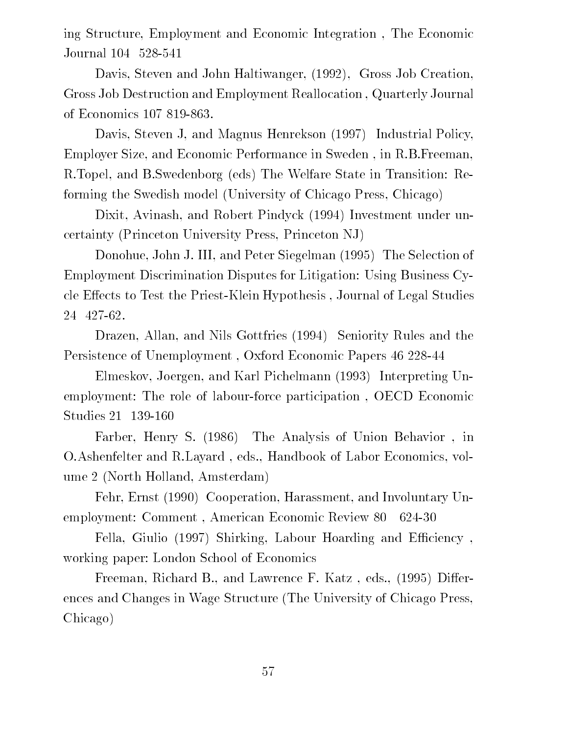ing Structure, Employment and Economic Integration , The Economic Journal 104 528-541

Davis, Steven and John Haltiwanger, (1992), Gross Job Creation, Gross Job Destruction and Employment Reallocation , Quarterly Journal of Economics 107 819-863.

Davis, Steven J, and Magnus Henrekson (1997) Industrial Policy, Employer Size, and Economic Performance in Sweden , in R.B.Freeman, R.Topel, and B.Swedenborg (eds) The Welfare State in Transition: Reforming the Swedish model (University of Chicago Press, Chicago)

Dixit, Avinash, and Robert Pindyck (1994) Investment under uncertainty (Princeton University Press, Princeton NJ)

Donohue, John J. III, and Peter Siegelman (1995) The Selection of Employment Discrimination Disputes for Litigation: Using Business Cycle Effects to Test the Priest-Klein Hypothesis , Journal of Legal Studies 24 427-62.

Drazen, Allan, and Nils Gottfries (1994) Seniority Rules and the Persistence of Unemployment , Oxford Economic Papers 46 228-44

Elmeskov, Joergen, and Karl Pichelmann (1993) Interpreting Unemployment: The role of labour-force participation , OECD Economic Studies 21 139-160

Farber, Henry S. (1986) The Analysis of Union Behavior , in O.Ashenfelter and R.Layard , eds., Handbook of Labor Economics, volume 2 (North Holland, Amsterdam)

Fehr, Ernst (1990) Cooperation, Harassment, and Involuntary Unemployment: Comment , American Economic Review 80 624-30

Fella, Giulio (1997) Shirking, Labour Hoarding and Efficiency , working paper: London School of Economics

Freeman, Richard B., and Lawrence F. Katz , eds., (1995) Differences and Changes in Wage Structure (The University of Chicago Press, Chicago)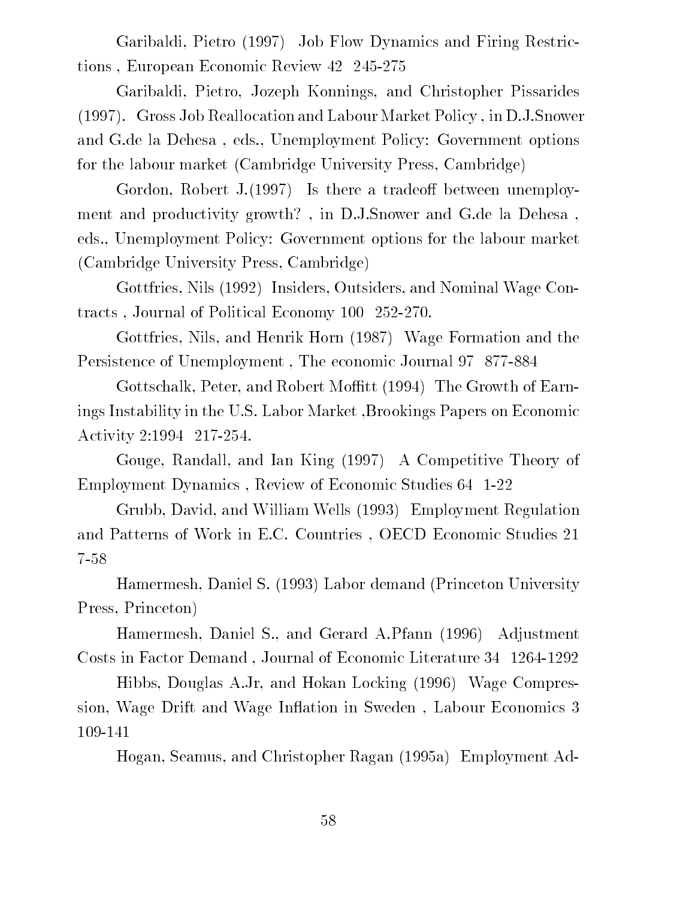Garibaldi, Pietro (1997) Job Flow Dynamics and Firing Restrictions , European Economic Review 42 245-275

Garibaldi, Pietro, Jozeph Konnings, and Christopher Pissarides (1997). Gross Job Reallocation and Labour Market Policy , in D.J.Snower and G.de la Dehesa , eds., Unemployment Policy: Government options for the labour market (Cambridge University Press, Cambridge)

Gordon, Robert J.(1997) Is there a tradeoff between unemployment and productivity growth? , in D.J.Snower and G.de la Dehesa , eds., Unemployment Policy: Government options for the labour market (Cambridge University Press, Cambridge)

Gottfries, Nils (1992) Insiders, Outsiders, and Nominal Wage Contracts , Journal of Political Economy 100 252-270.

Gottfries, Nils, and Henrik Horn (1987) Wage Formation and the Persistence of Unemployment , The economic Journal 97 877-884

Gottschalk, Peter, and Robert Moffitt (1994) The Growth of Earnings Instability in the U.S. Labor Market ,Brookings Papers on Economic Activity 2:1994 217-254.

Gouge, Randall, and Ian King (1997) A Competitive Theory of Employment Dynamics , Review of Economic Studies 64 1-22

Grubb, David, and William Wells (1993) Employment Regulation and Patterns of Work in E.C. Countries , OECD Economic Studies 21 7-58

Hamermesh, Daniel S. (1993) Labor demand (Princeton University Press, Princeton)

Hamermesh, Daniel S., and Gerard A.Pfann (1996) Adjustment Costs in Factor Demand , Journal of Economic Literature 34 1264-1292

Hibbs, Douglas A.Jr, and Hokan Locking (1996) Wage Compression, Wage Drift and Wage Inflation in Sweden , Labour Economics 3 109-141

Hogan, Seamus, and Christopher Ragan (1995a) Employment Ad-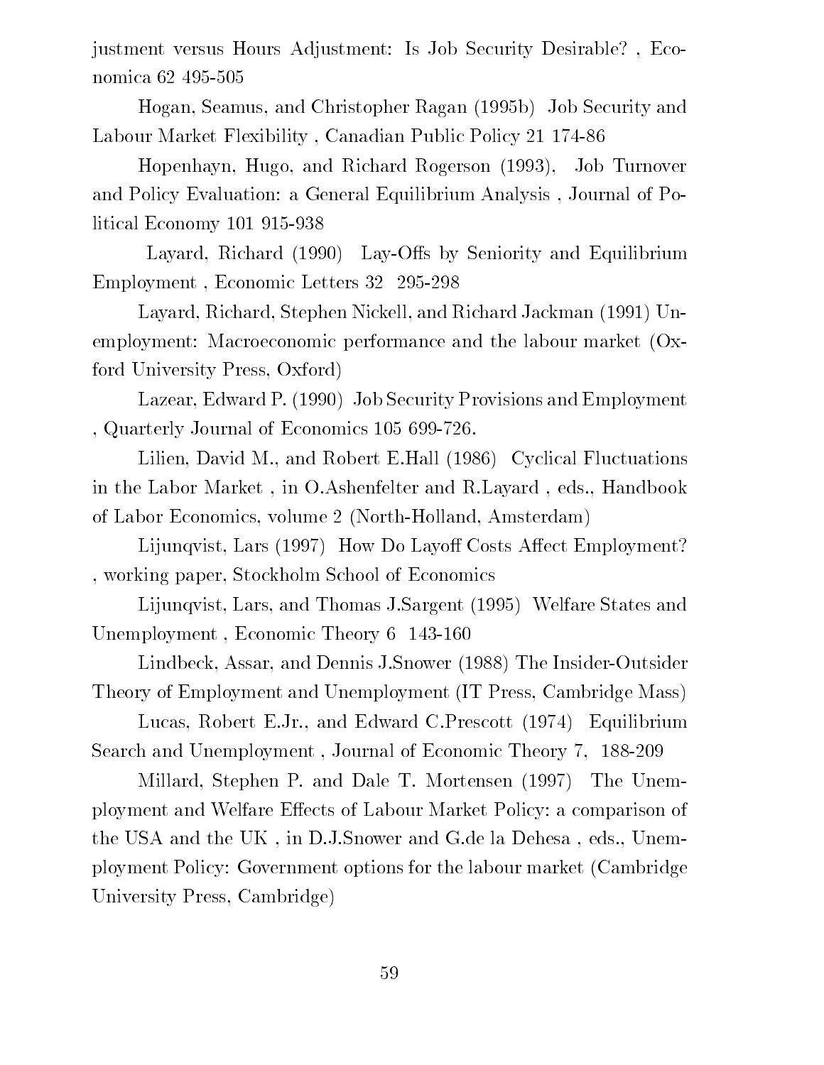justment versus Hours Adjustment: Is Job Security Desirable? , Economica 62 495-505

Hogan, Seamus, and Christopher Ragan (1995b) Job Security and Labour Market Flexibility , Canadian Public Policy 21 174-86

Hopenhayn, Hugo, and Richard Rogerson (1993), Job Turnover and Policy Evaluation: a General Equilibrium Analysis , Journal of Political Economy 101 915-938

Layard, Richard (1990) Lay-Offs by Seniority and Equilibrium Employment , Economic Letters 32 295-298

Layard, Richard, Stephen Nickell, and Richard Jackman (1991) Unemployment: Macroeconomic performance and the labour market (Oxford University Press, Oxford)

Lazear, Edward P. (1990) Job Security Provisions and Employment , Quarterly Journal of Economics 105 699-726.

Lilien, David M., and Robert E.Hall (1986) Cyclical Fluctuations in the Labor Market , in O.Ashenfelter and R.Layard , eds., Handbook of Labor Economics, volume 2 (North-Holland, Amsterdam)

Lijunqvist, Lars (1997) How Do Layoff Costs Affect Employment? , working paper, Stockholm School of Economics

Lijunqvist, Lars, and Thomas J.Sargent (1995) Welfare States and Unemployment , Economic Theory 6 143-160

Lindbeck, Assar, and Dennis J.Snower (1988) The Insider-Outsider Theory of Employment and Unemployment (IT Press, Cambridge Mass)

Lucas, Robert E.Jr., and Edward C.Prescott (1974) Equilibrium Search and Unemployment , Journal of Economic Theory 7, 188-209

Millard, Stephen P. and Dale T. Mortensen (1997) The Unemployment and Welfare Effects of Labour Market Policy: a comparison of the USA and the UK , in D.J.Snower and G.de la Dehesa , eds., Unemployment Policy: Government options for the labour market (Cambridge University Press, Cambridge)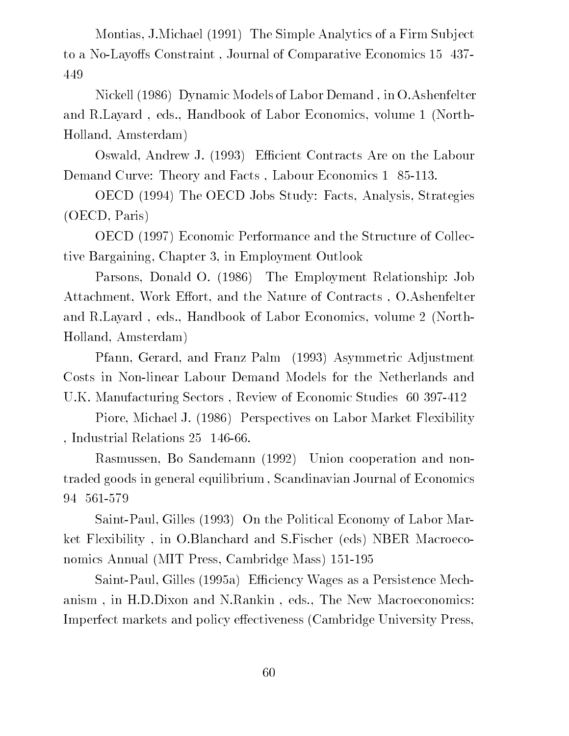Montias, J.Michael (1991) The Simple Analytics of a Firm Subject to a No-Layoffs Constraint , Journal of Comparative Economics 15 437-449

Nickell (1986) Dynamic Models of Labor Demand , in O.Ashenfelter and R.Layard , eds., Handbook of Labor Economics, volume 1 (North-Holland, Amsterdam)

Oswald, Andrew J. (1993) Efficient Contracts Are on the Labour Demand Curve: Theory and Facts , Labour Economics 1 85-113.

OECD (1994) The OECD Jobs Study: Facts, Analysis, Strategies (OECD, Paris)

OECD (1997) Economic Performance and the Structure of Collective Bargaining, Chapter 3, in Employment Outlook

Parsons, Donald O. (1986) The Employment Relationship: Job Attachment, Work Effort, and the Nature of Contracts , O.Ashenfelter and R.Layard , eds., Handbook of Labor Economics, volume 2 (North-Holland, Amsterdam)

Pfann, Gerard, and Franz Palm (1993) Asymmetric Adjustment Costs in Non-linear Labour Demand Models for the Netherlands and U.K. Manufacturing Sectors , Review of Economic Studies 60 397-412

Piore, Michael J. (1986) Perspectives on Labor Market Flexibility , Industrial Relations 25 146-66.

Rasmussen, Bo Sandemann (1992) Union cooperation and non-traded goods in general equilibrium , Scandinavian Journal of Economics 94 561-579

Saint-Paul, Gilles (1993) On the Political Economy of Labor Market Flexibility , in O.Blanchard and S.Fischer (eds) NBER Macroeconomics Annual (MIT Press, Cambridge Mass) 151-195

Saint-Paul, Gilles (1995a) Efficiency Wages as a Persistence Mechanism , in H.D.Dixon and N.Rankin , eds., The New Macroeconomics: Imperfect markets and policy effectiveness (Cambridge University Press,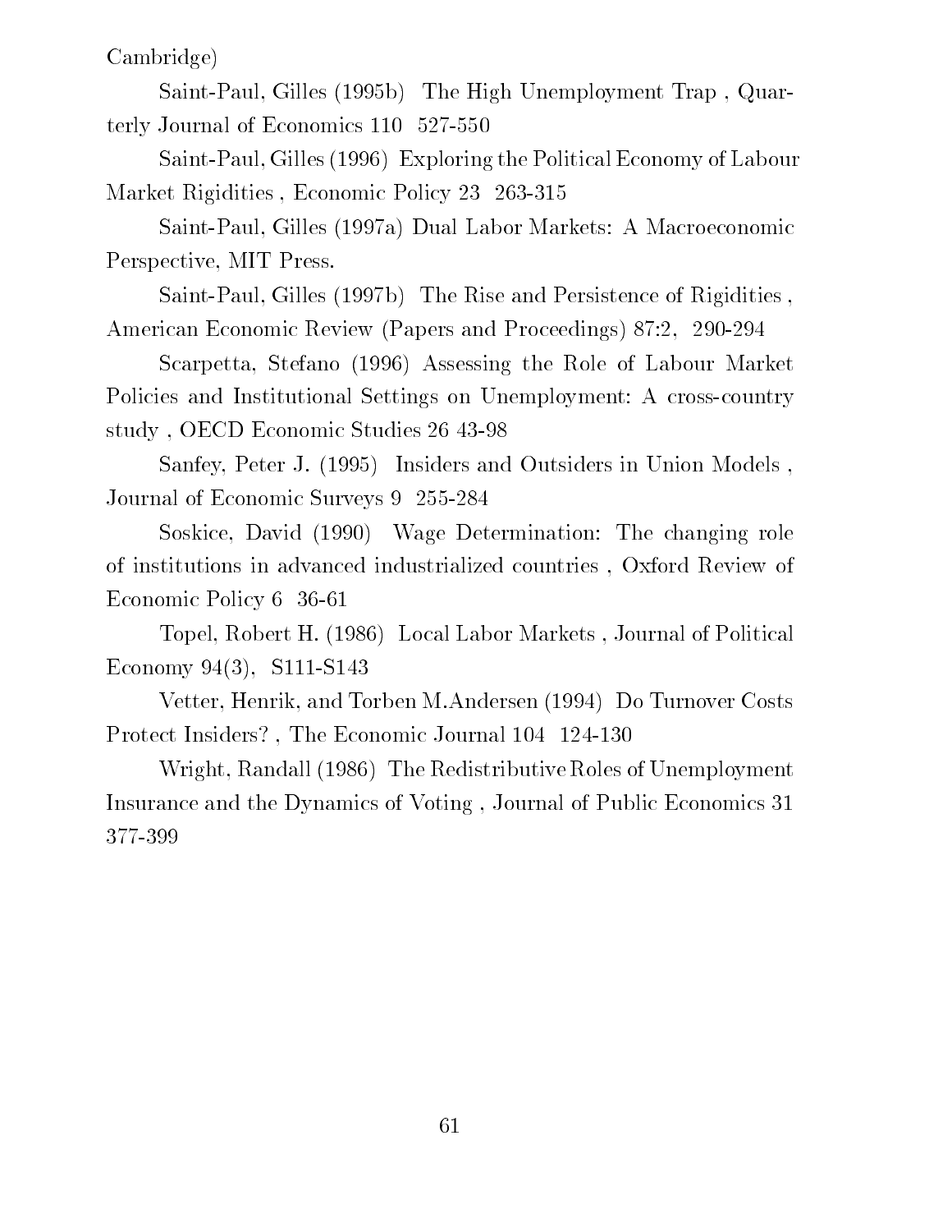Cambridge)

Saint-Paul, Gilles (1995b) The High Unemployment Trap , Quarterly Journal of Economics 110 527-550

Saint-Paul, Gilles (1996) Exploring the Political Economy of Labour Market Rigidities , Economic Policy 23 263-315

Saint-Paul, Gilles (1997a) Dual Labor Markets: A Macroeconomic Perspective, MIT Press.

Saint-Paul, Gilles (1997b) The Rise and Persistence of Rigidities , American Economic Review (Papers and Proceedings) 87:2, 290-294

Scarpetta, Stefano (1996) Assessing the Role of Labour Market Policies and Institutional Settings on Unemployment: A cross-country study , OECD Economic Studies 26 43-98

Sanfey, Peter J. (1995) Insiders and Outsiders in Union Models , Journal of Economic Surveys 9 255-284

Soskice, David (1990) Wage Determination: The changing role of institutions in advanced industrialized countries , Oxford Review of Economic Policy 6 36-61

Topel, Robert H. (1986) Local Labor Markets , Journal of Political Economy 94(3), S111-S143

Vetter, Henrik, and Torben M.Andersen (1994) Do Turnover Costs Protect Insiders? , The Economic Journal 104 124-130

Wright, Randall (1986) The Redistributive Roles of Unemployment Insurance and the Dynamics of Voting , Journal of Public Economics 31 377-399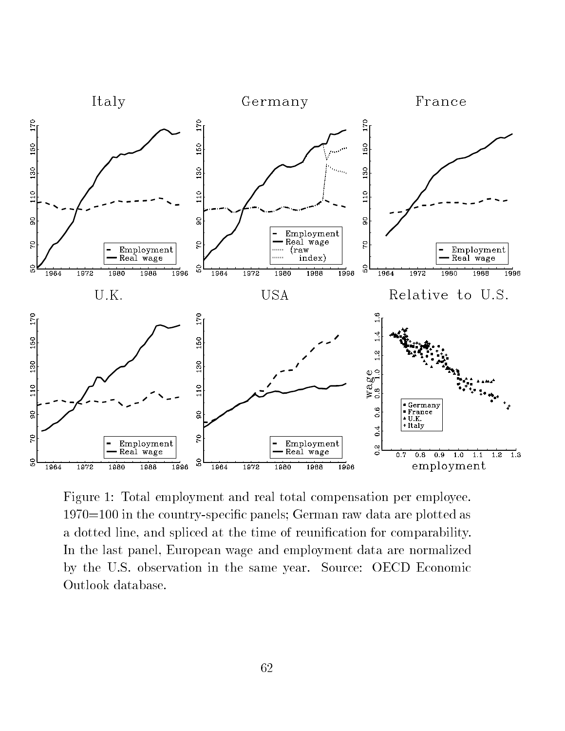Figure 1: Total employment and real total compensation per employee. 1970=100 in the country-specific panels; German raw data are plotted as a dotted line, and spliced at the time of reunification for comparability. In the last panel, European wage and employment data are normalized by the U.S. observation in the same year. Source: OECD Economic Outlook database.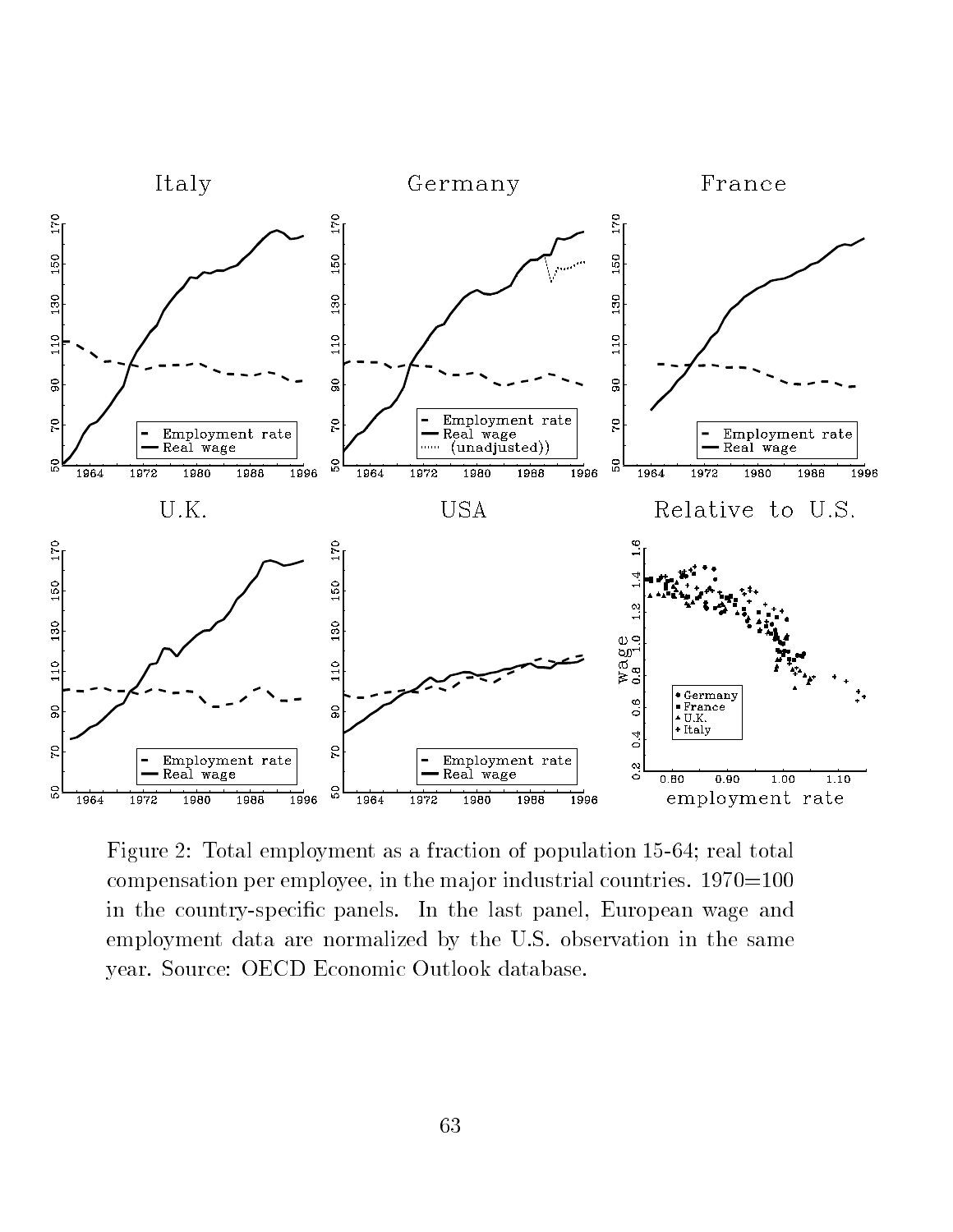Figure 2: Total employment as a fraction of population 15-64; real total compensation per employee, in the major industrial countries. 1970=100 in the country-specific panels. In the last panel, European wage and employment data are normalized by the U.S. observation in the same year. Source: OECD Economic Outlook database.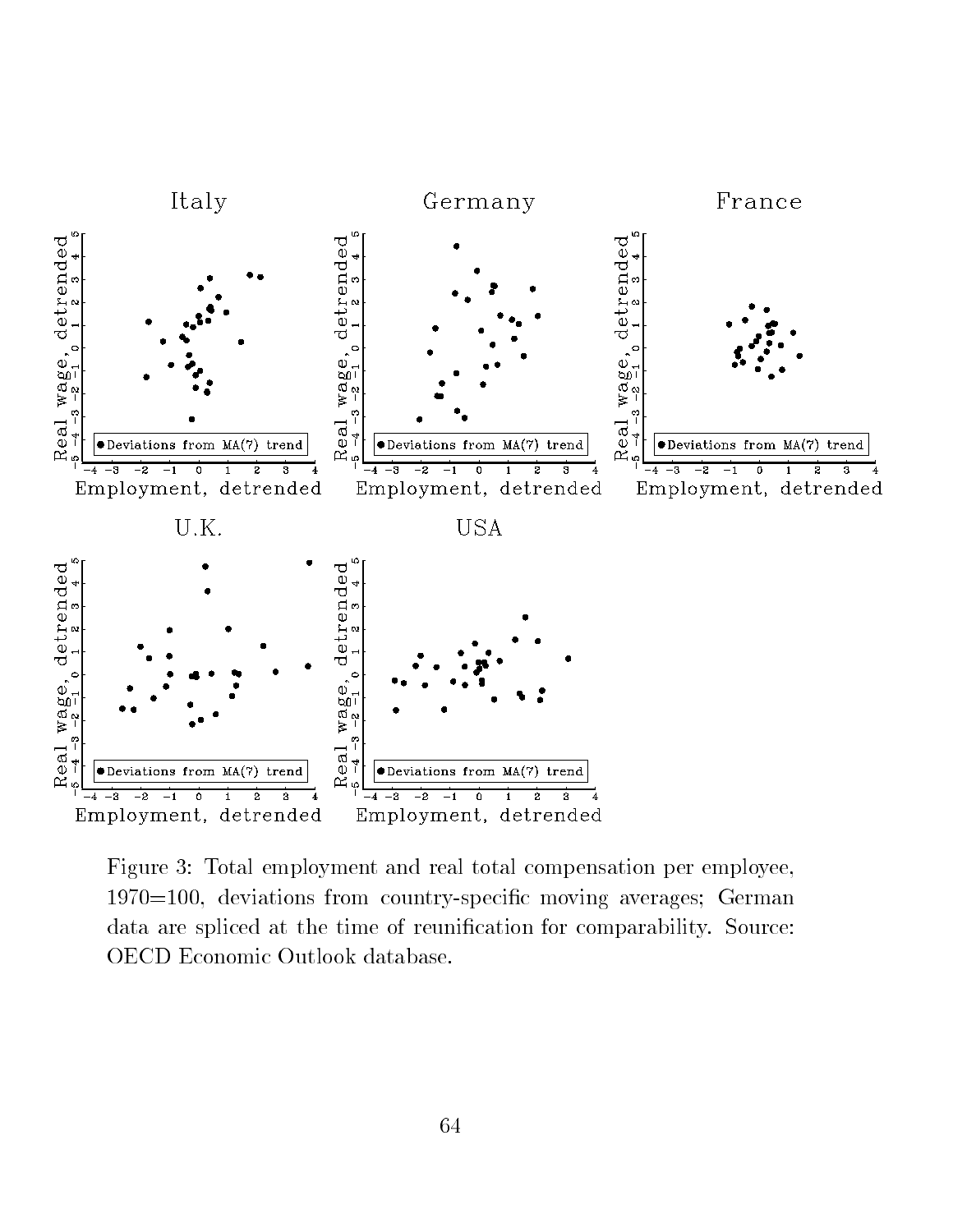Figure 3: Total employment and real total compensation per employee, 1970=100, deviations from country-specific moving averages; German data are spliced at the time of reunification for comparability. Source: OECD Economic Outlook database.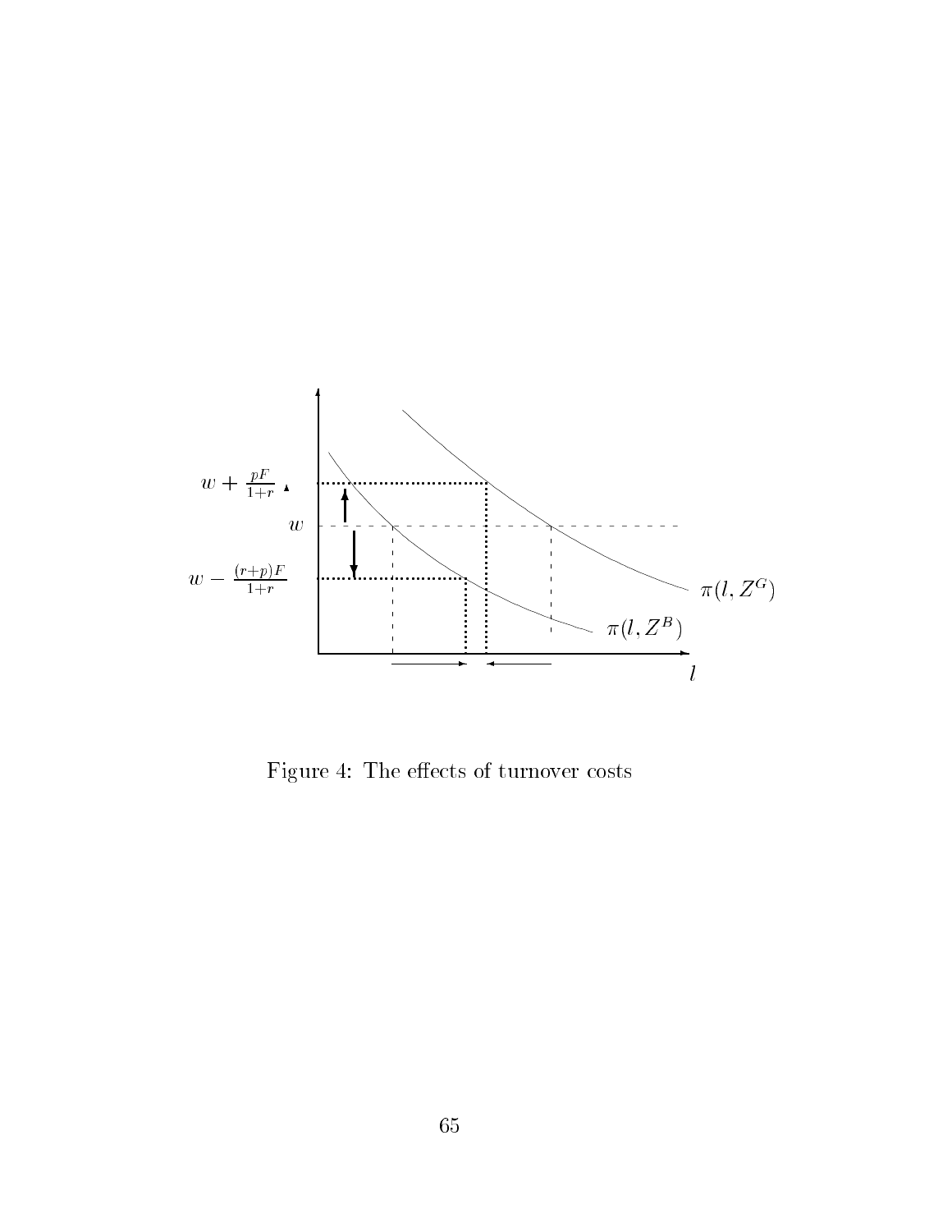Figure 4: The effects of turnover costs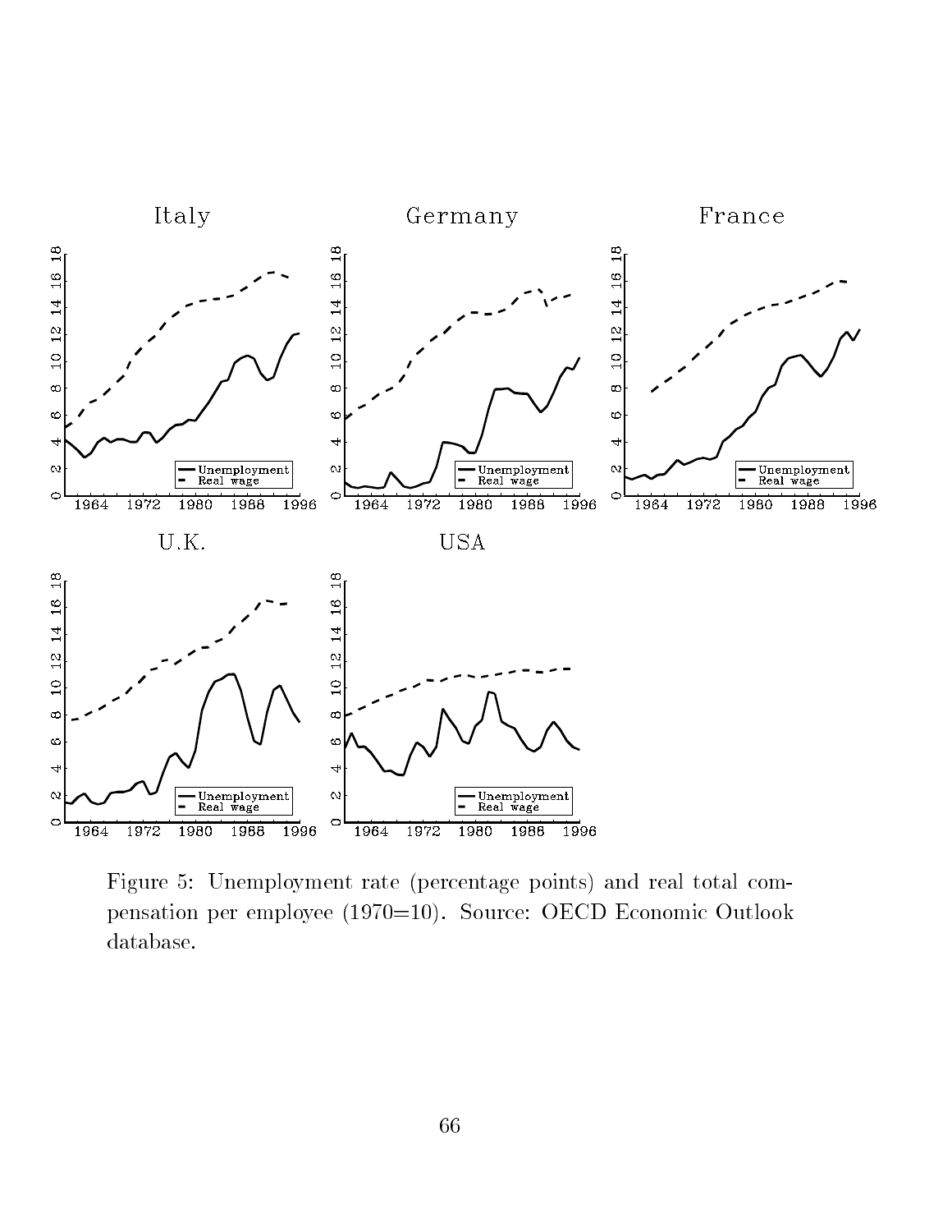Figure 5: Unemployment rate (percentage points) and real total compensation per employee (1970=10). Source: OECD Economic Outlook database.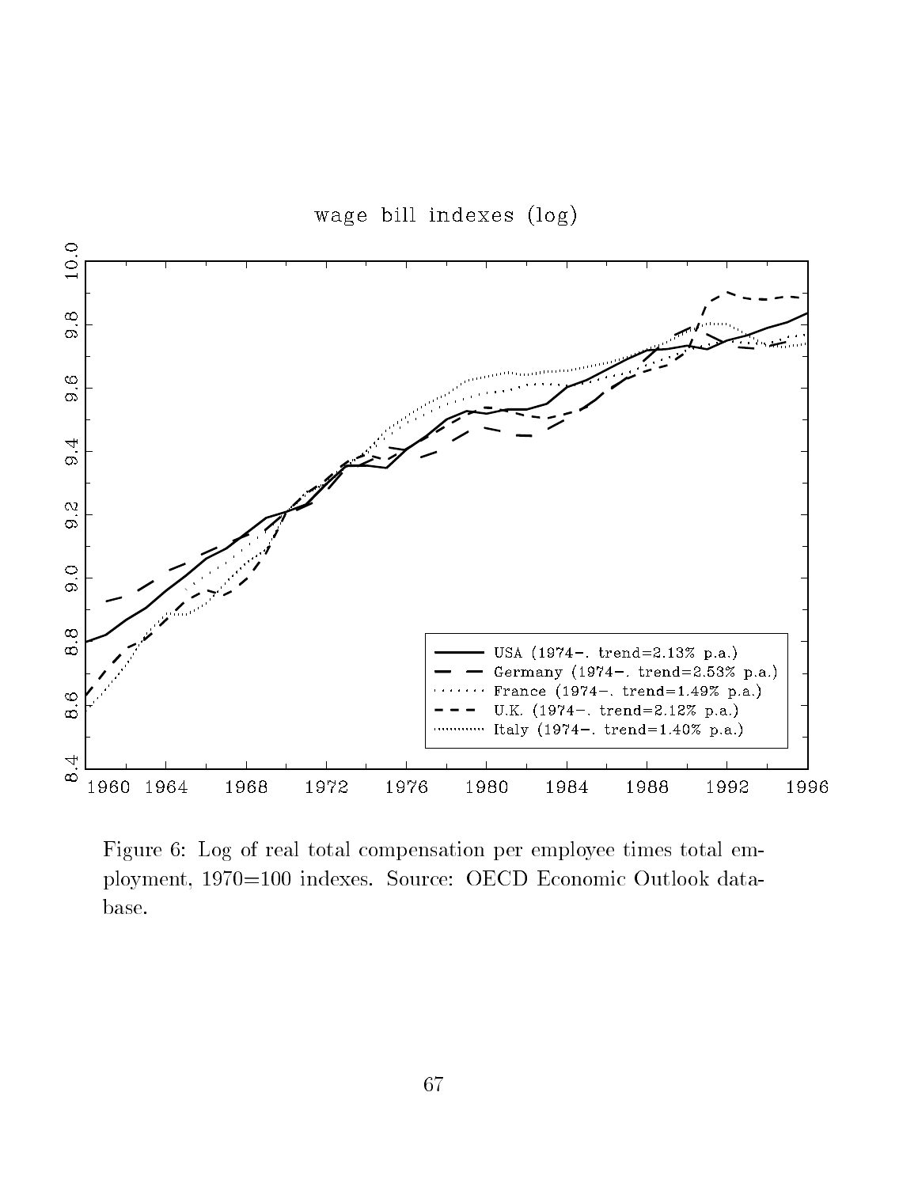wage bill indexes (log)

USA (1974–. trend=2.13% p.a.)
Germany (1974–. trend=2.53% p.a.)
France (1974–. trend=1.49% p.a.)
U.K. (1974–. trend=2.12% p.a.)
Italy (1974–. trend=1.40% p.a.)

Figure 6: Log of real total compensation per employee times total employment, 1970=100 indexes. Source: OECD Economic Outlook database.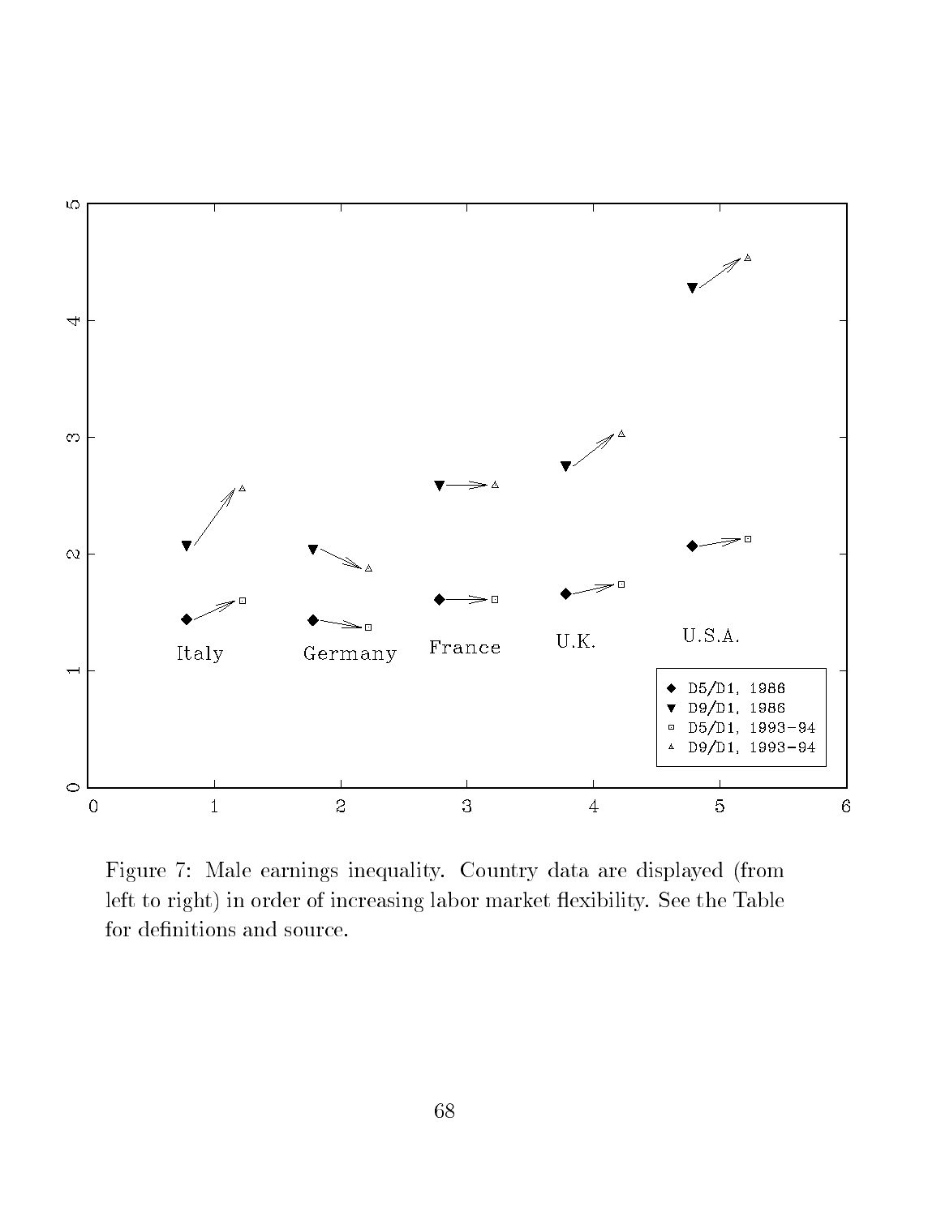Figure 7: Male earnings inequality. Country data are displayed (from left to right) in order of increasing labor market flexibility. See the Table for definitions and source.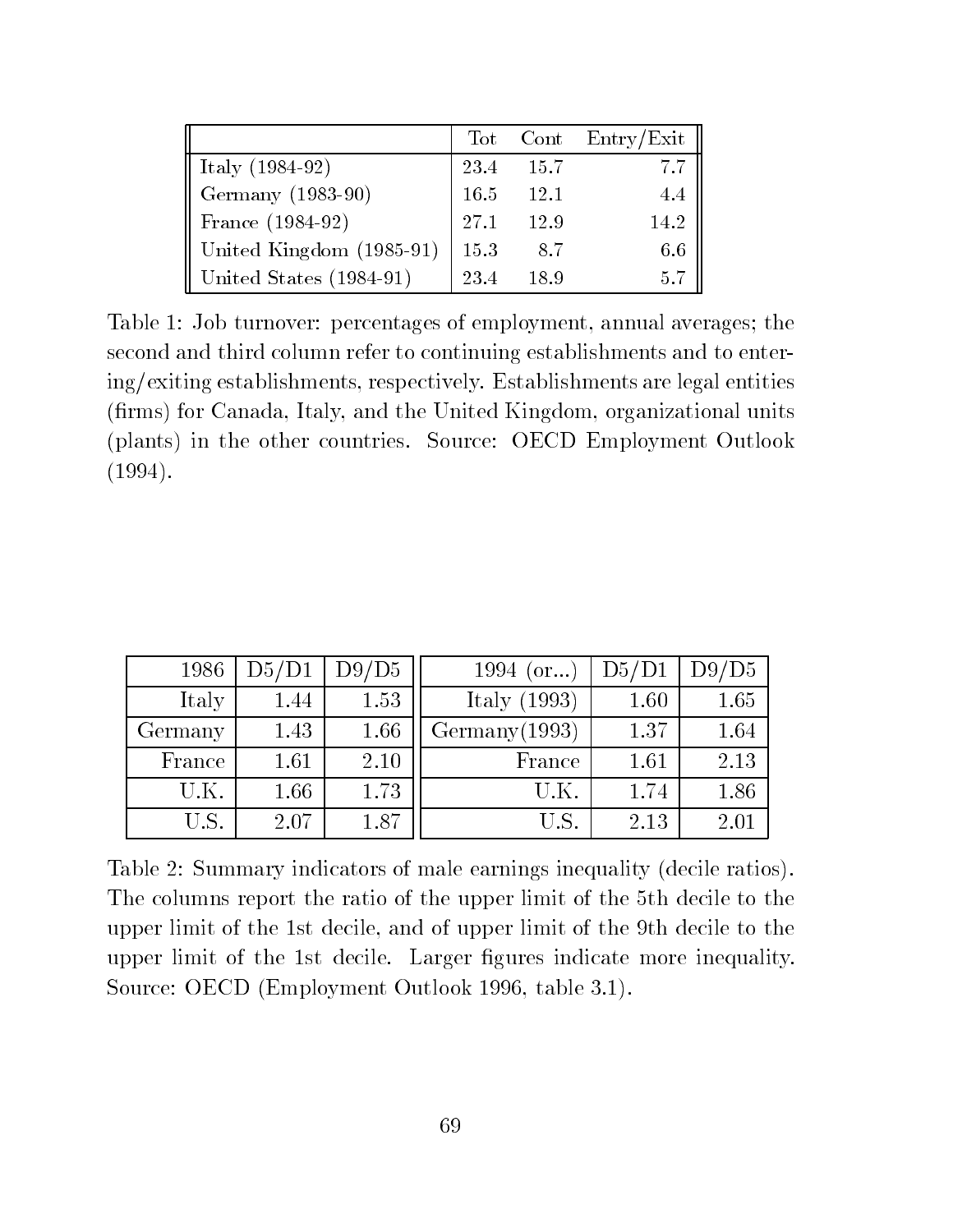| | Tot | Cont | Entry/Exit |
|---|---|---|---|
| Italy (1984-92) | 23.4 | 15.7 | 7.7 |
| Germany (1983-90) | 16.5 | 12.1 | 4.4 |
| France (1984-92) | 27.1 | 12.9 | 14.2 |
| United Kingdom (1985-91) | 15.3 | 8.7 | 6.6 |
| United States (1984-91) | 23.4 | 18.9 | 5.7 |

Table 1: Job turnover: percentages of employment, annual averages; the second and third column refer to continuing establishments and to entering/exiting establishments, respectively. Establishments are legal entities (firms) for Canada, Italy, and the United Kingdom, organizational units (plants) in the other countries. Source: OECD Employment Outlook (1994).

| 1986 | D5/D1 | D9/D5 | 1994 (or...) | D5/D1 | D9/D5 |
|---|---|---|---|---|---|
| Italy | 1.44 | 1.53 | Italy (1993) | 1.60 | 1.65 |
| Germany | 1.43 | 1.66 | Germany(1993) | 1.37 | 1.64 |
| France | 1.61 | 2.10 | France | 1.61 | 2.13 |
| U.K. | 1.66 | 1.73 | U.K. | 1.74 | 1.86 |
| U.S. | 2.07 | 1.87 | U.S. | 2.13 | 2.01 |

Table 2: Summary indicators of male earnings inequality (decile ratios). The columns report the ratio of the upper limit of the 5th decile to the upper limit of the 1st decile, and of upper limit of the 9th decile to the upper limit of the 1st decile. Larger figures indicate more inequality. Source: OECD (Employment Outlook 1996, table 3.1).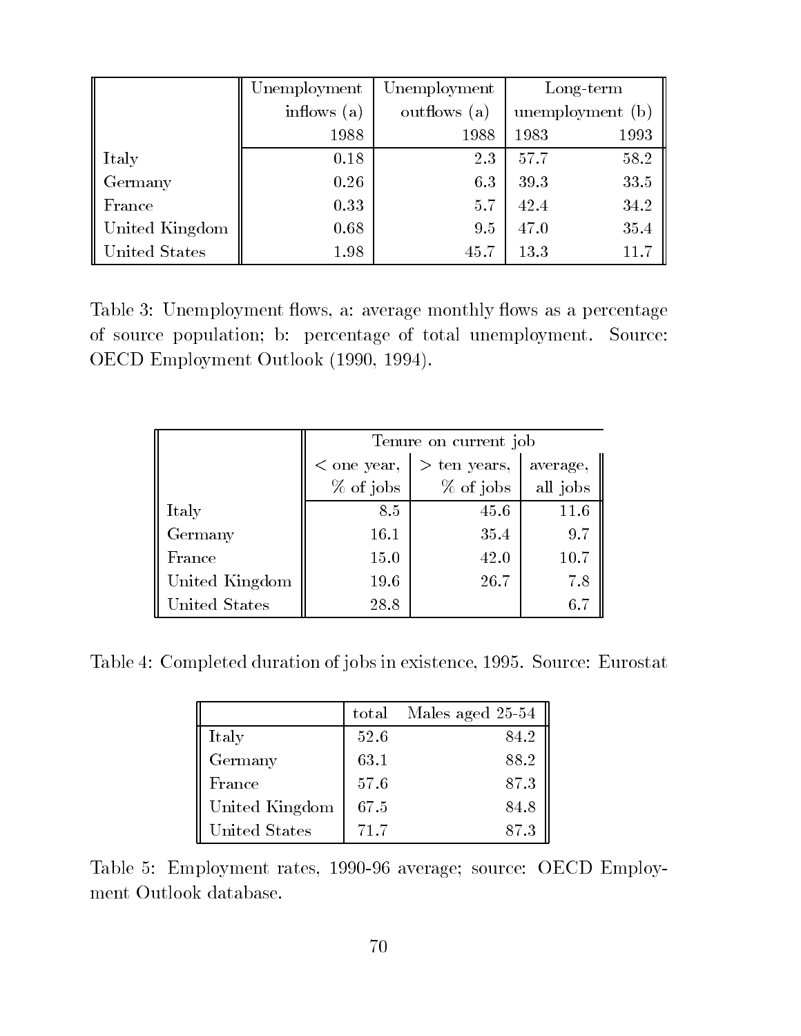| | Unemployment inflows (a) | Unemployment outflows (a) | Long-term unemployment (b) | |
|---|---|---|---|---|
| | 1988 | 1988 | 1983 | 1993 |
| Italy | 0.18 | 2.3 | 57.7 | 58.2 |
| Germany | 0.26 | 6.3 | 39.3 | 33.5 |
| France | 0.33 | 5.7 | 42.4 | 34.2 |
| United Kingdom | 0.68 | 9.5 | 47.0 | 35.4 |
| United States | 1.98 | 45.7 | 13.3 | 11.7 |

Table 3: Unemployment flows, a: average monthly flows as a percentage of source population; b: percentage of total unemployment. Source: OECD Employment Outlook (1990, 1994).

| | Tenure on current job | | |
|---|---|---|---|
| | < one year, % of jobs | > ten years, % of jobs | average, all jobs |
| Italy | 8.5 | 45.6 | 11.6 |
| Germany | 16.1 | 35.4 | 9.7 |
| France | 15.0 | 42.0 | 10.7 |
| United Kingdom | 19.6 | 26.7 | 7.8 |
| United States | 28.8 | | 6.7 |

Table 4: Completed duration of jobs in existence, 1995. Source: Eurostat

| | total | Males aged 25-54 |
|---|---|---|
| Italy | 52.6 | 84.2 |
| Germany | 63.1 | 88.2 |
| France | 57.6 | 87.3 |
| United Kingdom | 67.5 | 84.8 |
| United States | 71.7 | 87.3 |

Table 5: Employment rates, 1990-96 average; source: OECD Employment Outlook database.